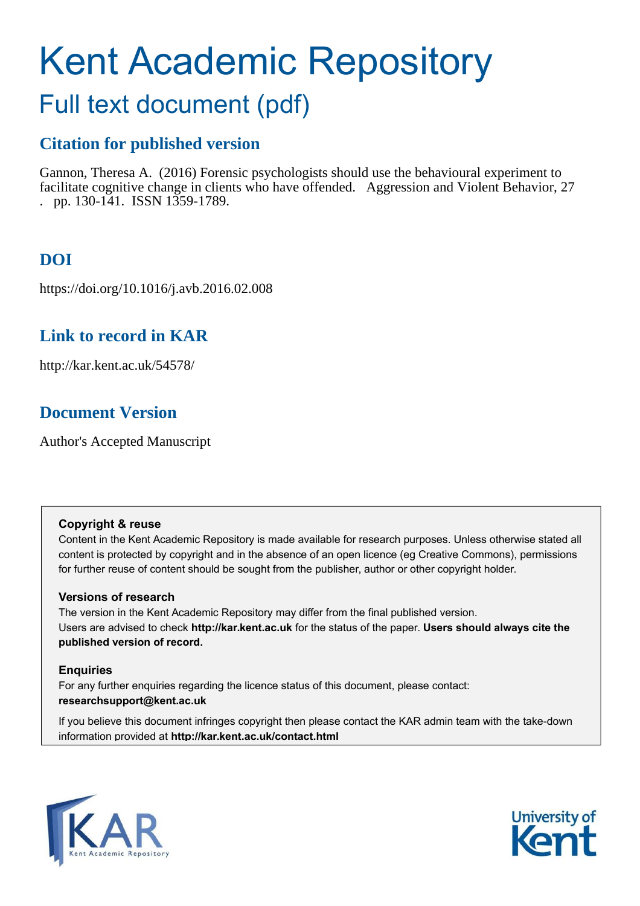# Kent Academic Repository

## Full text document (pdf)

### Citation for published version

Gannon, Theresa A. (2016) Forensic psychologists should use the behavioural experiment to facilitate cognitive change in clients who have offended. Aggression and Violent Behavior, 27 . pp. 130-141. ISSN 1359-1789.

### DOI

https://doi.org/10.1016/j.avb.2016.02.008

### Link to record in KAR

http://kar.kent.ac.uk/54578/

### Document Version

Author's Accepted Manuscript

**Copyright & reuse**

Content in the Kent Academic Repository is made available for research purposes. Unless otherwise stated all content is protected by copyright and in the absence of an open licence (eg Creative Commons), permissions for further reuse of content should be sought from the publisher, author or other copyright holder.

**Versions of research**

The version in the Kent Academic Repository may differ from the final published version. Users are advised to check **http://kar.kent.ac.uk** for the status of the paper. **Users should always cite the published version of record.**

**Enquiries**

For any further enquiries regarding the licence status of this document, please contact: **researchsupport@kent.ac.uk**

If you believe this document infringes copyright then please contact the KAR admin team with the take-down information provided at **http://kar.kent.ac.uk/contact.html**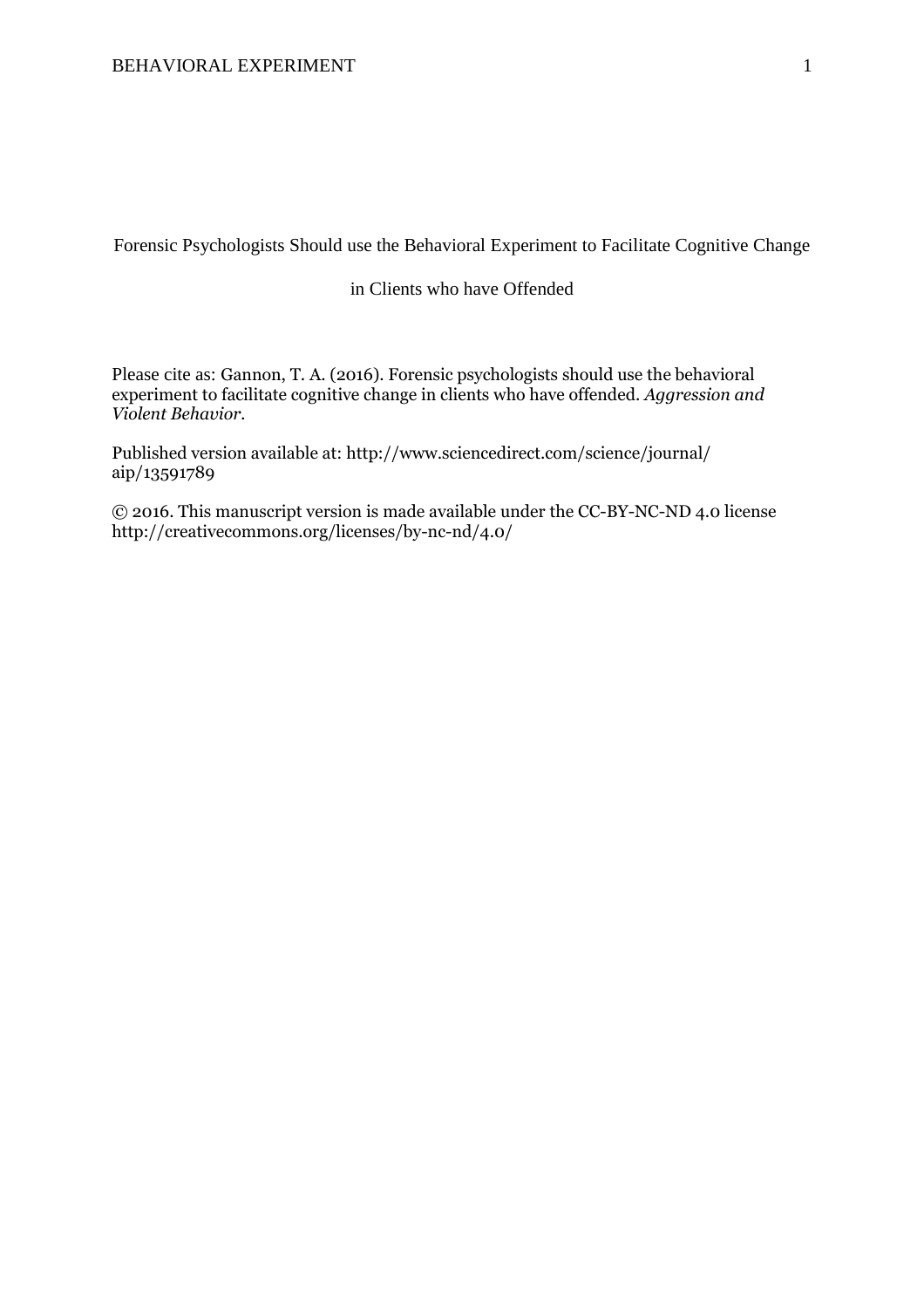Forensic Psychologists Should use the Behavioral Experiment to Facilitate Cognitive Change in Clients who have Offended

Please cite as: Gannon, T. A. (2016). Forensic psychologists should use the behavioral experiment to facilitate cognitive change in clients who have offended. *Aggression and Violent Behavior*.

Published version available at: http://www.sciencedirect.com/science/journal/aip/13591789

© 2016. This manuscript version is made available under the CC-BY-NC-ND 4.0 license http://creativecommons.org/licenses/by-nc-nd/4.0/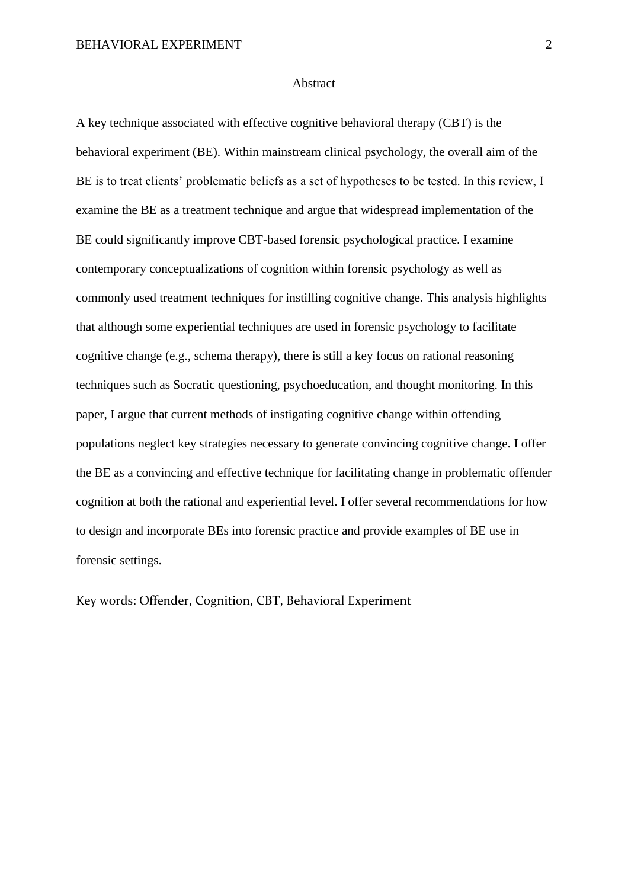## Abstract

A key technique associated with effective cognitive behavioral therapy (CBT) is the behavioral experiment (BE). Within mainstream clinical psychology, the overall aim of the BE is to treat clients' problematic beliefs as a set of hypotheses to be tested. In this review, I examine the BE as a treatment technique and argue that widespread implementation of the BE could significantly improve CBT-based forensic psychological practice. I examine contemporary conceptualizations of cognition within forensic psychology as well as commonly used treatment techniques for instilling cognitive change. This analysis highlights that although some experiential techniques are used in forensic psychology to facilitate cognitive change (e.g., schema therapy), there is still a key focus on rational reasoning techniques such as Socratic questioning, psychoeducation, and thought monitoring. In this paper, I argue that current methods of instigating cognitive change within offending populations neglect key strategies necessary to generate convincing cognitive change. I offer the BE as a convincing and effective technique for facilitating change in problematic offender cognition at both the rational and experiential level. I offer several recommendations for how to design and incorporate BEs into forensic practice and provide examples of BE use in forensic settings.

Key words: Offender, Cognition, CBT, Behavioral Experiment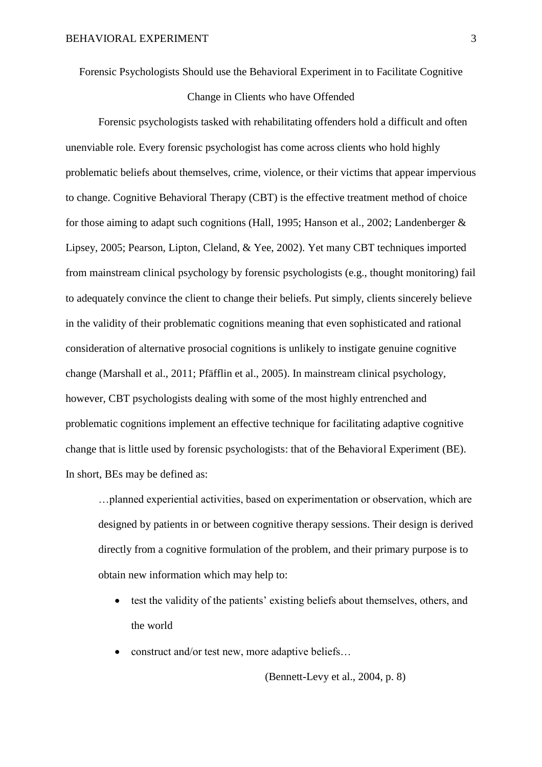# Forensic Psychologists Should use the Behavioral Experiment in to Facilitate Cognitive Change in Clients who have Offended

Forensic psychologists tasked with rehabilitating offenders hold a difficult and often unenviable role. Every forensic psychologist has come across clients who hold highly problematic beliefs about themselves, crime, violence, or their victims that appear impervious to change. Cognitive Behavioral Therapy (CBT) is the effective treatment method of choice for those aiming to adapt such cognitions (Hall, 1995; Hanson et al., 2002; Landenberger & Lipsey, 2005; Pearson, Lipton, Cleland, & Yee, 2002). Yet many CBT techniques imported from mainstream clinical psychology by forensic psychologists (e.g., thought monitoring) fail to adequately convince the client to change their beliefs. Put simply, clients sincerely believe in the validity of their problematic cognitions meaning that even sophisticated and rational consideration of alternative prosocial cognitions is unlikely to instigate genuine cognitive change (Marshall et al., 2011; Pfäfflin et al., 2005). In mainstream clinical psychology, however, CBT psychologists dealing with some of the most highly entrenched and problematic cognitions implement an effective technique for facilitating adaptive cognitive change that is little used by forensic psychologists: that of the Behavioral Experiment (BE). In short, BEs may be defined as:

> …planned experiential activities, based on experimentation or observation, which are designed by patients in or between cognitive therapy sessions. Their design is derived directly from a cognitive formulation of the problem, and their primary purpose is to obtain new information which may help to:
>
> - test the validity of the patients' existing beliefs about themselves, others, and the world
> - construct and/or test new, more adaptive beliefs…
>
> (Bennett-Levy et al., 2004, p. 8)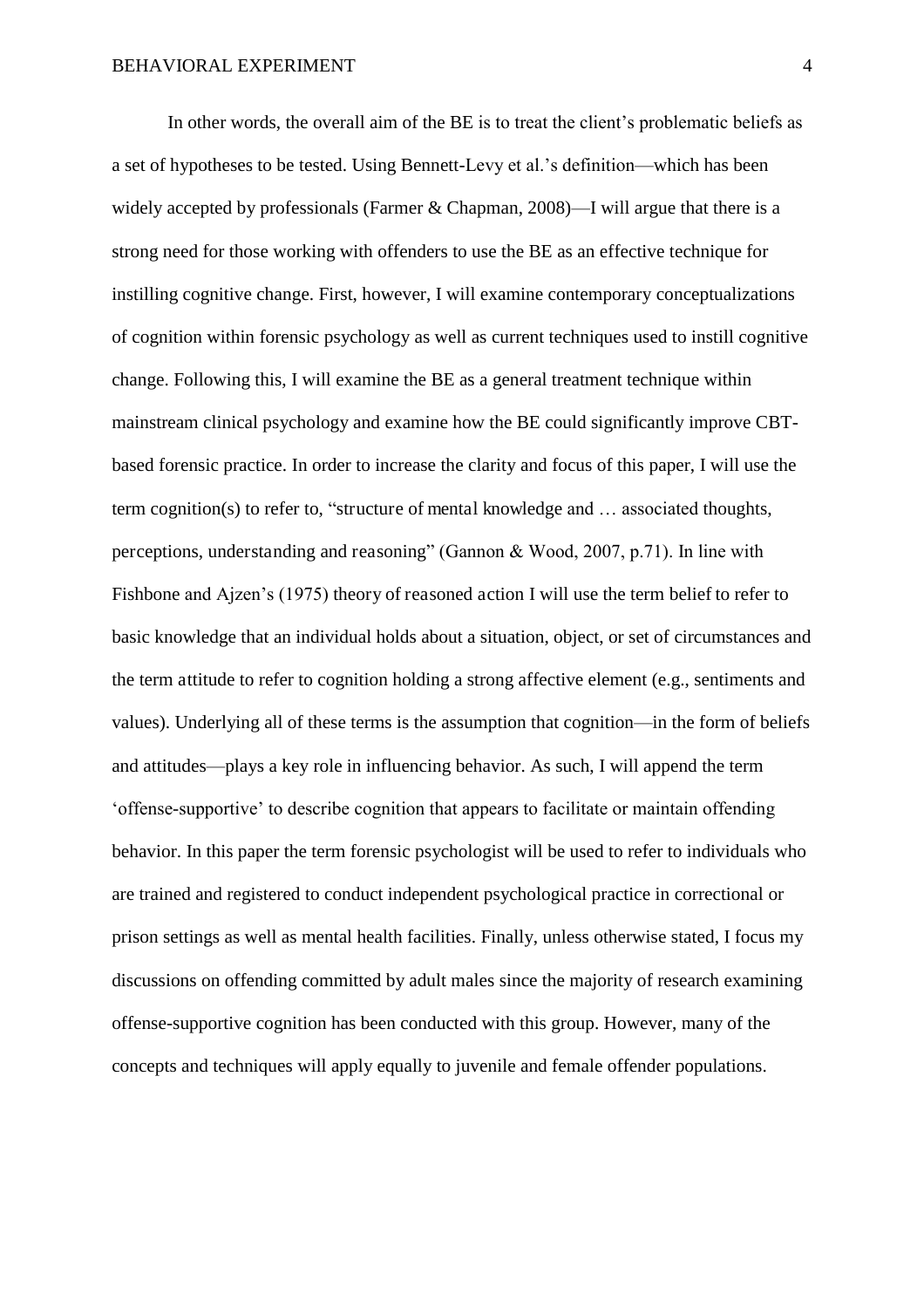In other words, the overall aim of the BE is to treat the client's problematic beliefs as a set of hypotheses to be tested. Using Bennett-Levy et al.'s definition—which has been widely accepted by professionals (Farmer & Chapman, 2008)—I will argue that there is a strong need for those working with offenders to use the BE as an effective technique for instilling cognitive change. First, however, I will examine contemporary conceptualizations of cognition within forensic psychology as well as current techniques used to instill cognitive change. Following this, I will examine the BE as a general treatment technique within mainstream clinical psychology and examine how the BE could significantly improve CBT-based forensic practice. In order to increase the clarity and focus of this paper, I will use the term cognition(s) to refer to, "structure of mental knowledge and … associated thoughts, perceptions, understanding and reasoning" (Gannon & Wood, 2007, p.71). In line with Fishbone and Ajzen's (1975) theory of reasoned action I will use the term belief to refer to basic knowledge that an individual holds about a situation, object, or set of circumstances and the term attitude to refer to cognition holding a strong affective element (e.g., sentiments and values). Underlying all of these terms is the assumption that cognition—in the form of beliefs and attitudes—plays a key role in influencing behavior. As such, I will append the term 'offense-supportive' to describe cognition that appears to facilitate or maintain offending behavior. In this paper the term forensic psychologist will be used to refer to individuals who are trained and registered to conduct independent psychological practice in correctional or prison settings as well as mental health facilities. Finally, unless otherwise stated, I focus my discussions on offending committed by adult males since the majority of research examining offense-supportive cognition has been conducted with this group. However, many of the concepts and techniques will apply equally to juvenile and female offender populations.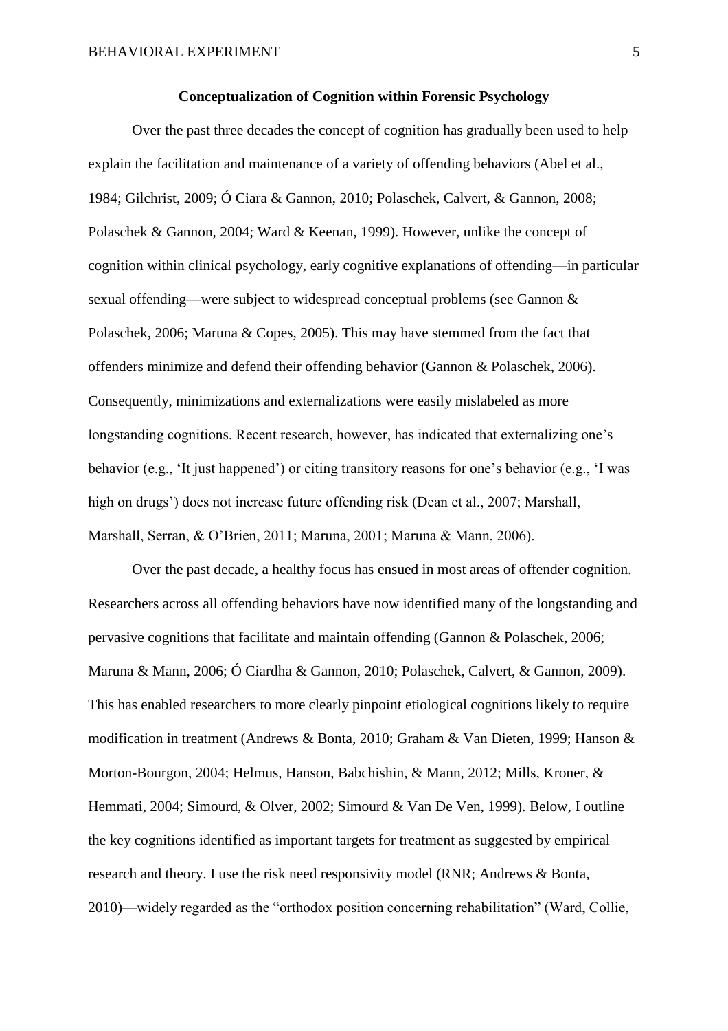## Conceptualization of Cognition within Forensic Psychology

Over the past three decades the concept of cognition has gradually been used to help explain the facilitation and maintenance of a variety of offending behaviors (Abel et al., 1984; Gilchrist, 2009; Ó Ciara & Gannon, 2010; Polaschek, Calvert, & Gannon, 2008; Polaschek & Gannon, 2004; Ward & Keenan, 1999). However, unlike the concept of cognition within clinical psychology, early cognitive explanations of offending—in particular sexual offending—were subject to widespread conceptual problems (see Gannon & Polaschek, 2006; Maruna & Copes, 2005). This may have stemmed from the fact that offenders minimize and defend their offending behavior (Gannon & Polaschek, 2006). Consequently, minimizations and externalizations were easily mislabeled as more longstanding cognitions. Recent research, however, has indicated that externalizing one's behavior (e.g., 'It just happened') or citing transitory reasons for one's behavior (e.g., 'I was high on drugs') does not increase future offending risk (Dean et al., 2007; Marshall, Marshall, Serran, & O'Brien, 2011; Maruna, 2001; Maruna & Mann, 2006).

Over the past decade, a healthy focus has ensued in most areas of offender cognition. Researchers across all offending behaviors have now identified many of the longstanding and pervasive cognitions that facilitate and maintain offending (Gannon & Polaschek, 2006; Maruna & Mann, 2006; Ó Ciardha & Gannon, 2010; Polaschek, Calvert, & Gannon, 2009). This has enabled researchers to more clearly pinpoint etiological cognitions likely to require modification in treatment (Andrews & Bonta, 2010; Graham & Van Dieten, 1999; Hanson & Morton-Bourgon, 2004; Helmus, Hanson, Babchishin, & Mann, 2012; Mills, Kroner, & Hemmati, 2004; Simourd, & Olver, 2002; Simourd & Van De Ven, 1999). Below, I outline the key cognitions identified as important targets for treatment as suggested by empirical research and theory. I use the risk need responsivity model (RNR; Andrews & Bonta, 2010)—widely regarded as the "orthodox position concerning rehabilitation" (Ward, Collie,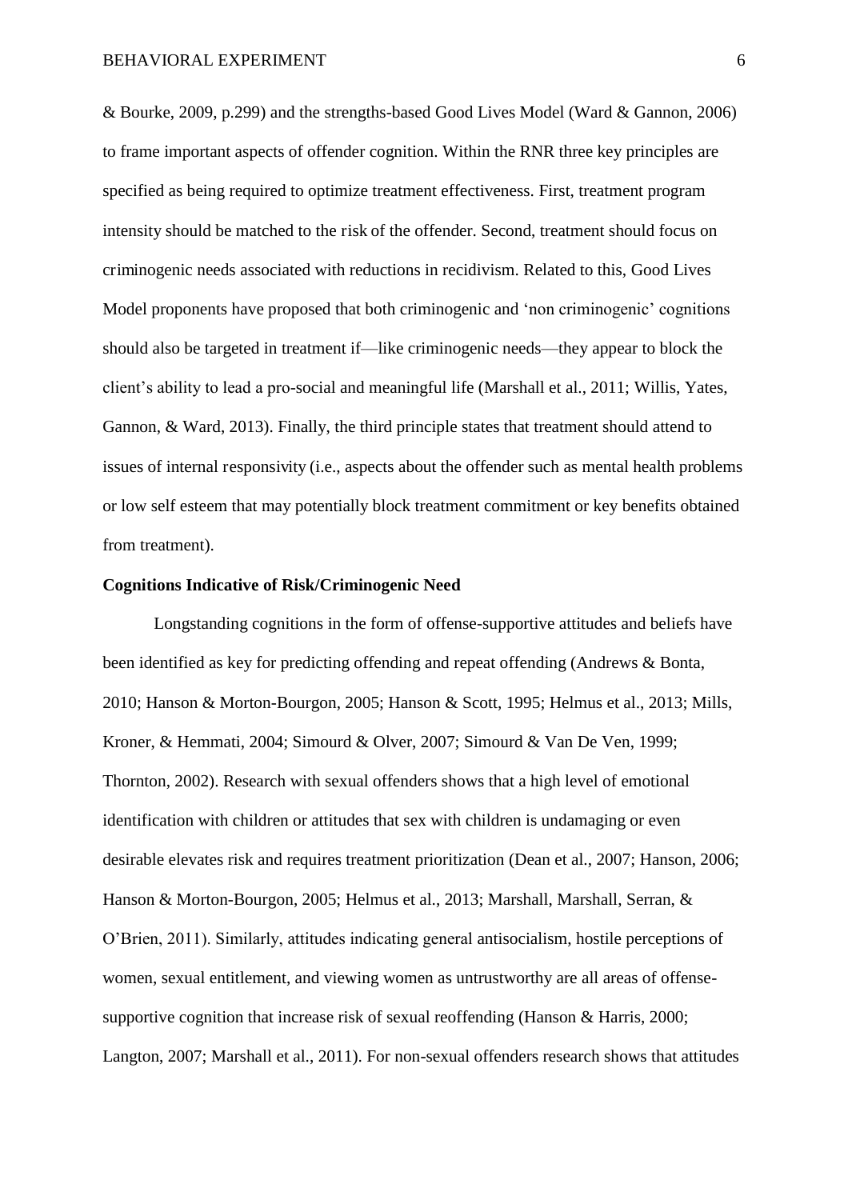& Bourke, 2009, p.299) and the strengths-based Good Lives Model (Ward & Gannon, 2006) to frame important aspects of offender cognition. Within the RNR three key principles are specified as being required to optimize treatment effectiveness. First, treatment program intensity should be matched to the risk of the offender. Second, treatment should focus on criminogenic needs associated with reductions in recidivism. Related to this, Good Lives Model proponents have proposed that both criminogenic and 'non criminogenic' cognitions should also be targeted in treatment if—like criminogenic needs—they appear to block the client's ability to lead a pro-social and meaningful life (Marshall et al., 2011; Willis, Yates, Gannon, & Ward, 2013). Finally, the third principle states that treatment should attend to issues of internal responsivity (i.e., aspects about the offender such as mental health problems or low self esteem that may potentially block treatment commitment or key benefits obtained from treatment).

**Cognitions Indicative of Risk/Criminogenic Need**

Longstanding cognitions in the form of offense-supportive attitudes and beliefs have been identified as key for predicting offending and repeat offending (Andrews & Bonta, 2010; Hanson & Morton-Bourgon, 2005; Hanson & Scott, 1995; Helmus et al., 2013; Mills, Kroner, & Hemmati, 2004; Simourd & Olver, 2007; Simourd & Van De Ven, 1999; Thornton, 2002). Research with sexual offenders shows that a high level of emotional identification with children or attitudes that sex with children is undamaging or even desirable elevates risk and requires treatment prioritization (Dean et al., 2007; Hanson, 2006; Hanson & Morton-Bourgon, 2005; Helmus et al., 2013; Marshall, Marshall, Serran, & O'Brien, 2011). Similarly, attitudes indicating general antisocialism, hostile perceptions of women, sexual entitlement, and viewing women as untrustworthy are all areas of offense-supportive cognition that increase risk of sexual reoffending (Hanson & Harris, 2000; Langton, 2007; Marshall et al., 2011). For non-sexual offenders research shows that attitudes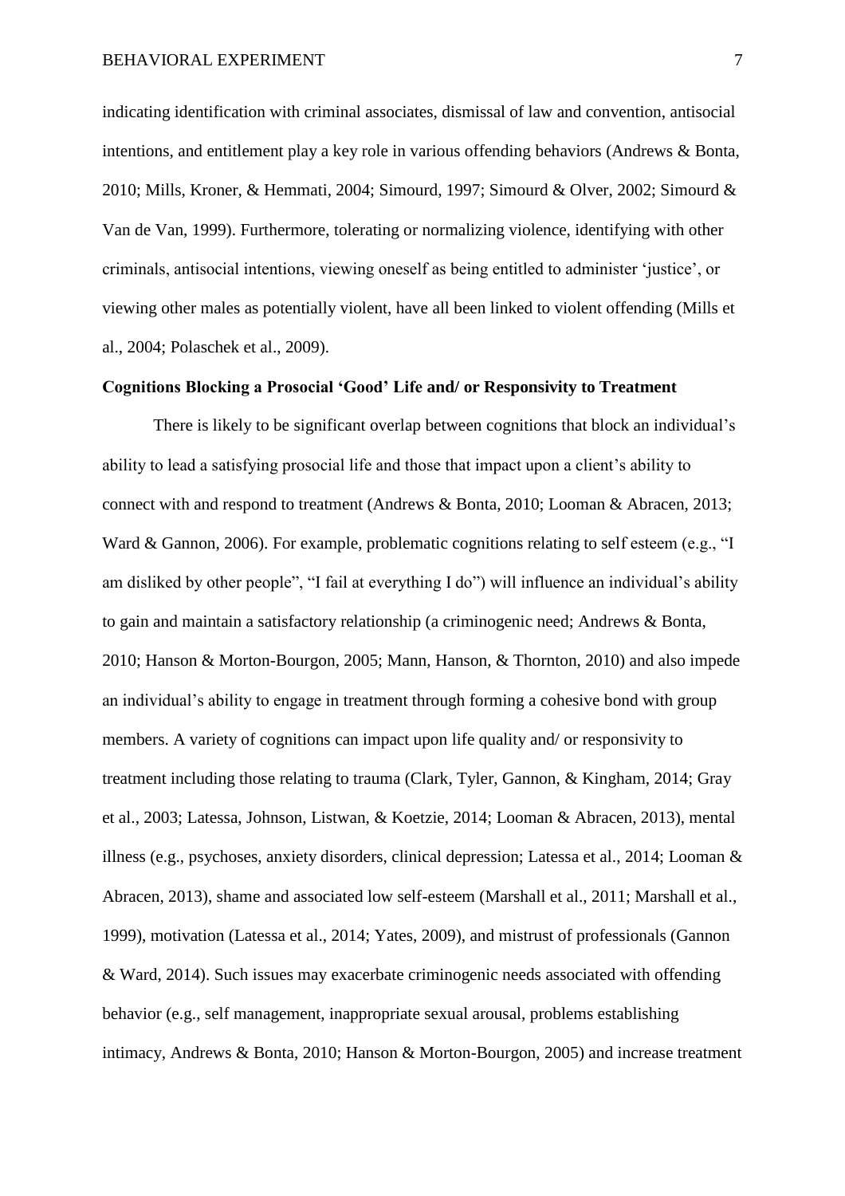indicating identification with criminal associates, dismissal of law and convention, antisocial intentions, and entitlement play a key role in various offending behaviors (Andrews & Bonta, 2010; Mills, Kroner, & Hemmati, 2004; Simourd, 1997; Simourd & Olver, 2002; Simourd & Van de Van, 1999). Furthermore, tolerating or normalizing violence, identifying with other criminals, antisocial intentions, viewing oneself as being entitled to administer 'justice', or viewing other males as potentially violent, have all been linked to violent offending (Mills et al., 2004; Polaschek et al., 2009).

**Cognitions Blocking a Prosocial 'Good' Life and/ or Responsivity to Treatment**

There is likely to be significant overlap between cognitions that block an individual's ability to lead a satisfying prosocial life and those that impact upon a client's ability to connect with and respond to treatment (Andrews & Bonta, 2010; Looman & Abracen, 2013; Ward & Gannon, 2006). For example, problematic cognitions relating to self esteem (e.g., "I am disliked by other people", "I fail at everything I do") will influence an individual's ability to gain and maintain a satisfactory relationship (a criminogenic need; Andrews & Bonta, 2010; Hanson & Morton-Bourgon, 2005; Mann, Hanson, & Thornton, 2010) and also impede an individual's ability to engage in treatment through forming a cohesive bond with group members. A variety of cognitions can impact upon life quality and/ or responsivity to treatment including those relating to trauma (Clark, Tyler, Gannon, & Kingham, 2014; Gray et al., 2003; Latessa, Johnson, Listwan, & Koetzie, 2014; Looman & Abracen, 2013), mental illness (e.g., psychoses, anxiety disorders, clinical depression; Latessa et al., 2014; Looman & Abracen, 2013), shame and associated low self-esteem (Marshall et al., 2011; Marshall et al., 1999), motivation (Latessa et al., 2014; Yates, 2009), and mistrust of professionals (Gannon & Ward, 2014). Such issues may exacerbate criminogenic needs associated with offending behavior (e.g., self management, inappropriate sexual arousal, problems establishing intimacy, Andrews & Bonta, 2010; Hanson & Morton-Bourgon, 2005) and increase treatment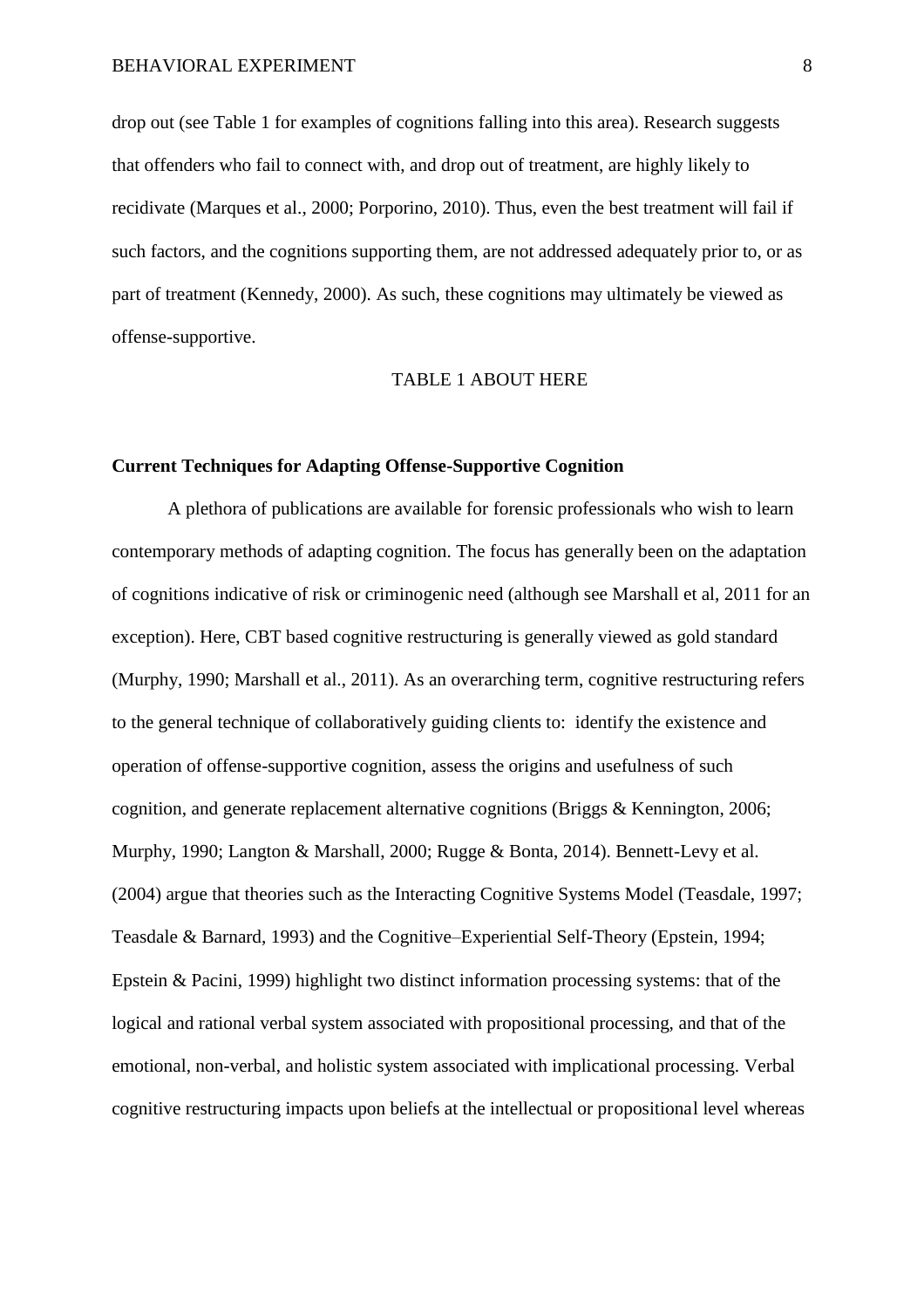drop out (see Table 1 for examples of cognitions falling into this area). Research suggests that offenders who fail to connect with, and drop out of treatment, are highly likely to recidivate (Marques et al., 2000; Porporino, 2010). Thus, even the best treatment will fail if such factors, and the cognitions supporting them, are not addressed adequately prior to, or as part of treatment (Kennedy, 2000). As such, these cognitions may ultimately be viewed as offense-supportive.

TABLE 1 ABOUT HERE

**Current Techniques for Adapting Offense-Supportive Cognition**

A plethora of publications are available for forensic professionals who wish to learn contemporary methods of adapting cognition. The focus has generally been on the adaptation of cognitions indicative of risk or criminogenic need (although see Marshall et al, 2011 for an exception). Here, CBT based cognitive restructuring is generally viewed as gold standard (Murphy, 1990; Marshall et al., 2011). As an overarching term, cognitive restructuring refers to the general technique of collaboratively guiding clients to: identify the existence and operation of offense-supportive cognition, assess the origins and usefulness of such cognition, and generate replacement alternative cognitions (Briggs & Kennington, 2006; Murphy, 1990; Langton & Marshall, 2000; Rugge & Bonta, 2014). Bennett-Levy et al. (2004) argue that theories such as the Interacting Cognitive Systems Model (Teasdale, 1997; Teasdale & Barnard, 1993) and the Cognitive–Experiential Self-Theory (Epstein, 1994; Epstein & Pacini, 1999) highlight two distinct information processing systems: that of the logical and rational verbal system associated with propositional processing, and that of the emotional, non-verbal, and holistic system associated with implicational processing. Verbal cognitive restructuring impacts upon beliefs at the intellectual or propositional level whereas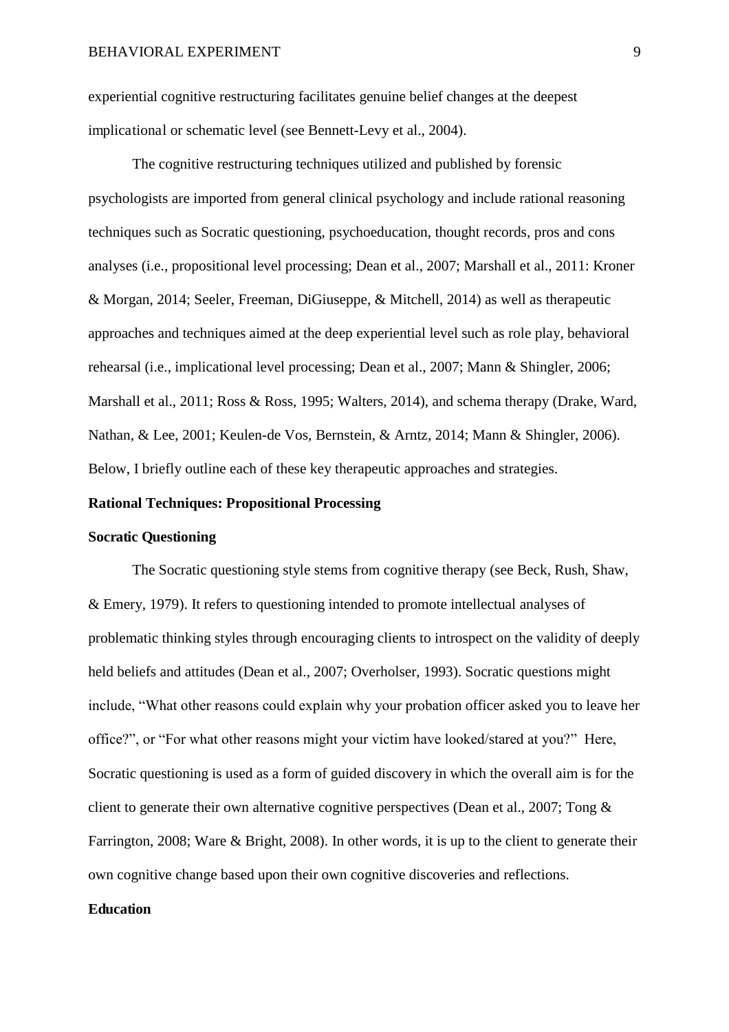experiential cognitive restructuring facilitates genuine belief changes at the deepest implicational or schematic level (see Bennett-Levy et al., 2004).

The cognitive restructuring techniques utilized and published by forensic psychologists are imported from general clinical psychology and include rational reasoning techniques such as Socratic questioning, psychoeducation, thought records, pros and cons analyses (i.e., propositional level processing; Dean et al., 2007; Marshall et al., 2011: Kroner & Morgan, 2014; Seeler, Freeman, DiGiuseppe, & Mitchell, 2014) as well as therapeutic approaches and techniques aimed at the deep experiential level such as role play, behavioral rehearsal (i.e., implicational level processing; Dean et al., 2007; Mann & Shingler, 2006; Marshall et al., 2011; Ross & Ross, 1995; Walters, 2014), and schema therapy (Drake, Ward, Nathan, & Lee, 2001; Keulen-de Vos, Bernstein, & Arntz, 2014; Mann & Shingler, 2006). Below, I briefly outline each of these key therapeutic approaches and strategies.

**Rational Techniques: Propositional Processing**

**Socratic Questioning**

The Socratic questioning style stems from cognitive therapy (see Beck, Rush, Shaw, & Emery, 1979). It refers to questioning intended to promote intellectual analyses of problematic thinking styles through encouraging clients to introspect on the validity of deeply held beliefs and attitudes (Dean et al., 2007; Overholser, 1993). Socratic questions might include, "What other reasons could explain why your probation officer asked you to leave her office?", or "For what other reasons might your victim have looked/stared at you?" Here, Socratic questioning is used as a form of guided discovery in which the overall aim is for the client to generate their own alternative cognitive perspectives (Dean et al., 2007; Tong & Farrington, 2008; Ware & Bright, 2008). In other words, it is up to the client to generate their own cognitive change based upon their own cognitive discoveries and reflections.

**Education**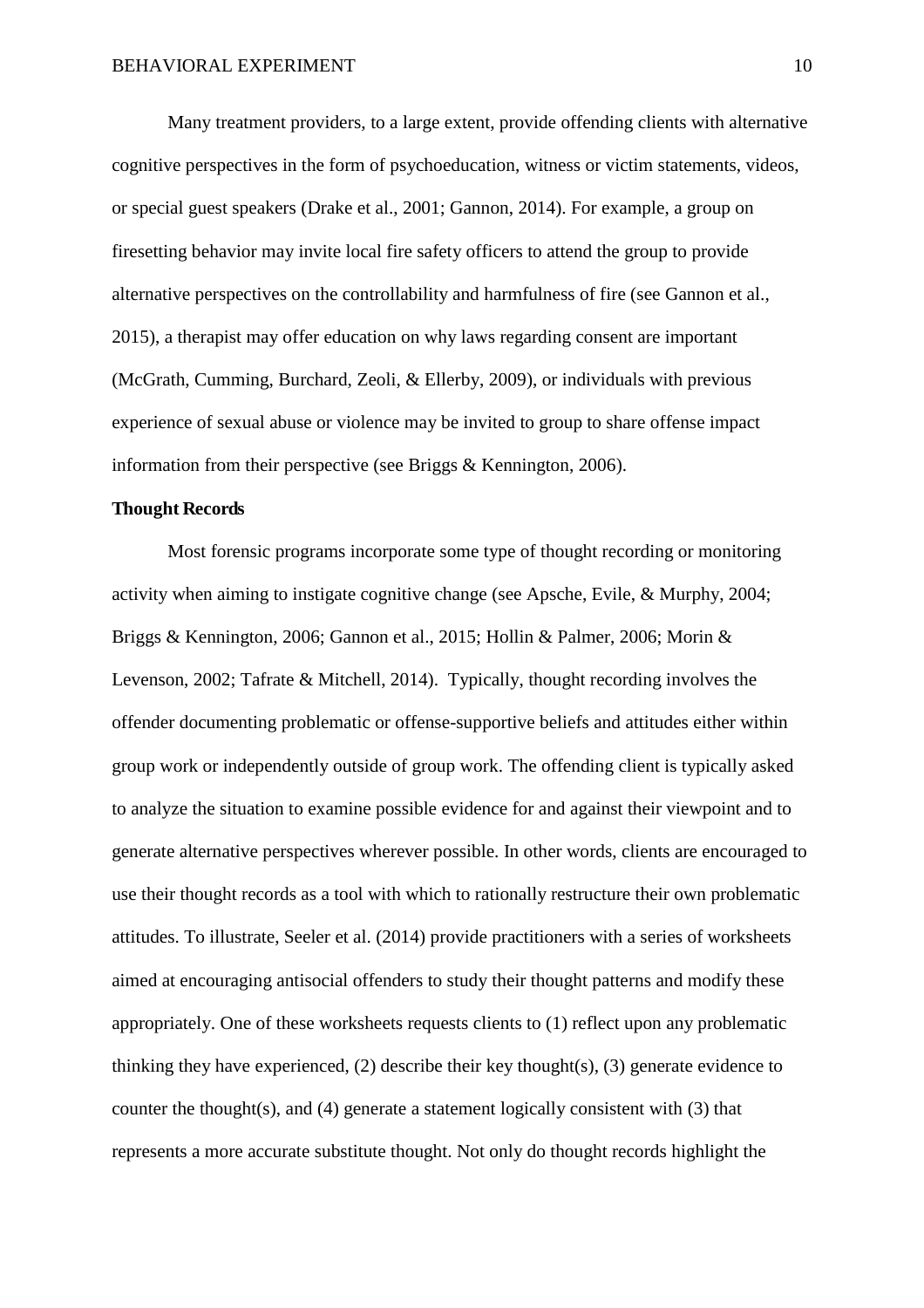Many treatment providers, to a large extent, provide offending clients with alternative cognitive perspectives in the form of psychoeducation, witness or victim statements, videos, or special guest speakers (Drake et al., 2001; Gannon, 2014). For example, a group on firesetting behavior may invite local fire safety officers to attend the group to provide alternative perspectives on the controllability and harmfulness of fire (see Gannon et al., 2015), a therapist may offer education on why laws regarding consent are important (McGrath, Cumming, Burchard, Zeoli, & Ellerby, 2009), or individuals with previous experience of sexual abuse or violence may be invited to group to share offense impact information from their perspective (see Briggs & Kennington, 2006).

**Thought Records**

Most forensic programs incorporate some type of thought recording or monitoring activity when aiming to instigate cognitive change (see Apsche, Evile, & Murphy, 2004; Briggs & Kennington, 2006; Gannon et al., 2015; Hollin & Palmer, 2006; Morin & Levenson, 2002; Tafrate & Mitchell, 2014). Typically, thought recording involves the offender documenting problematic or offense-supportive beliefs and attitudes either within group work or independently outside of group work. The offending client is typically asked to analyze the situation to examine possible evidence for and against their viewpoint and to generate alternative perspectives wherever possible. In other words, clients are encouraged to use their thought records as a tool with which to rationally restructure their own problematic attitudes. To illustrate, Seeler et al. (2014) provide practitioners with a series of worksheets aimed at encouraging antisocial offenders to study their thought patterns and modify these appropriately. One of these worksheets requests clients to (1) reflect upon any problematic thinking they have experienced, (2) describe their key thought(s), (3) generate evidence to counter the thought(s), and (4) generate a statement logically consistent with (3) that represents a more accurate substitute thought. Not only do thought records highlight the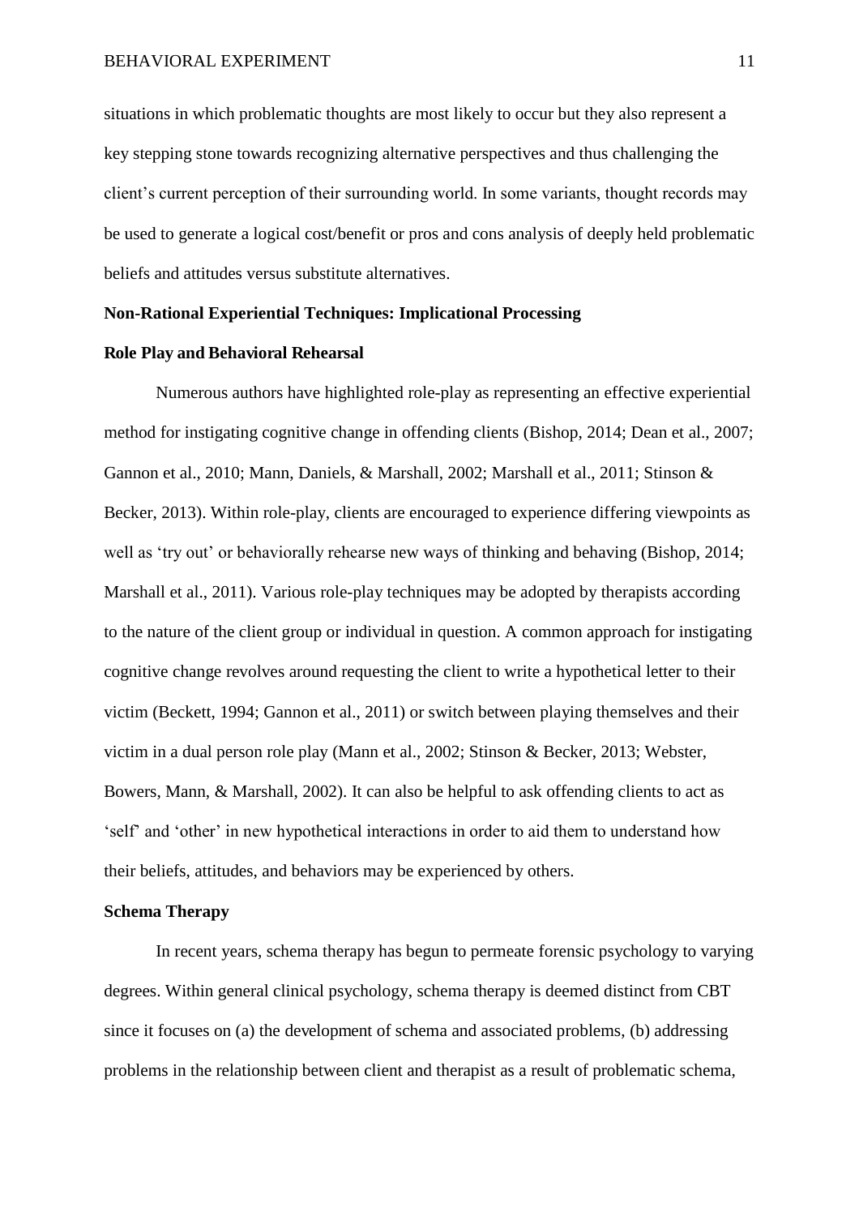situations in which problematic thoughts are most likely to occur but they also represent a key stepping stone towards recognizing alternative perspectives and thus challenging the client's current perception of their surrounding world. In some variants, thought records may be used to generate a logical cost/benefit or pros and cons analysis of deeply held problematic beliefs and attitudes versus substitute alternatives.

## Non-Rational Experiential Techniques: Implicational Processing

### Role Play and Behavioral Rehearsal

Numerous authors have highlighted role-play as representing an effective experiential method for instigating cognitive change in offending clients (Bishop, 2014; Dean et al., 2007; Gannon et al., 2010; Mann, Daniels, & Marshall, 2002; Marshall et al., 2011; Stinson & Becker, 2013). Within role-play, clients are encouraged to experience differing viewpoints as well as 'try out' or behaviorally rehearse new ways of thinking and behaving (Bishop, 2014; Marshall et al., 2011). Various role-play techniques may be adopted by therapists according to the nature of the client group or individual in question. A common approach for instigating cognitive change revolves around requesting the client to write a hypothetical letter to their victim (Beckett, 1994; Gannon et al., 2011) or switch between playing themselves and their victim in a dual person role play (Mann et al., 2002; Stinson & Becker, 2013; Webster, Bowers, Mann, & Marshall, 2002). It can also be helpful to ask offending clients to act as 'self' and 'other' in new hypothetical interactions in order to aid them to understand how their beliefs, attitudes, and behaviors may be experienced by others.

### Schema Therapy

In recent years, schema therapy has begun to permeate forensic psychology to varying degrees. Within general clinical psychology, schema therapy is deemed distinct from CBT since it focuses on (a) the development of schema and associated problems, (b) addressing problems in the relationship between client and therapist as a result of problematic schema,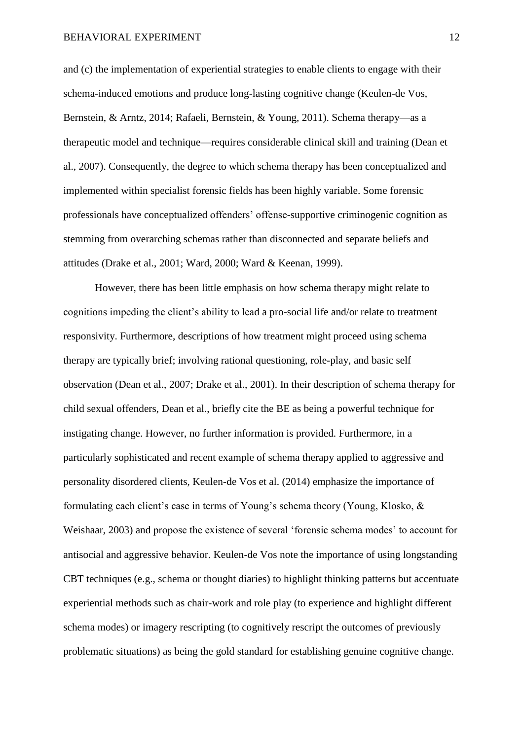and (c) the implementation of experiential strategies to enable clients to engage with their schema-induced emotions and produce long-lasting cognitive change (Keulen-de Vos, Bernstein, & Arntz, 2014; Rafaeli, Bernstein, & Young, 2011). Schema therapy—as a therapeutic model and technique—requires considerable clinical skill and training (Dean et al., 2007). Consequently, the degree to which schema therapy has been conceptualized and implemented within specialist forensic fields has been highly variable. Some forensic professionals have conceptualized offenders' offense-supportive criminogenic cognition as stemming from overarching schemas rather than disconnected and separate beliefs and attitudes (Drake et al., 2001; Ward, 2000; Ward & Keenan, 1999).

However, there has been little emphasis on how schema therapy might relate to cognitions impeding the client's ability to lead a pro-social life and/or relate to treatment responsivity. Furthermore, descriptions of how treatment might proceed using schema therapy are typically brief; involving rational questioning, role-play, and basic self observation (Dean et al., 2007; Drake et al., 2001). In their description of schema therapy for child sexual offenders, Dean et al., briefly cite the BE as being a powerful technique for instigating change. However, no further information is provided. Furthermore, in a particularly sophisticated and recent example of schema therapy applied to aggressive and personality disordered clients, Keulen-de Vos et al. (2014) emphasize the importance of formulating each client's case in terms of Young's schema theory (Young, Klosko, & Weishaar, 2003) and propose the existence of several 'forensic schema modes' to account for antisocial and aggressive behavior. Keulen-de Vos note the importance of using longstanding CBT techniques (e.g., schema or thought diaries) to highlight thinking patterns but accentuate experiential methods such as chair-work and role play (to experience and highlight different schema modes) or imagery rescripting (to cognitively rescript the outcomes of previously problematic situations) as being the gold standard for establishing genuine cognitive change.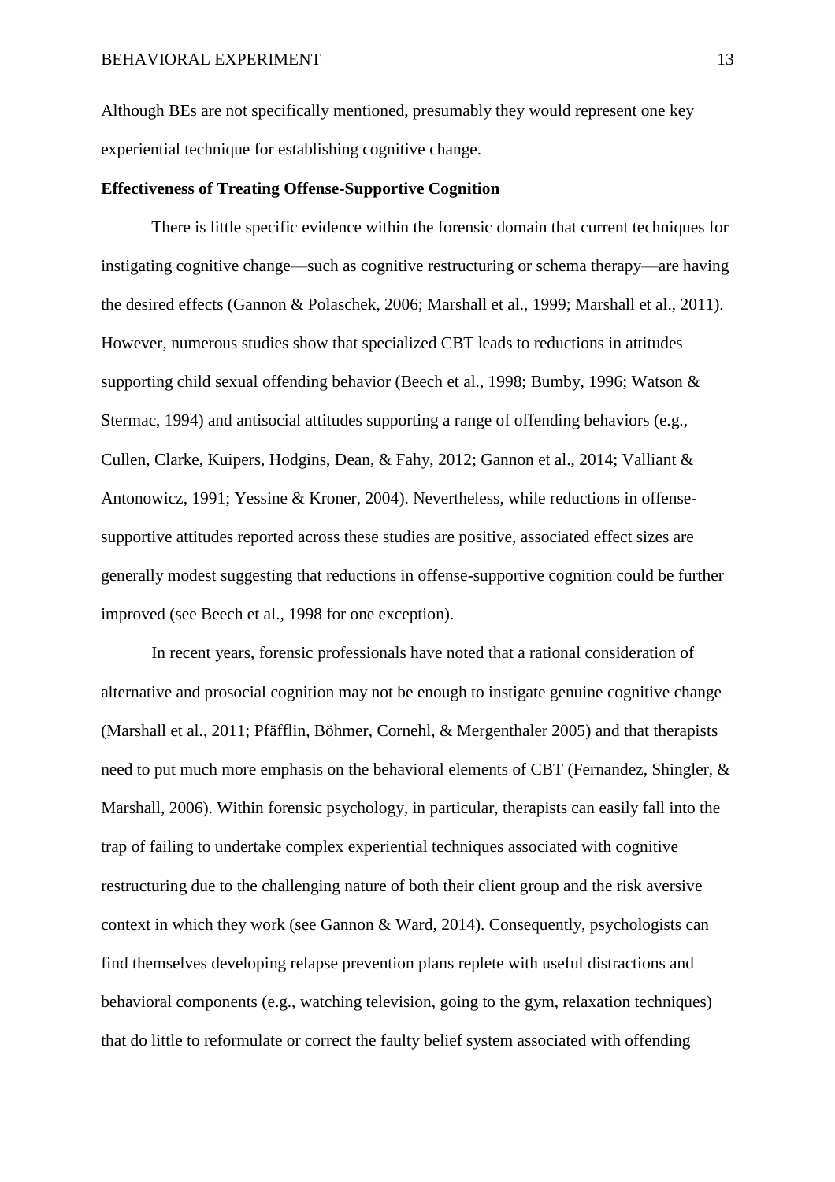Although BEs are not specifically mentioned, presumably they would represent one key experiential technique for establishing cognitive change.

**Effectiveness of Treating Offense-Supportive Cognition**

There is little specific evidence within the forensic domain that current techniques for instigating cognitive change—such as cognitive restructuring or schema therapy—are having the desired effects (Gannon & Polaschek, 2006; Marshall et al., 1999; Marshall et al., 2011). However, numerous studies show that specialized CBT leads to reductions in attitudes supporting child sexual offending behavior (Beech et al., 1998; Bumby, 1996; Watson & Stermac, 1994) and antisocial attitudes supporting a range of offending behaviors (e.g., Cullen, Clarke, Kuipers, Hodgins, Dean, & Fahy, 2012; Gannon et al., 2014; Valliant & Antonowicz, 1991; Yessine & Kroner, 2004). Nevertheless, while reductions in offense-supportive attitudes reported across these studies are positive, associated effect sizes are generally modest suggesting that reductions in offense-supportive cognition could be further improved (see Beech et al., 1998 for one exception).

In recent years, forensic professionals have noted that a rational consideration of alternative and prosocial cognition may not be enough to instigate genuine cognitive change (Marshall et al., 2011; Pfäfflin, Böhmer, Cornehl, & Mergenthaler 2005) and that therapists need to put much more emphasis on the behavioral elements of CBT (Fernandez, Shingler, & Marshall, 2006). Within forensic psychology, in particular, therapists can easily fall into the trap of failing to undertake complex experiential techniques associated with cognitive restructuring due to the challenging nature of both their client group and the risk aversive context in which they work (see Gannon & Ward, 2014). Consequently, psychologists can find themselves developing relapse prevention plans replete with useful distractions and behavioral components (e.g., watching television, going to the gym, relaxation techniques) that do little to reformulate or correct the faulty belief system associated with offending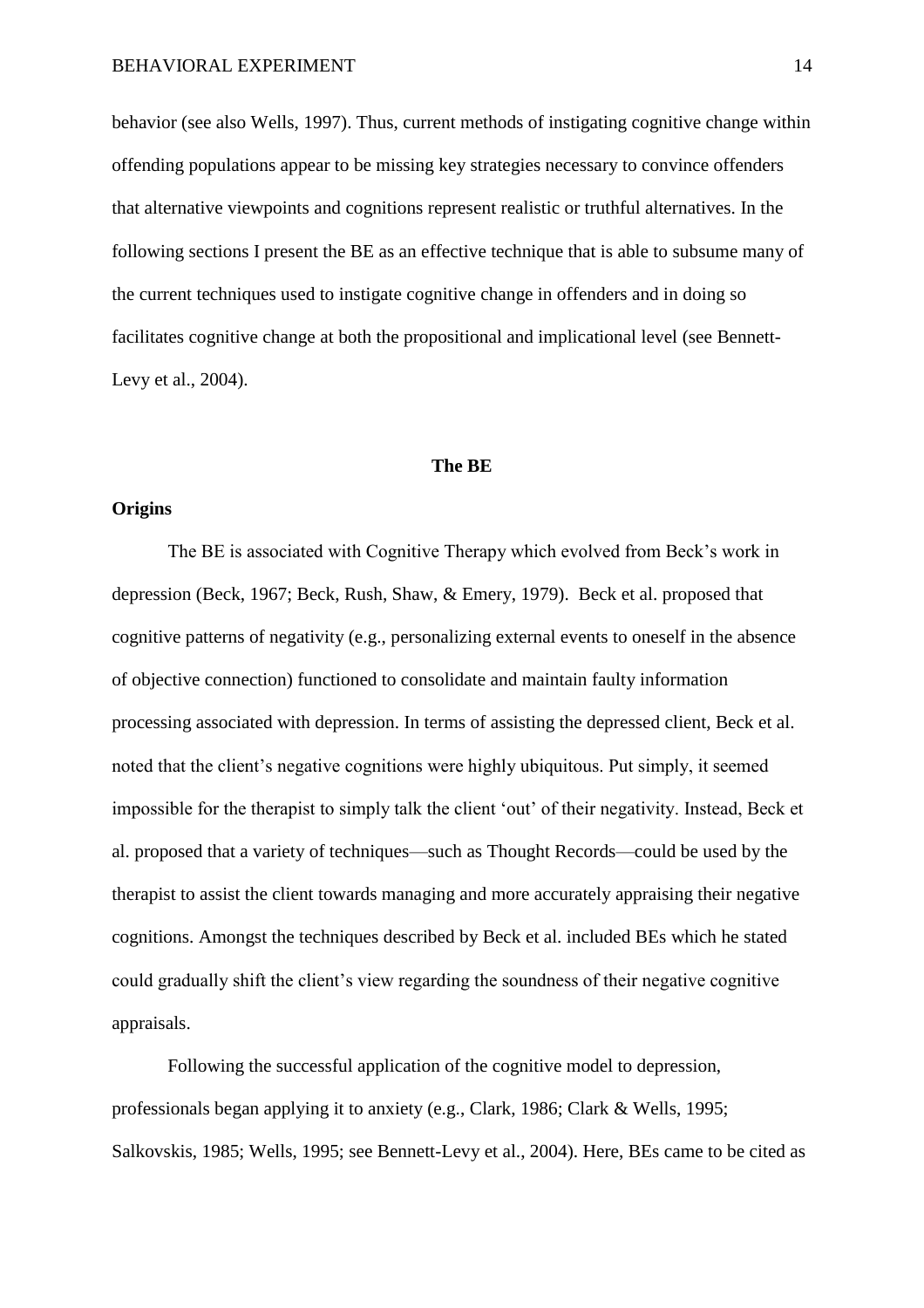behavior (see also Wells, 1997). Thus, current methods of instigating cognitive change within offending populations appear to be missing key strategies necessary to convince offenders that alternative viewpoints and cognitions represent realistic or truthful alternatives. In the following sections I present the BE as an effective technique that is able to subsume many of the current techniques used to instigate cognitive change in offenders and in doing so facilitates cognitive change at both the propositional and implicational level (see Bennett-Levy et al., 2004).

## The BE

### Origins

The BE is associated with Cognitive Therapy which evolved from Beck's work in depression (Beck, 1967; Beck, Rush, Shaw, & Emery, 1979). Beck et al. proposed that cognitive patterns of negativity (e.g., personalizing external events to oneself in the absence of objective connection) functioned to consolidate and maintain faulty information processing associated with depression. In terms of assisting the depressed client, Beck et al. noted that the client's negative cognitions were highly ubiquitous. Put simply, it seemed impossible for the therapist to simply talk the client 'out' of their negativity. Instead, Beck et al. proposed that a variety of techniques—such as Thought Records—could be used by the therapist to assist the client towards managing and more accurately appraising their negative cognitions. Amongst the techniques described by Beck et al. included BEs which he stated could gradually shift the client's view regarding the soundness of their negative cognitive appraisals.

Following the successful application of the cognitive model to depression, professionals began applying it to anxiety (e.g., Clark, 1986; Clark & Wells, 1995; Salkovskis, 1985; Wells, 1995; see Bennett-Levy et al., 2004). Here, BEs came to be cited as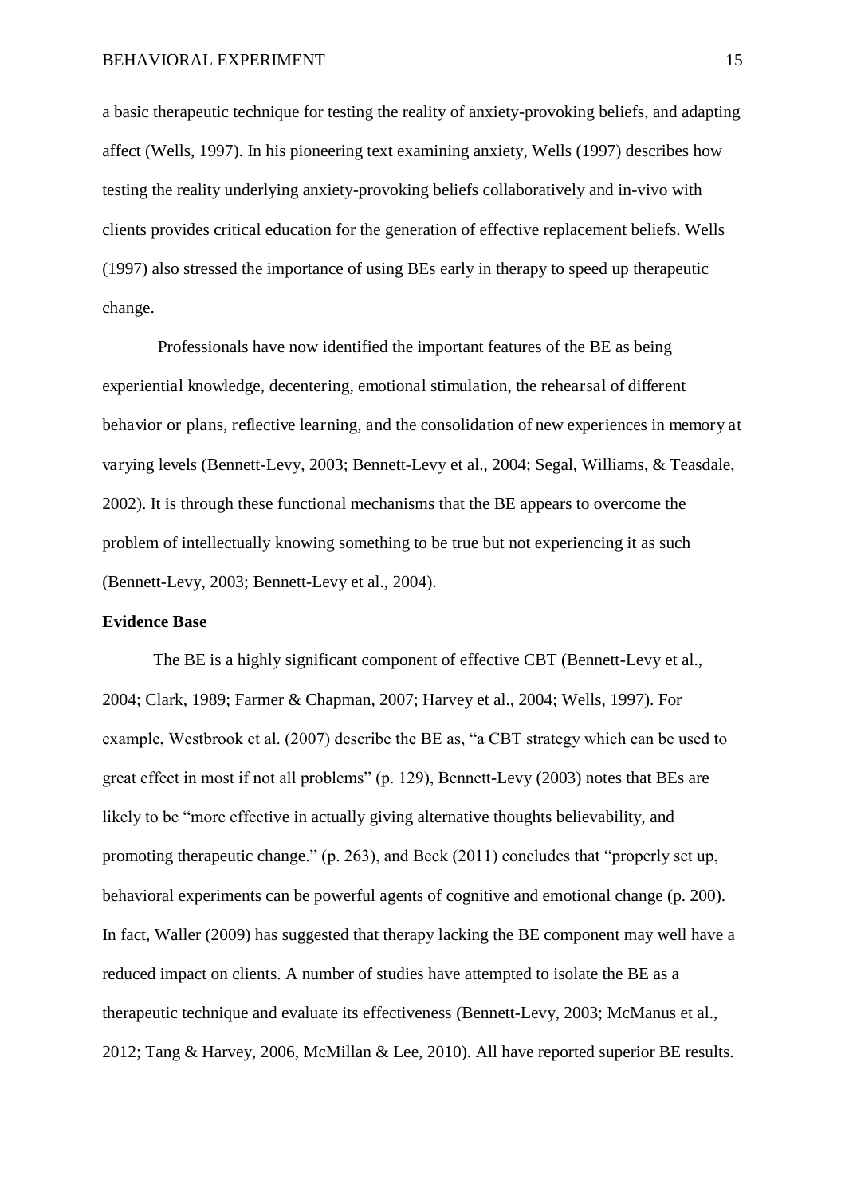a basic therapeutic technique for testing the reality of anxiety-provoking beliefs, and adapting affect (Wells, 1997). In his pioneering text examining anxiety, Wells (1997) describes how testing the reality underlying anxiety-provoking beliefs collaboratively and in-vivo with clients provides critical education for the generation of effective replacement beliefs. Wells (1997) also stressed the importance of using BEs early in therapy to speed up therapeutic change.

Professionals have now identified the important features of the BE as being experiential knowledge, decentering, emotional stimulation, the rehearsal of different behavior or plans, reflective learning, and the consolidation of new experiences in memory at varying levels (Bennett-Levy, 2003; Bennett-Levy et al., 2004; Segal, Williams, & Teasdale, 2002). It is through these functional mechanisms that the BE appears to overcome the problem of intellectually knowing something to be true but not experiencing it as such (Bennett-Levy, 2003; Bennett-Levy et al., 2004).

**Evidence Base**

The BE is a highly significant component of effective CBT (Bennett-Levy et al., 2004; Clark, 1989; Farmer & Chapman, 2007; Harvey et al., 2004; Wells, 1997). For example, Westbrook et al. (2007) describe the BE as, "a CBT strategy which can be used to great effect in most if not all problems" (p. 129), Bennett-Levy (2003) notes that BEs are likely to be "more effective in actually giving alternative thoughts believability, and promoting therapeutic change." (p. 263), and Beck (2011) concludes that "properly set up, behavioral experiments can be powerful agents of cognitive and emotional change (p. 200). In fact, Waller (2009) has suggested that therapy lacking the BE component may well have a reduced impact on clients. A number of studies have attempted to isolate the BE as a therapeutic technique and evaluate its effectiveness (Bennett-Levy, 2003; McManus et al., 2012; Tang & Harvey, 2006, McMillan & Lee, 2010). All have reported superior BE results.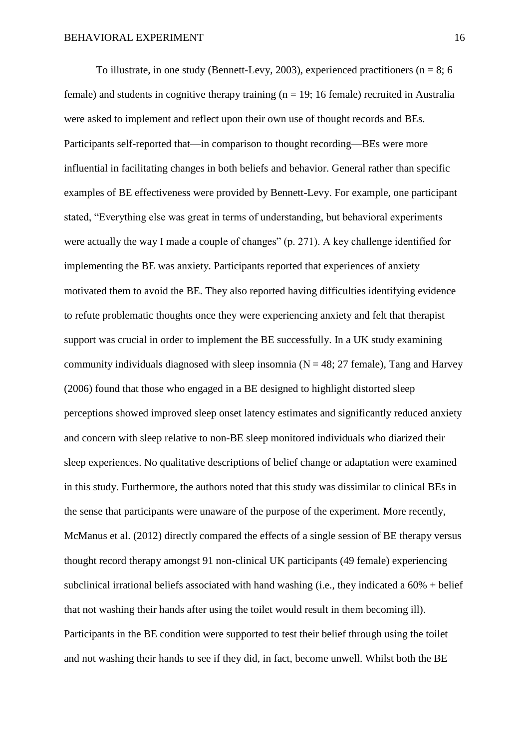To illustrate, in one study (Bennett-Levy, 2003), experienced practitioners (n = 8; 6 female) and students in cognitive therapy training (n = 19; 16 female) recruited in Australia were asked to implement and reflect upon their own use of thought records and BEs. Participants self-reported that—in comparison to thought recording—BEs were more influential in facilitating changes in both beliefs and behavior. General rather than specific examples of BE effectiveness were provided by Bennett-Levy. For example, one participant stated, "Everything else was great in terms of understanding, but behavioral experiments were actually the way I made a couple of changes" (p. 271). A key challenge identified for implementing the BE was anxiety. Participants reported that experiences of anxiety motivated them to avoid the BE. They also reported having difficulties identifying evidence to refute problematic thoughts once they were experiencing anxiety and felt that therapist support was crucial in order to implement the BE successfully. In a UK study examining community individuals diagnosed with sleep insomnia (N = 48; 27 female), Tang and Harvey (2006) found that those who engaged in a BE designed to highlight distorted sleep perceptions showed improved sleep onset latency estimates and significantly reduced anxiety and concern with sleep relative to non-BE sleep monitored individuals who diarized their sleep experiences. No qualitative descriptions of belief change or adaptation were examined in this study. Furthermore, the authors noted that this study was dissimilar to clinical BEs in the sense that participants were unaware of the purpose of the experiment. More recently, McManus et al. (2012) directly compared the effects of a single session of BE therapy versus thought record therapy amongst 91 non-clinical UK participants (49 female) experiencing subclinical irrational beliefs associated with hand washing (i.e., they indicated a 60% + belief that not washing their hands after using the toilet would result in them becoming ill). Participants in the BE condition were supported to test their belief through using the toilet and not washing their hands to see if they did, in fact, become unwell. Whilst both the BE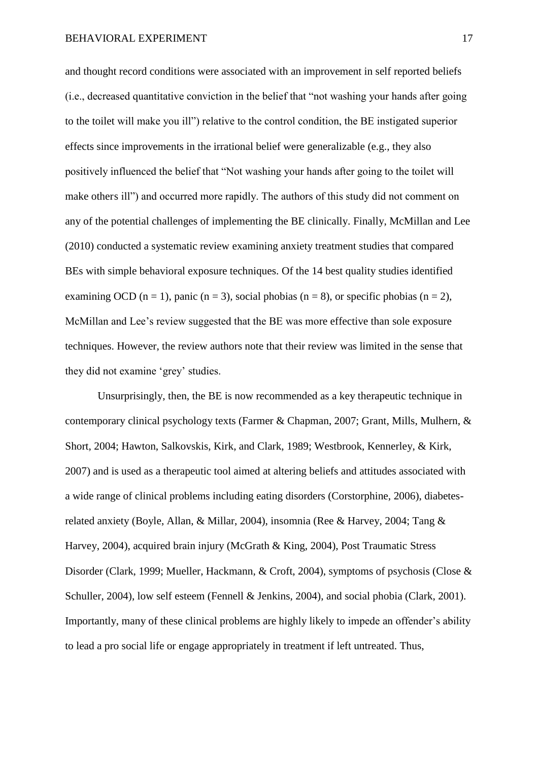and thought record conditions were associated with an improvement in self reported beliefs (i.e., decreased quantitative conviction in the belief that "not washing your hands after going to the toilet will make you ill") relative to the control condition, the BE instigated superior effects since improvements in the irrational belief were generalizable (e.g., they also positively influenced the belief that "Not washing your hands after going to the toilet will make others ill") and occurred more rapidly. The authors of this study did not comment on any of the potential challenges of implementing the BE clinically. Finally, McMillan and Lee (2010) conducted a systematic review examining anxiety treatment studies that compared BEs with simple behavioral exposure techniques. Of the 14 best quality studies identified examining OCD (n = 1), panic (n = 3), social phobias (n = 8), or specific phobias (n = 2), McMillan and Lee's review suggested that the BE was more effective than sole exposure techniques. However, the review authors note that their review was limited in the sense that they did not examine 'grey' studies.

Unsurprisingly, then, the BE is now recommended as a key therapeutic technique in contemporary clinical psychology texts (Farmer & Chapman, 2007; Grant, Mills, Mulhern, & Short, 2004; Hawton, Salkovskis, Kirk, and Clark, 1989; Westbrook, Kennerley, & Kirk, 2007) and is used as a therapeutic tool aimed at altering beliefs and attitudes associated with a wide range of clinical problems including eating disorders (Corstorphine, 2006), diabetes-related anxiety (Boyle, Allan, & Millar, 2004), insomnia (Ree & Harvey, 2004; Tang & Harvey, 2004), acquired brain injury (McGrath & King, 2004), Post Traumatic Stress Disorder (Clark, 1999; Mueller, Hackmann, & Croft, 2004), symptoms of psychosis (Close & Schuller, 2004), low self esteem (Fennell & Jenkins, 2004), and social phobia (Clark, 2001). Importantly, many of these clinical problems are highly likely to impede an offender's ability to lead a pro social life or engage appropriately in treatment if left untreated. Thus,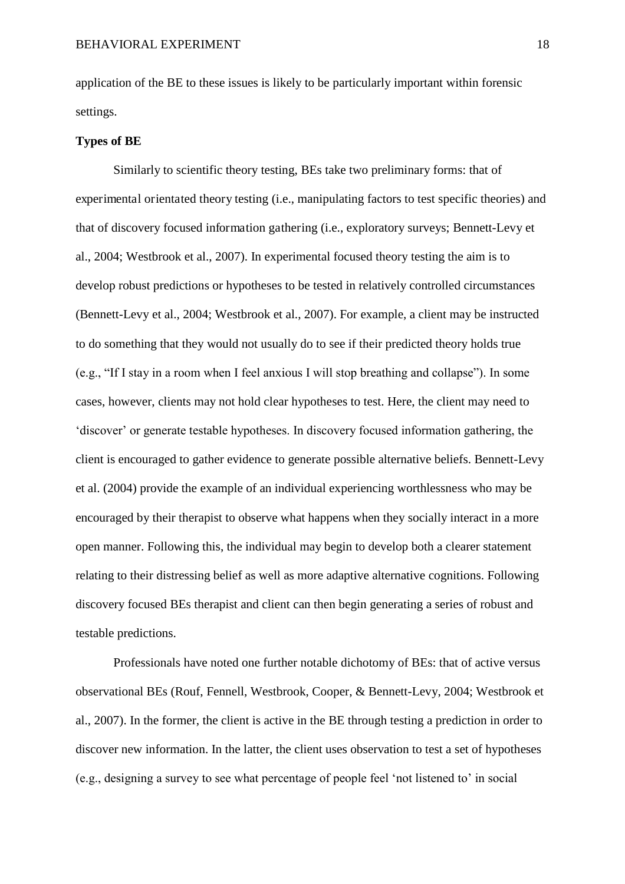application of the BE to these issues is likely to be particularly important within forensic settings.

**Types of BE**

Similarly to scientific theory testing, BEs take two preliminary forms: that of experimental orientated theory testing (i.e., manipulating factors to test specific theories) and that of discovery focused information gathering (i.e., exploratory surveys; Bennett-Levy et al., 2004; Westbrook et al., 2007). In experimental focused theory testing the aim is to develop robust predictions or hypotheses to be tested in relatively controlled circumstances (Bennett-Levy et al., 2004; Westbrook et al., 2007). For example, a client may be instructed to do something that they would not usually do to see if their predicted theory holds true (e.g., "If I stay in a room when I feel anxious I will stop breathing and collapse"). In some cases, however, clients may not hold clear hypotheses to test. Here, the client may need to 'discover' or generate testable hypotheses. In discovery focused information gathering, the client is encouraged to gather evidence to generate possible alternative beliefs. Bennett-Levy et al. (2004) provide the example of an individual experiencing worthlessness who may be encouraged by their therapist to observe what happens when they socially interact in a more open manner. Following this, the individual may begin to develop both a clearer statement relating to their distressing belief as well as more adaptive alternative cognitions. Following discovery focused BEs therapist and client can then begin generating a series of robust and testable predictions.

Professionals have noted one further notable dichotomy of BEs: that of active versus observational BEs (Rouf, Fennell, Westbrook, Cooper, & Bennett-Levy, 2004; Westbrook et al., 2007). In the former, the client is active in the BE through testing a prediction in order to discover new information. In the latter, the client uses observation to test a set of hypotheses (e.g., designing a survey to see what percentage of people feel 'not listened to' in social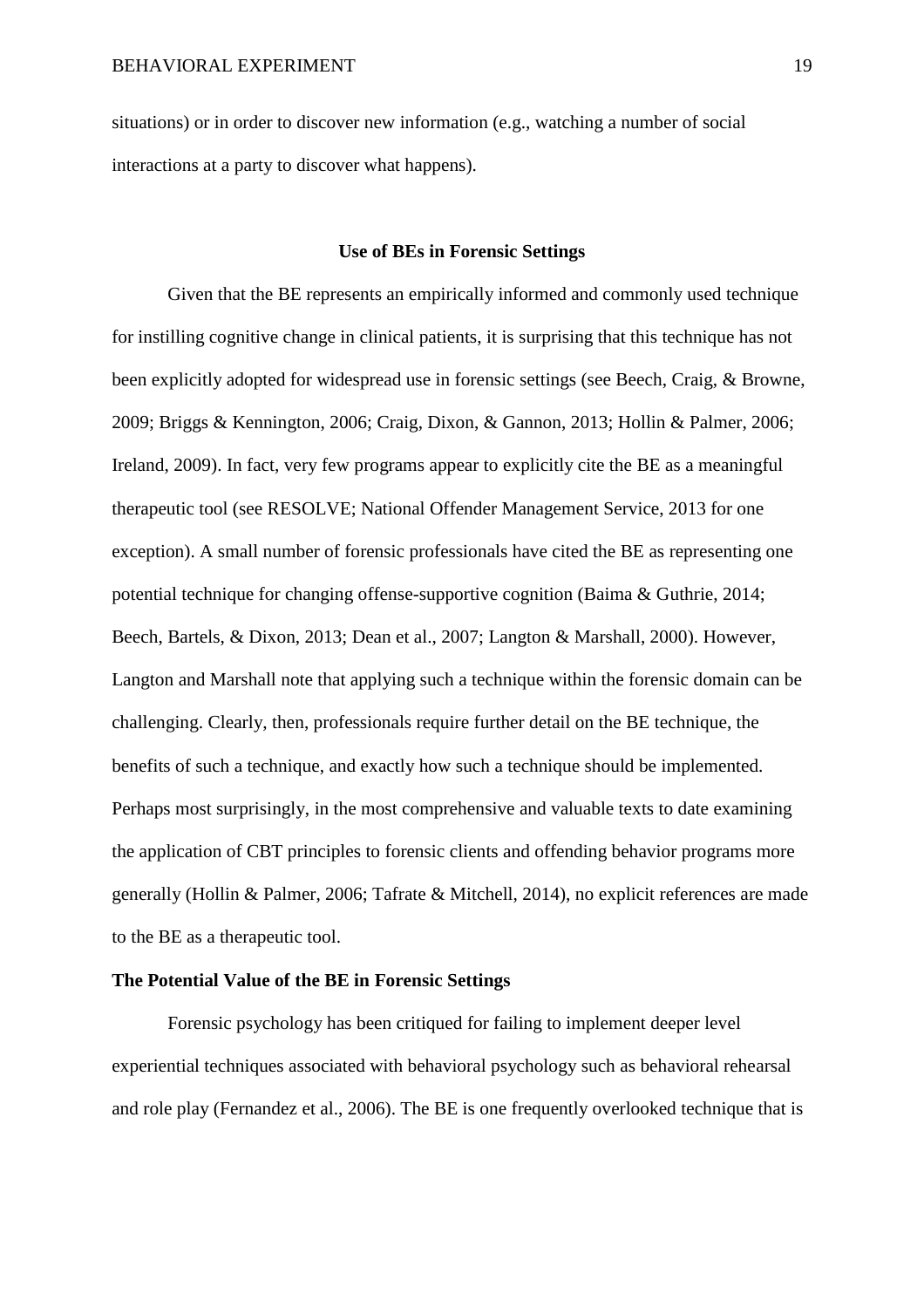situations) or in order to discover new information (e.g., watching a number of social interactions at a party to discover what happens).

## Use of BEs in Forensic Settings

Given that the BE represents an empirically informed and commonly used technique for instilling cognitive change in clinical patients, it is surprising that this technique has not been explicitly adopted for widespread use in forensic settings (see Beech, Craig, & Browne, 2009; Briggs & Kennington, 2006; Craig, Dixon, & Gannon, 2013; Hollin & Palmer, 2006; Ireland, 2009). In fact, very few programs appear to explicitly cite the BE as a meaningful therapeutic tool (see RESOLVE; National Offender Management Service, 2013 for one exception). A small number of forensic professionals have cited the BE as representing one potential technique for changing offense-supportive cognition (Baima & Guthrie, 2014; Beech, Bartels, & Dixon, 2013; Dean et al., 2007; Langton & Marshall, 2000). However, Langton and Marshall note that applying such a technique within the forensic domain can be challenging. Clearly, then, professionals require further detail on the BE technique, the benefits of such a technique, and exactly how such a technique should be implemented. Perhaps most surprisingly, in the most comprehensive and valuable texts to date examining the application of CBT principles to forensic clients and offending behavior programs more generally (Hollin & Palmer, 2006; Tafrate & Mitchell, 2014), no explicit references are made to the BE as a therapeutic tool.

### The Potential Value of the BE in Forensic Settings

Forensic psychology has been critiqued for failing to implement deeper level experiential techniques associated with behavioral psychology such as behavioral rehearsal and role play (Fernandez et al., 2006). The BE is one frequently overlooked technique that is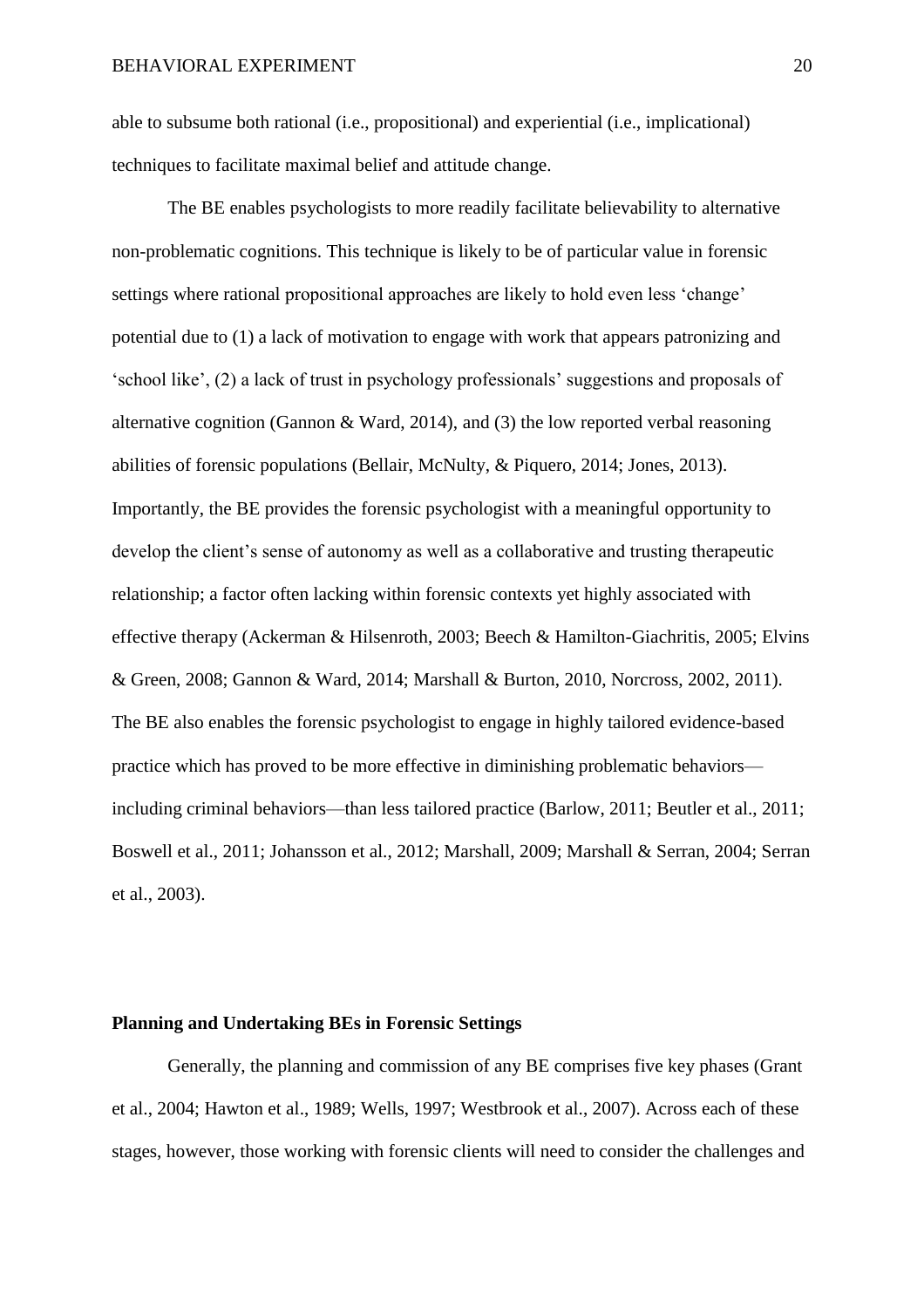able to subsume both rational (i.e., propositional) and experiential (i.e., implicational) techniques to facilitate maximal belief and attitude change.

The BE enables psychologists to more readily facilitate believability to alternative non-problematic cognitions. This technique is likely to be of particular value in forensic settings where rational propositional approaches are likely to hold even less 'change' potential due to (1) a lack of motivation to engage with work that appears patronizing and 'school like', (2) a lack of trust in psychology professionals' suggestions and proposals of alternative cognition (Gannon & Ward, 2014), and (3) the low reported verbal reasoning abilities of forensic populations (Bellair, McNulty, & Piquero, 2014; Jones, 2013). Importantly, the BE provides the forensic psychologist with a meaningful opportunity to develop the client's sense of autonomy as well as a collaborative and trusting therapeutic relationship; a factor often lacking within forensic contexts yet highly associated with effective therapy (Ackerman & Hilsenroth, 2003; Beech & Hamilton-Giachritis, 2005; Elvins & Green, 2008; Gannon & Ward, 2014; Marshall & Burton, 2010, Norcross, 2002, 2011). The BE also enables the forensic psychologist to engage in highly tailored evidence-based practice which has proved to be more effective in diminishing problematic behaviors—including criminal behaviors—than less tailored practice (Barlow, 2011; Beutler et al., 2011; Boswell et al., 2011; Johansson et al., 2012; Marshall, 2009; Marshall & Serran, 2004; Serran et al., 2003).

## Planning and Undertaking BEs in Forensic Settings

Generally, the planning and commission of any BE comprises five key phases (Grant et al., 2004; Hawton et al., 1989; Wells, 1997; Westbrook et al., 2007). Across each of these stages, however, those working with forensic clients will need to consider the challenges and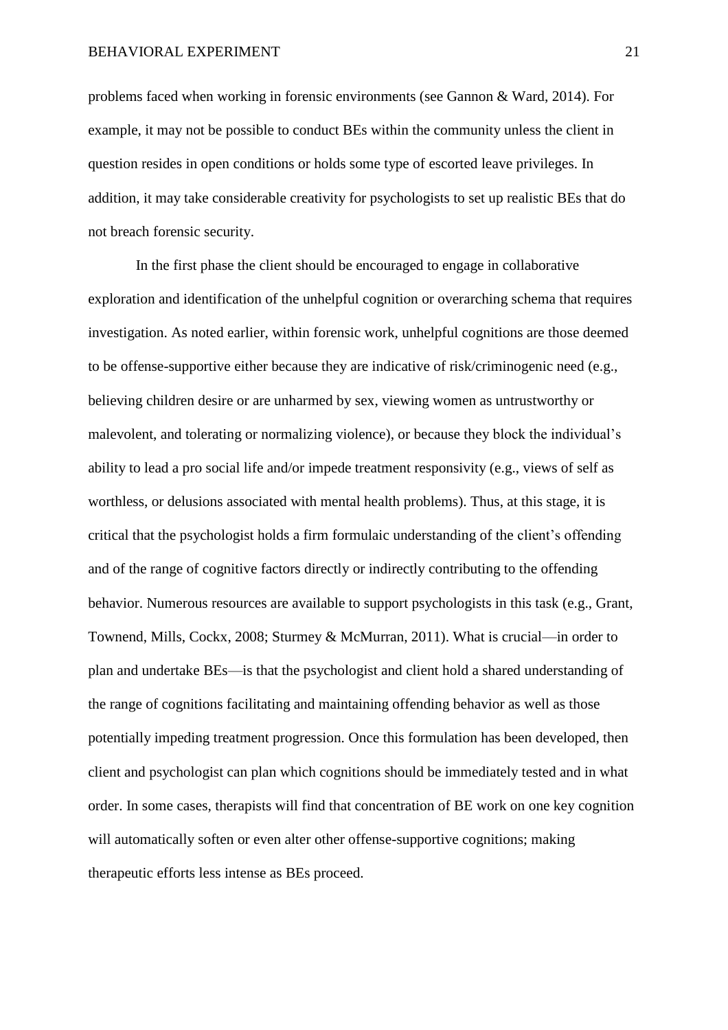problems faced when working in forensic environments (see Gannon & Ward, 2014). For example, it may not be possible to conduct BEs within the community unless the client in question resides in open conditions or holds some type of escorted leave privileges. In addition, it may take considerable creativity for psychologists to set up realistic BEs that do not breach forensic security.

In the first phase the client should be encouraged to engage in collaborative exploration and identification of the unhelpful cognition or overarching schema that requires investigation. As noted earlier, within forensic work, unhelpful cognitions are those deemed to be offense-supportive either because they are indicative of risk/criminogenic need (e.g., believing children desire or are unharmed by sex, viewing women as untrustworthy or malevolent, and tolerating or normalizing violence), or because they block the individual's ability to lead a pro social life and/or impede treatment responsivity (e.g., views of self as worthless, or delusions associated with mental health problems). Thus, at this stage, it is critical that the psychologist holds a firm formulaic understanding of the client's offending and of the range of cognitive factors directly or indirectly contributing to the offending behavior. Numerous resources are available to support psychologists in this task (e.g., Grant, Townend, Mills, Cockx, 2008; Sturmey & McMurran, 2011). What is crucial—in order to plan and undertake BEs—is that the psychologist and client hold a shared understanding of the range of cognitions facilitating and maintaining offending behavior as well as those potentially impeding treatment progression. Once this formulation has been developed, then client and psychologist can plan which cognitions should be immediately tested and in what order. In some cases, therapists will find that concentration of BE work on one key cognition will automatically soften or even alter other offense-supportive cognitions; making therapeutic efforts less intense as BEs proceed.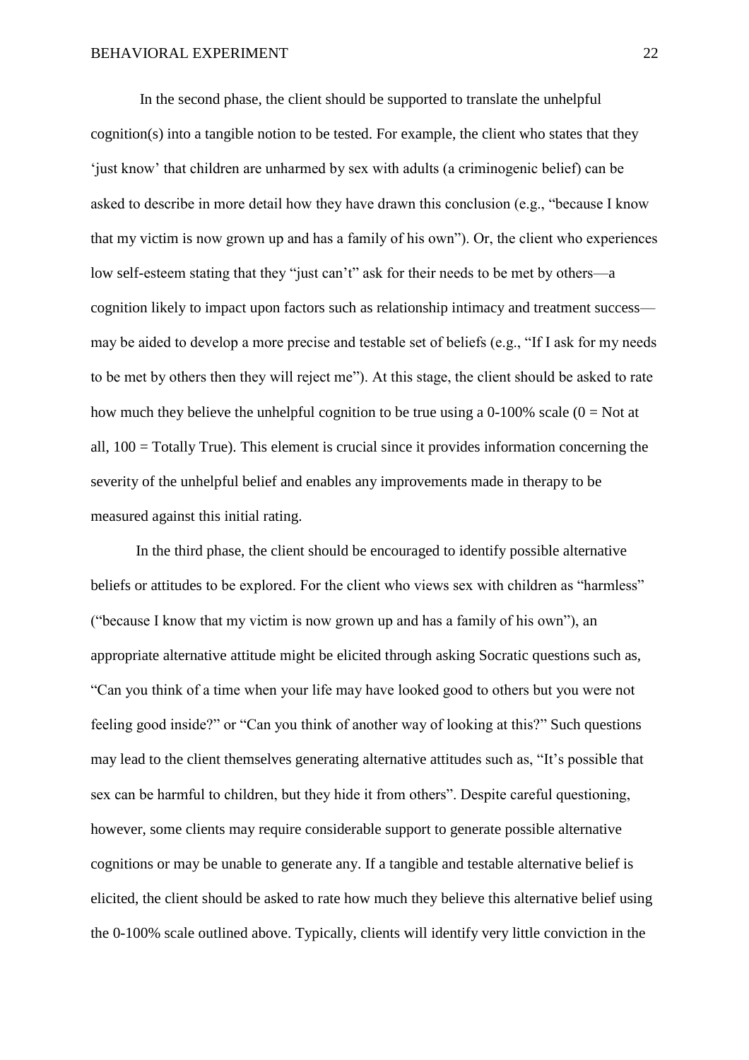In the second phase, the client should be supported to translate the unhelpful cognition(s) into a tangible notion to be tested. For example, the client who states that they 'just know' that children are unharmed by sex with adults (a criminogenic belief) can be asked to describe in more detail how they have drawn this conclusion (e.g., "because I know that my victim is now grown up and has a family of his own"). Or, the client who experiences low self-esteem stating that they "just can't" ask for their needs to be met by others—a cognition likely to impact upon factors such as relationship intimacy and treatment success—may be aided to develop a more precise and testable set of beliefs (e.g., "If I ask for my needs to be met by others then they will reject me"). At this stage, the client should be asked to rate how much they believe the unhelpful cognition to be true using a 0-100% scale (0 = Not at all, 100 = Totally True). This element is crucial since it provides information concerning the severity of the unhelpful belief and enables any improvements made in therapy to be measured against this initial rating.

In the third phase, the client should be encouraged to identify possible alternative beliefs or attitudes to be explored. For the client who views sex with children as "harmless" ("because I know that my victim is now grown up and has a family of his own"), an appropriate alternative attitude might be elicited through asking Socratic questions such as, "Can you think of a time when your life may have looked good to others but you were not feeling good inside?" or "Can you think of another way of looking at this?" Such questions may lead to the client themselves generating alternative attitudes such as, "It's possible that sex can be harmful to children, but they hide it from others". Despite careful questioning, however, some clients may require considerable support to generate possible alternative cognitions or may be unable to generate any. If a tangible and testable alternative belief is elicited, the client should be asked to rate how much they believe this alternative belief using the 0-100% scale outlined above. Typically, clients will identify very little conviction in the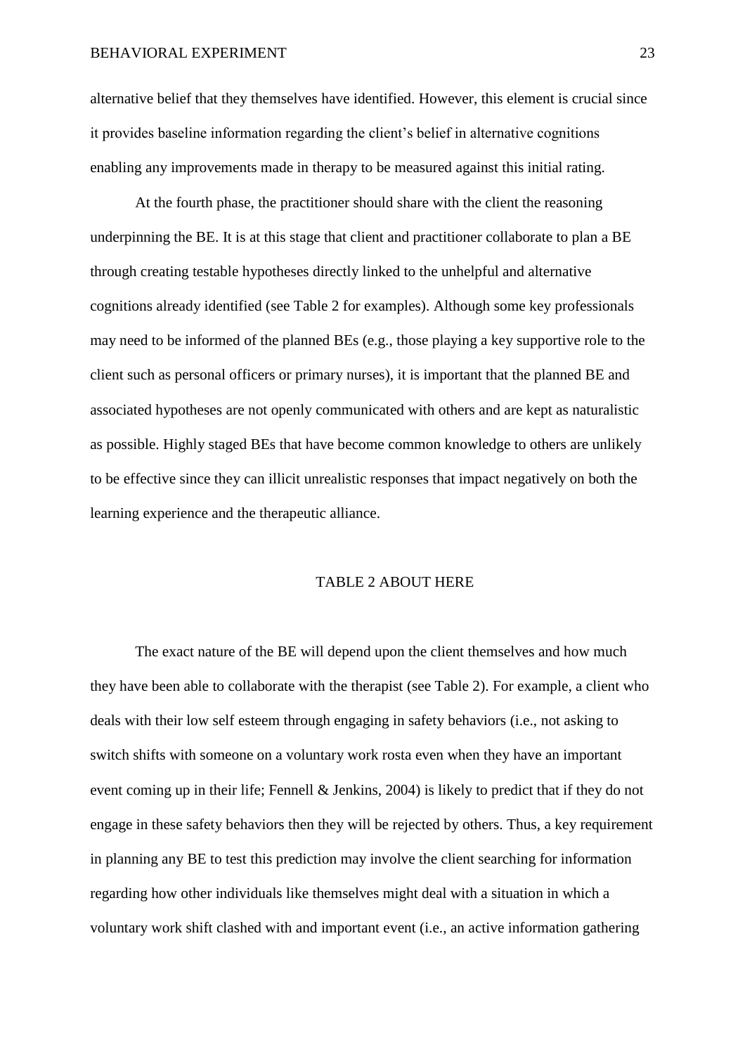alternative belief that they themselves have identified. However, this element is crucial since it provides baseline information regarding the client's belief in alternative cognitions enabling any improvements made in therapy to be measured against this initial rating.

At the fourth phase, the practitioner should share with the client the reasoning underpinning the BE. It is at this stage that client and practitioner collaborate to plan a BE through creating testable hypotheses directly linked to the unhelpful and alternative cognitions already identified (see Table 2 for examples). Although some key professionals may need to be informed of the planned BEs (e.g., those playing a key supportive role to the client such as personal officers or primary nurses), it is important that the planned BE and associated hypotheses are not openly communicated with others and are kept as naturalistic as possible. Highly staged BEs that have become common knowledge to others are unlikely to be effective since they can illicit unrealistic responses that impact negatively on both the learning experience and the therapeutic alliance.

TABLE 2 ABOUT HERE

The exact nature of the BE will depend upon the client themselves and how much they have been able to collaborate with the therapist (see Table 2). For example, a client who deals with their low self esteem through engaging in safety behaviors (i.e., not asking to switch shifts with someone on a voluntary work rosta even when they have an important event coming up in their life; Fennell & Jenkins, 2004) is likely to predict that if they do not engage in these safety behaviors then they will be rejected by others. Thus, a key requirement in planning any BE to test this prediction may involve the client searching for information regarding how other individuals like themselves might deal with a situation in which a voluntary work shift clashed with and important event (i.e., an active information gathering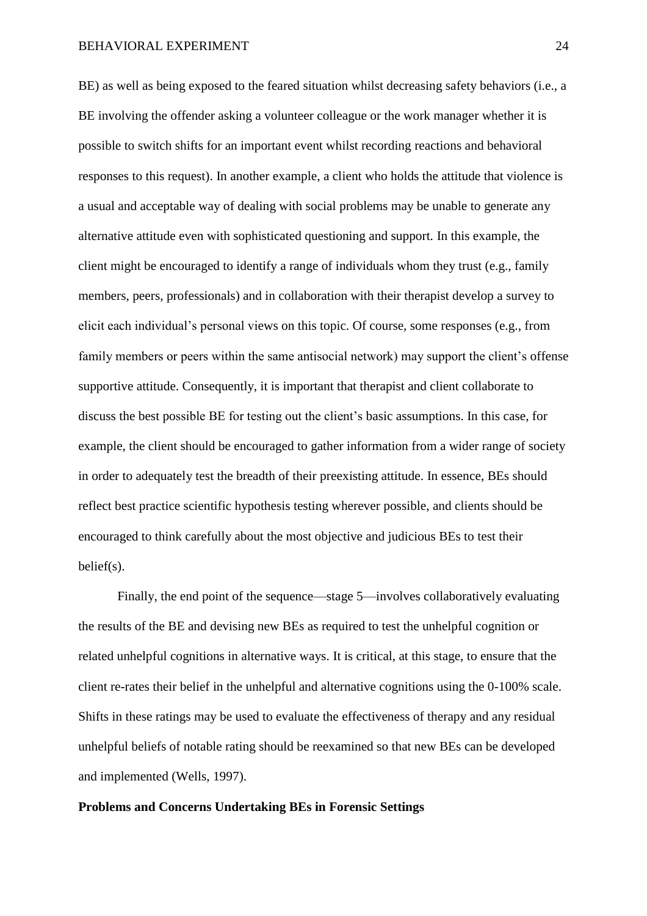BE) as well as being exposed to the feared situation whilst decreasing safety behaviors (i.e., a BE involving the offender asking a volunteer colleague or the work manager whether it is possible to switch shifts for an important event whilst recording reactions and behavioral responses to this request). In another example, a client who holds the attitude that violence is a usual and acceptable way of dealing with social problems may be unable to generate any alternative attitude even with sophisticated questioning and support. In this example, the client might be encouraged to identify a range of individuals whom they trust (e.g., family members, peers, professionals) and in collaboration with their therapist develop a survey to elicit each individual's personal views on this topic. Of course, some responses (e.g., from family members or peers within the same antisocial network) may support the client's offense supportive attitude. Consequently, it is important that therapist and client collaborate to discuss the best possible BE for testing out the client's basic assumptions. In this case, for example, the client should be encouraged to gather information from a wider range of society in order to adequately test the breadth of their preexisting attitude. In essence, BEs should reflect best practice scientific hypothesis testing wherever possible, and clients should be encouraged to think carefully about the most objective and judicious BEs to test their belief(s).

Finally, the end point of the sequence—stage 5—involves collaboratively evaluating the results of the BE and devising new BEs as required to test the unhelpful cognition or related unhelpful cognitions in alternative ways. It is critical, at this stage, to ensure that the client re-rates their belief in the unhelpful and alternative cognitions using the 0-100% scale. Shifts in these ratings may be used to evaluate the effectiveness of therapy and any residual unhelpful beliefs of notable rating should be reexamined so that new BEs can be developed and implemented (Wells, 1997).

**Problems and Concerns Undertaking BEs in Forensic Settings**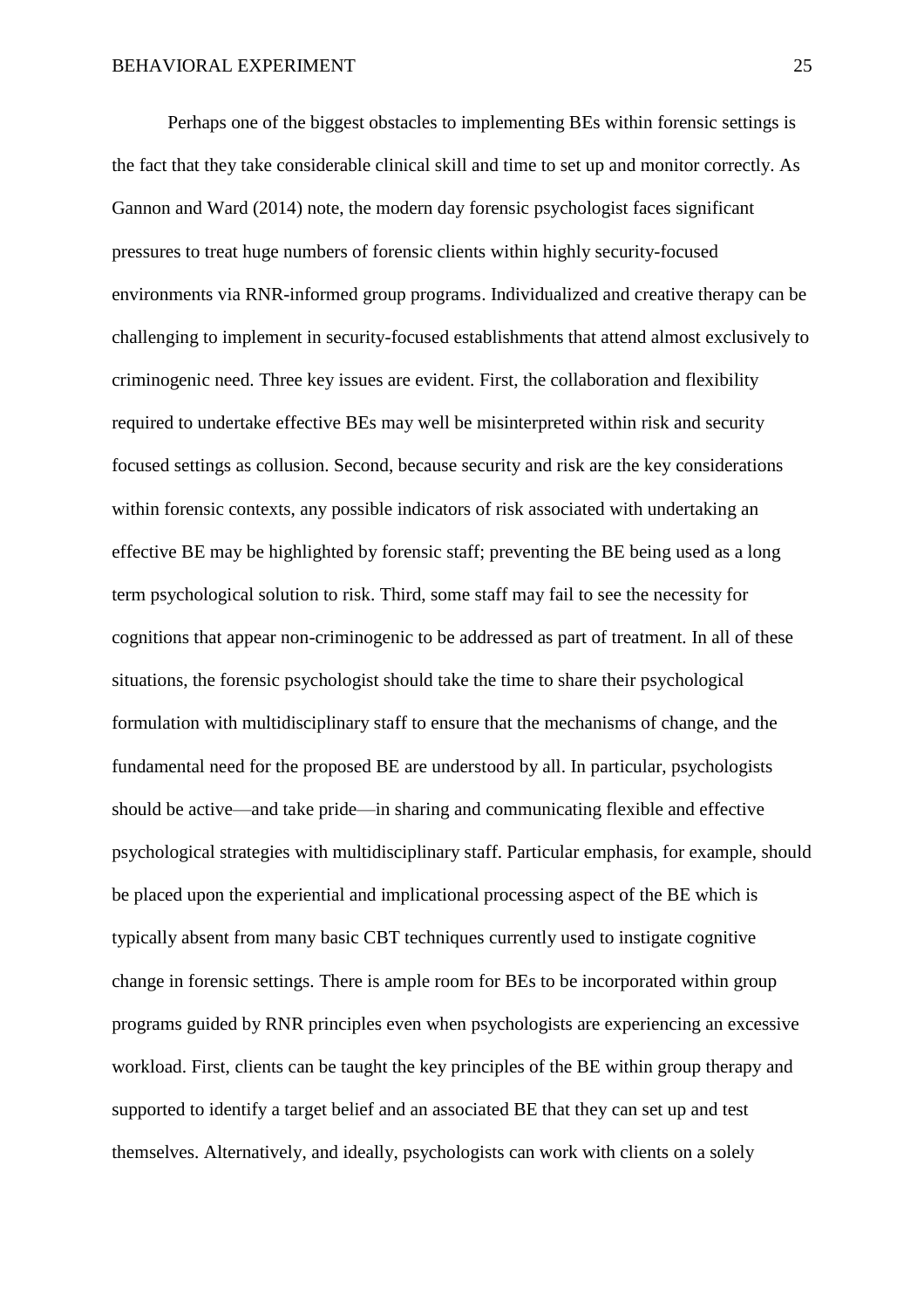Perhaps one of the biggest obstacles to implementing BEs within forensic settings is the fact that they take considerable clinical skill and time to set up and monitor correctly. As Gannon and Ward (2014) note, the modern day forensic psychologist faces significant pressures to treat huge numbers of forensic clients within highly security-focused environments via RNR-informed group programs. Individualized and creative therapy can be challenging to implement in security-focused establishments that attend almost exclusively to criminogenic need. Three key issues are evident. First, the collaboration and flexibility required to undertake effective BEs may well be misinterpreted within risk and security focused settings as collusion. Second, because security and risk are the key considerations within forensic contexts, any possible indicators of risk associated with undertaking an effective BE may be highlighted by forensic staff; preventing the BE being used as a long term psychological solution to risk. Third, some staff may fail to see the necessity for cognitions that appear non-criminogenic to be addressed as part of treatment. In all of these situations, the forensic psychologist should take the time to share their psychological formulation with multidisciplinary staff to ensure that the mechanisms of change, and the fundamental need for the proposed BE are understood by all. In particular, psychologists should be active—and take pride—in sharing and communicating flexible and effective psychological strategies with multidisciplinary staff. Particular emphasis, for example, should be placed upon the experiential and implicational processing aspect of the BE which is typically absent from many basic CBT techniques currently used to instigate cognitive change in forensic settings. There is ample room for BEs to be incorporated within group programs guided by RNR principles even when psychologists are experiencing an excessive workload. First, clients can be taught the key principles of the BE within group therapy and supported to identify a target belief and an associated BE that they can set up and test themselves. Alternatively, and ideally, psychologists can work with clients on a solely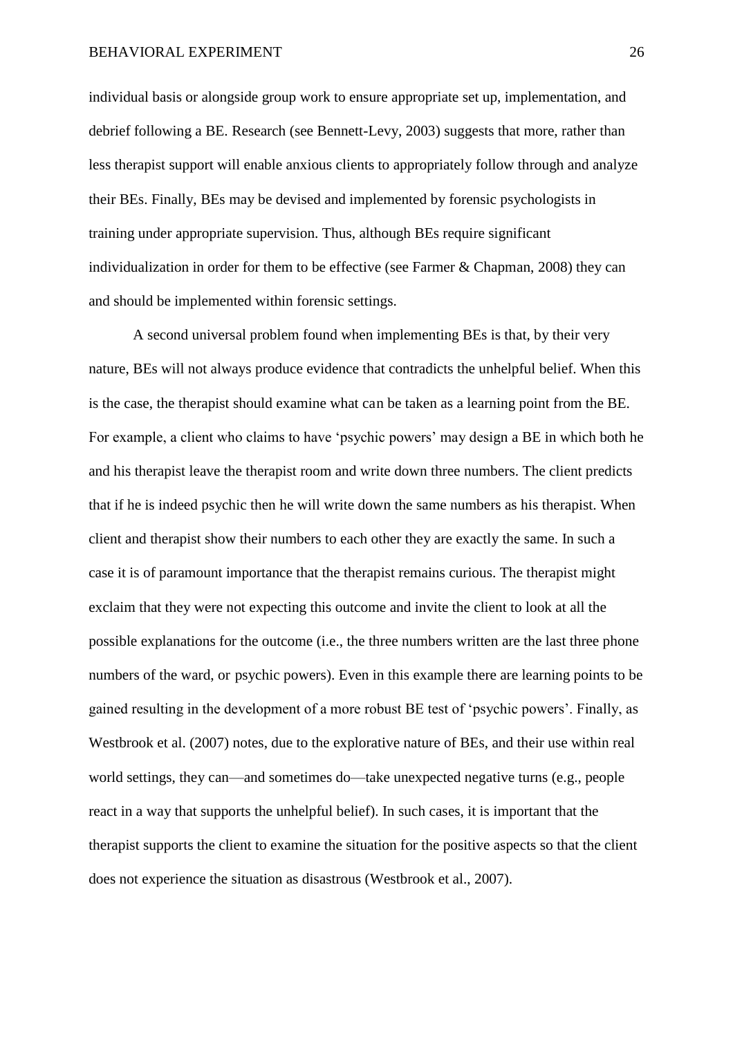individual basis or alongside group work to ensure appropriate set up, implementation, and debrief following a BE. Research (see Bennett-Levy, 2003) suggests that more, rather than less therapist support will enable anxious clients to appropriately follow through and analyze their BEs. Finally, BEs may be devised and implemented by forensic psychologists in training under appropriate supervision. Thus, although BEs require significant individualization in order for them to be effective (see Farmer & Chapman, 2008) they can and should be implemented within forensic settings.

A second universal problem found when implementing BEs is that, by their very nature, BEs will not always produce evidence that contradicts the unhelpful belief. When this is the case, the therapist should examine what can be taken as a learning point from the BE. For example, a client who claims to have 'psychic powers' may design a BE in which both he and his therapist leave the therapist room and write down three numbers. The client predicts that if he is indeed psychic then he will write down the same numbers as his therapist. When client and therapist show their numbers to each other they are exactly the same. In such a case it is of paramount importance that the therapist remains curious. The therapist might exclaim that they were not expecting this outcome and invite the client to look at all the possible explanations for the outcome (i.e., the three numbers written are the last three phone numbers of the ward, or psychic powers). Even in this example there are learning points to be gained resulting in the development of a more robust BE test of 'psychic powers'. Finally, as Westbrook et al. (2007) notes, due to the explorative nature of BEs, and their use within real world settings, they can—and sometimes do—take unexpected negative turns (e.g., people react in a way that supports the unhelpful belief). In such cases, it is important that the therapist supports the client to examine the situation for the positive aspects so that the client does not experience the situation as disastrous (Westbrook et al., 2007).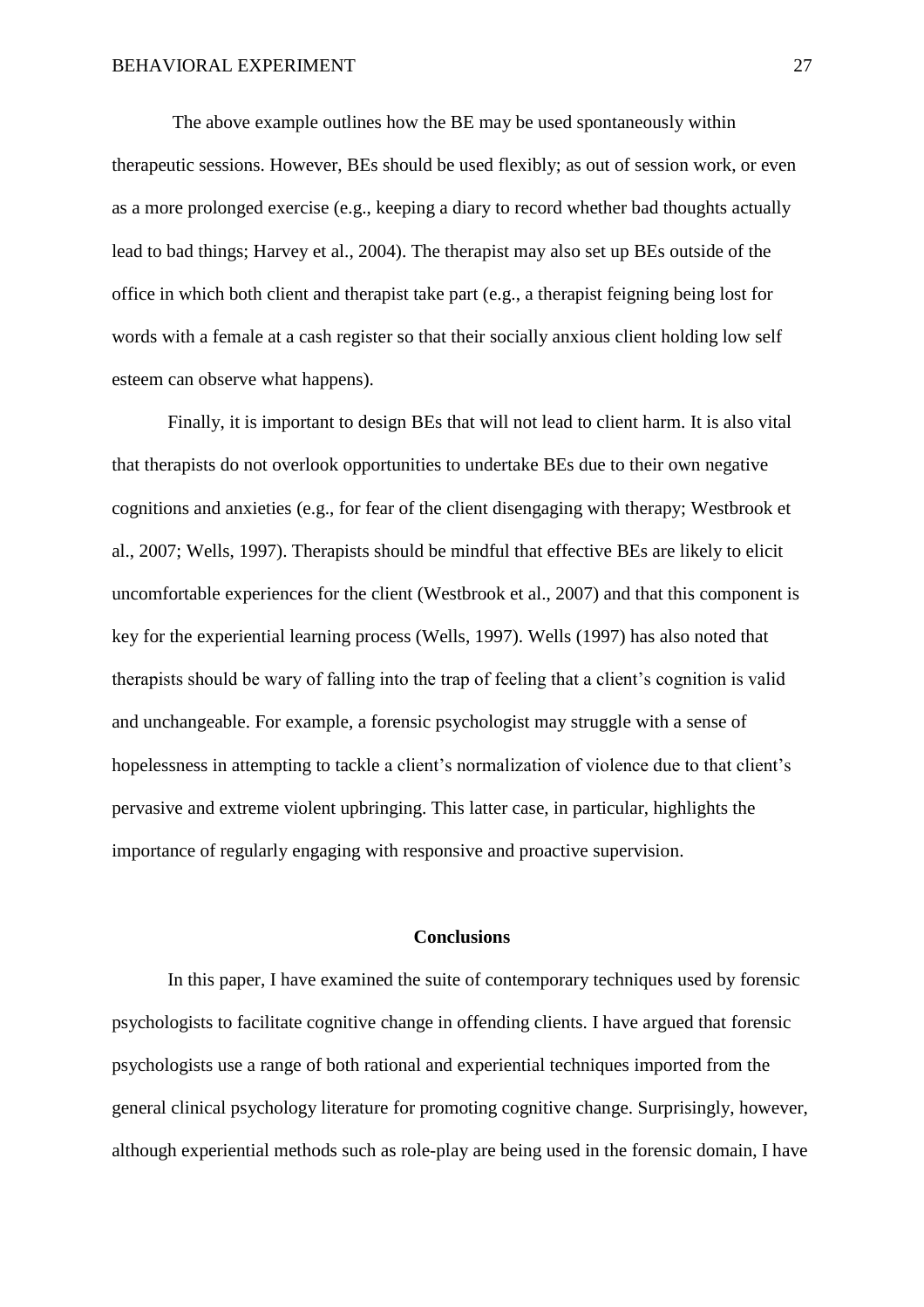The above example outlines how the BE may be used spontaneously within therapeutic sessions. However, BEs should be used flexibly; as out of session work, or even as a more prolonged exercise (e.g., keeping a diary to record whether bad thoughts actually lead to bad things; Harvey et al., 2004). The therapist may also set up BEs outside of the office in which both client and therapist take part (e.g., a therapist feigning being lost for words with a female at a cash register so that their socially anxious client holding low self esteem can observe what happens).

Finally, it is important to design BEs that will not lead to client harm. It is also vital that therapists do not overlook opportunities to undertake BEs due to their own negative cognitions and anxieties (e.g., for fear of the client disengaging with therapy; Westbrook et al., 2007; Wells, 1997). Therapists should be mindful that effective BEs are likely to elicit uncomfortable experiences for the client (Westbrook et al., 2007) and that this component is key for the experiential learning process (Wells, 1997). Wells (1997) has also noted that therapists should be wary of falling into the trap of feeling that a client's cognition is valid and unchangeable. For example, a forensic psychologist may struggle with a sense of hopelessness in attempting to tackle a client's normalization of violence due to that client's pervasive and extreme violent upbringing. This latter case, in particular, highlights the importance of regularly engaging with responsive and proactive supervision.

## Conclusions

In this paper, I have examined the suite of contemporary techniques used by forensic psychologists to facilitate cognitive change in offending clients. I have argued that forensic psychologists use a range of both rational and experiential techniques imported from the general clinical psychology literature for promoting cognitive change. Surprisingly, however, although experiential methods such as role-play are being used in the forensic domain, I have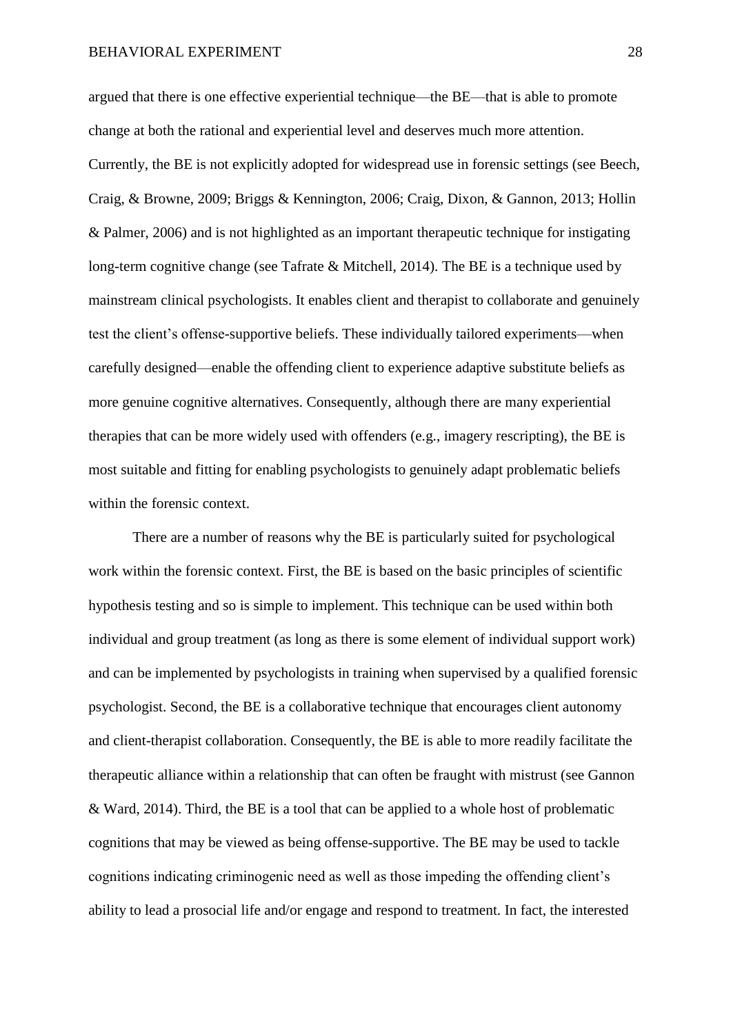argued that there is one effective experiential technique—the BE—that is able to promote change at both the rational and experiential level and deserves much more attention. Currently, the BE is not explicitly adopted for widespread use in forensic settings (see Beech, Craig, & Browne, 2009; Briggs & Kennington, 2006; Craig, Dixon, & Gannon, 2013; Hollin & Palmer, 2006) and is not highlighted as an important therapeutic technique for instigating long-term cognitive change (see Tafrate & Mitchell, 2014). The BE is a technique used by mainstream clinical psychologists. It enables client and therapist to collaborate and genuinely test the client's offense-supportive beliefs. These individually tailored experiments—when carefully designed—enable the offending client to experience adaptive substitute beliefs as more genuine cognitive alternatives. Consequently, although there are many experiential therapies that can be more widely used with offenders (e.g., imagery rescripting), the BE is most suitable and fitting for enabling psychologists to genuinely adapt problematic beliefs within the forensic context.

There are a number of reasons why the BE is particularly suited for psychological work within the forensic context. First, the BE is based on the basic principles of scientific hypothesis testing and so is simple to implement. This technique can be used within both individual and group treatment (as long as there is some element of individual support work) and can be implemented by psychologists in training when supervised by a qualified forensic psychologist. Second, the BE is a collaborative technique that encourages client autonomy and client-therapist collaboration. Consequently, the BE is able to more readily facilitate the therapeutic alliance within a relationship that can often be fraught with mistrust (see Gannon & Ward, 2014). Third, the BE is a tool that can be applied to a whole host of problematic cognitions that may be viewed as being offense-supportive. The BE may be used to tackle cognitions indicating criminogenic need as well as those impeding the offending client's ability to lead a prosocial life and/or engage and respond to treatment. In fact, the interested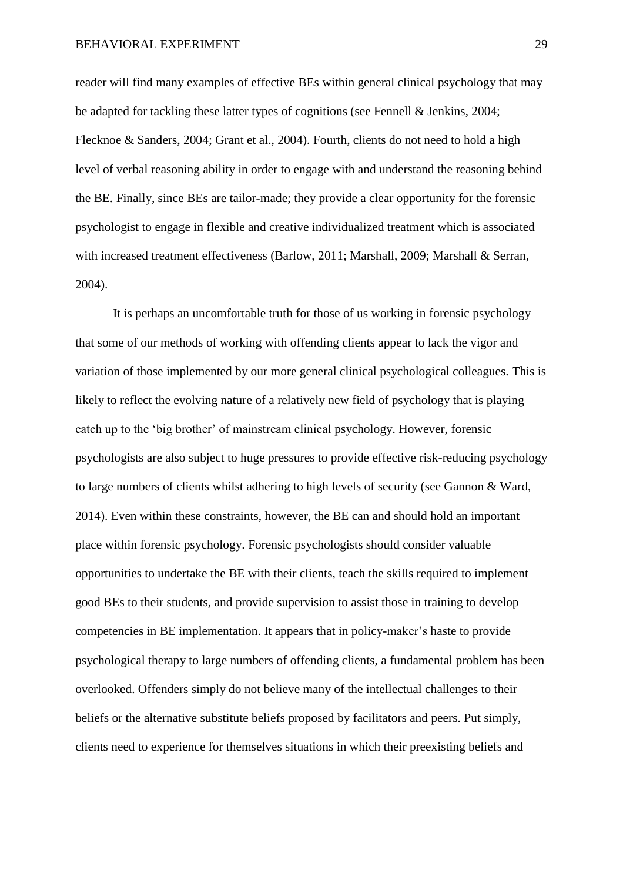reader will find many examples of effective BEs within general clinical psychology that may be adapted for tackling these latter types of cognitions (see Fennell & Jenkins, 2004; Flecknoe & Sanders, 2004; Grant et al., 2004). Fourth, clients do not need to hold a high level of verbal reasoning ability in order to engage with and understand the reasoning behind the BE. Finally, since BEs are tailor-made; they provide a clear opportunity for the forensic psychologist to engage in flexible and creative individualized treatment which is associated with increased treatment effectiveness (Barlow, 2011; Marshall, 2009; Marshall & Serran, 2004).

It is perhaps an uncomfortable truth for those of us working in forensic psychology that some of our methods of working with offending clients appear to lack the vigor and variation of those implemented by our more general clinical psychological colleagues. This is likely to reflect the evolving nature of a relatively new field of psychology that is playing catch up to the 'big brother' of mainstream clinical psychology. However, forensic psychologists are also subject to huge pressures to provide effective risk-reducing psychology to large numbers of clients whilst adhering to high levels of security (see Gannon & Ward, 2014). Even within these constraints, however, the BE can and should hold an important place within forensic psychology. Forensic psychologists should consider valuable opportunities to undertake the BE with their clients, teach the skills required to implement good BEs to their students, and provide supervision to assist those in training to develop competencies in BE implementation. It appears that in policy-maker's haste to provide psychological therapy to large numbers of offending clients, a fundamental problem has been overlooked. Offenders simply do not believe many of the intellectual challenges to their beliefs or the alternative substitute beliefs proposed by facilitators and peers. Put simply, clients need to experience for themselves situations in which their preexisting beliefs and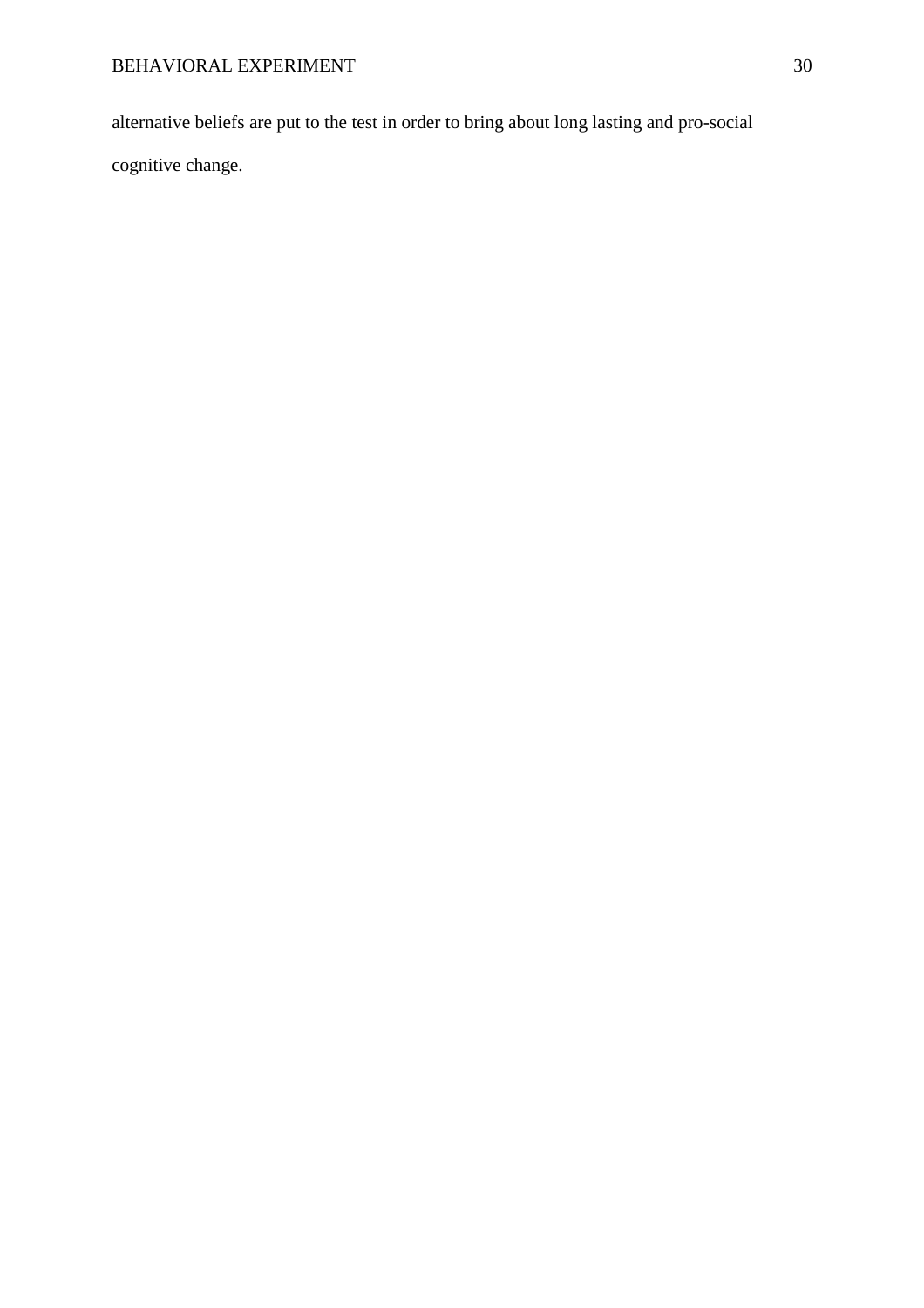alternative beliefs are put to the test in order to bring about long lasting and pro-social cognitive change.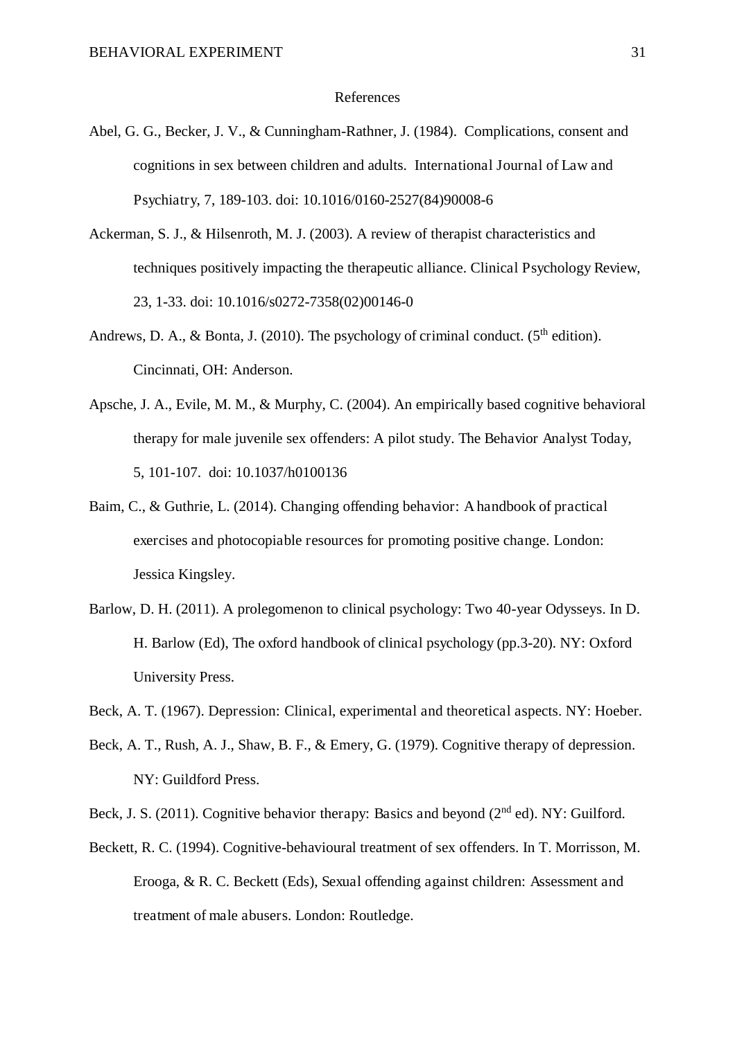References

Abel, G. G., Becker, J. V., & Cunningham-Rathner, J. (1984). Complications, consent and cognitions in sex between children and adults. International Journal of Law and Psychiatry, 7, 189-103. doi: 10.1016/0160-2527(84)90008-6

Ackerman, S. J., & Hilsenroth, M. J. (2003). A review of therapist characteristics and techniques positively impacting the therapeutic alliance. Clinical Psychology Review, 23, 1-33. doi: 10.1016/s0272-7358(02)00146-0

Andrews, D. A., & Bonta, J. (2010). The psychology of criminal conduct. (5th edition). Cincinnati, OH: Anderson.

Apsche, J. A., Evile, M. M., & Murphy, C. (2004). An empirically based cognitive behavioral therapy for male juvenile sex offenders: A pilot study. The Behavior Analyst Today, 5, 101-107. doi: 10.1037/h0100136

Baim, C., & Guthrie, L. (2014). Changing offending behavior: A handbook of practical exercises and photocopiable resources for promoting positive change. London: Jessica Kingsley.

Barlow, D. H. (2011). A prolegomenon to clinical psychology: Two 40-year Odysseys. In D. H. Barlow (Ed), The oxford handbook of clinical psychology (pp.3-20). NY: Oxford University Press.

Beck, A. T. (1967). Depression: Clinical, experimental and theoretical aspects. NY: Hoeber.

Beck, A. T., Rush, A. J., Shaw, B. F., & Emery, G. (1979). Cognitive therapy of depression. NY: Guildford Press.

Beck, J. S. (2011). Cognitive behavior therapy: Basics and beyond (2nd ed). NY: Guilford.

Beckett, R. C. (1994). Cognitive-behavioural treatment of sex offenders. In T. Morrisson, M. Erooga, & R. C. Beckett (Eds), Sexual offending against children: Assessment and treatment of male abusers. London: Routledge.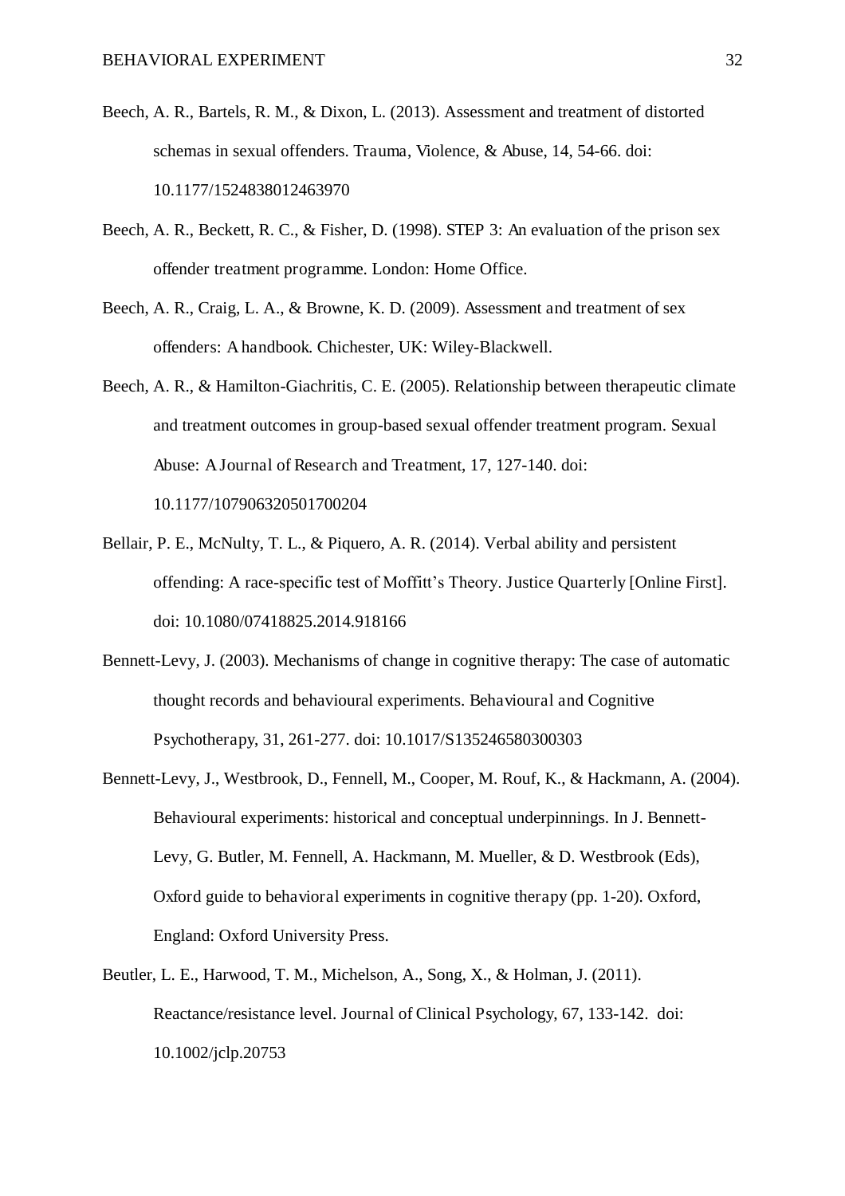Beech, A. R., Bartels, R. M., & Dixon, L. (2013). Assessment and treatment of distorted schemas in sexual offenders. Trauma, Violence, & Abuse, 14, 54-66. doi: 10.1177/1524838012463970

Beech, A. R., Beckett, R. C., & Fisher, D. (1998). STEP 3: An evaluation of the prison sex offender treatment programme. London: Home Office.

Beech, A. R., Craig, L. A., & Browne, K. D. (2009). Assessment and treatment of sex offenders: A handbook. Chichester, UK: Wiley-Blackwell.

Beech, A. R., & Hamilton-Giachritis, C. E. (2005). Relationship between therapeutic climate and treatment outcomes in group-based sexual offender treatment program. Sexual Abuse: A Journal of Research and Treatment, 17, 127-140. doi: 10.1177/107906320501700204

Bellair, P. E., McNulty, T. L., & Piquero, A. R. (2014). Verbal ability and persistent offending: A race-specific test of Moffitt's Theory. Justice Quarterly [Online First]. doi: 10.1080/07418825.2014.918166

Bennett-Levy, J. (2003). Mechanisms of change in cognitive therapy: The case of automatic thought records and behavioural experiments. Behavioural and Cognitive Psychotherapy, 31, 261-277. doi: 10.1017/S135246580300303

Bennett-Levy, J., Westbrook, D., Fennell, M., Cooper, M. Rouf, K., & Hackmann, A. (2004). Behavioural experiments: historical and conceptual underpinnings. In J. Bennett-Levy, G. Butler, M. Fennell, A. Hackmann, M. Mueller, & D. Westbrook (Eds), Oxford guide to behavioral experiments in cognitive therapy (pp. 1-20). Oxford, England: Oxford University Press.

Beutler, L. E., Harwood, T. M., Michelson, A., Song, X., & Holman, J. (2011). Reactance/resistance level. Journal of Clinical Psychology, 67, 133-142. doi: 10.1002/jclp.20753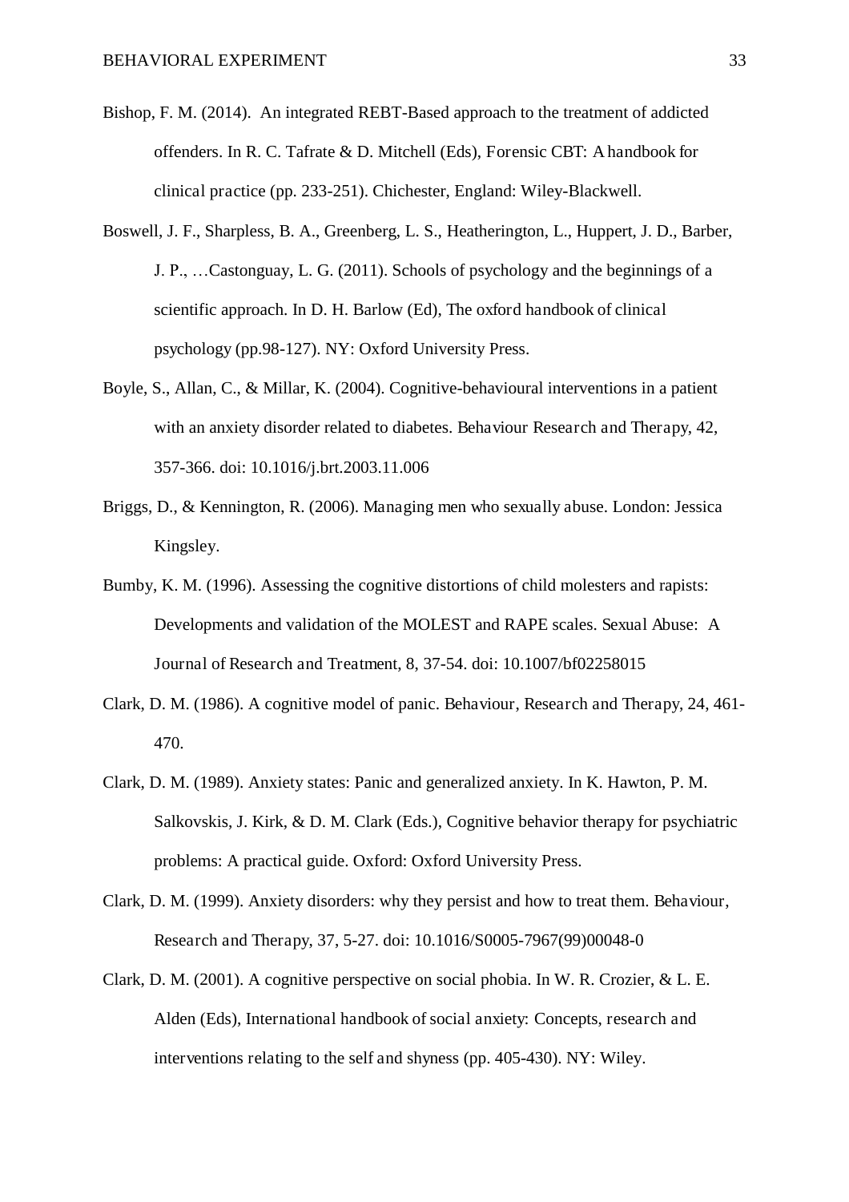Bishop, F. M. (2014). An integrated REBT-Based approach to the treatment of addicted offenders. In R. C. Tafrate & D. Mitchell (Eds), Forensic CBT: A handbook for clinical practice (pp. 233-251). Chichester, England: Wiley-Blackwell.

Boswell, J. F., Sharpless, B. A., Greenberg, L. S., Heatherington, L., Huppert, J. D., Barber, J. P., …Castonguay, L. G. (2011). Schools of psychology and the beginnings of a scientific approach. In D. H. Barlow (Ed), The oxford handbook of clinical psychology (pp.98-127). NY: Oxford University Press.

Boyle, S., Allan, C., & Millar, K. (2004). Cognitive-behavioural interventions in a patient with an anxiety disorder related to diabetes. Behaviour Research and Therapy, 42, 357-366. doi: 10.1016/j.brt.2003.11.006

Briggs, D., & Kennington, R. (2006). Managing men who sexually abuse. London: Jessica Kingsley.

Bumby, K. M. (1996). Assessing the cognitive distortions of child molesters and rapists: Developments and validation of the MOLEST and RAPE scales. Sexual Abuse: A Journal of Research and Treatment, 8, 37-54. doi: 10.1007/bf02258015

Clark, D. M. (1986). A cognitive model of panic. Behaviour, Research and Therapy, 24, 461-470.

Clark, D. M. (1989). Anxiety states: Panic and generalized anxiety. In K. Hawton, P. M. Salkovskis, J. Kirk, & D. M. Clark (Eds.), Cognitive behavior therapy for psychiatric problems: A practical guide. Oxford: Oxford University Press.

Clark, D. M. (1999). Anxiety disorders: why they persist and how to treat them. Behaviour, Research and Therapy, 37, 5-27. doi: 10.1016/S0005-7967(99)00048-0

Clark, D. M. (2001). A cognitive perspective on social phobia. In W. R. Crozier, & L. E. Alden (Eds), International handbook of social anxiety: Concepts, research and interventions relating to the self and shyness (pp. 405-430). NY: Wiley.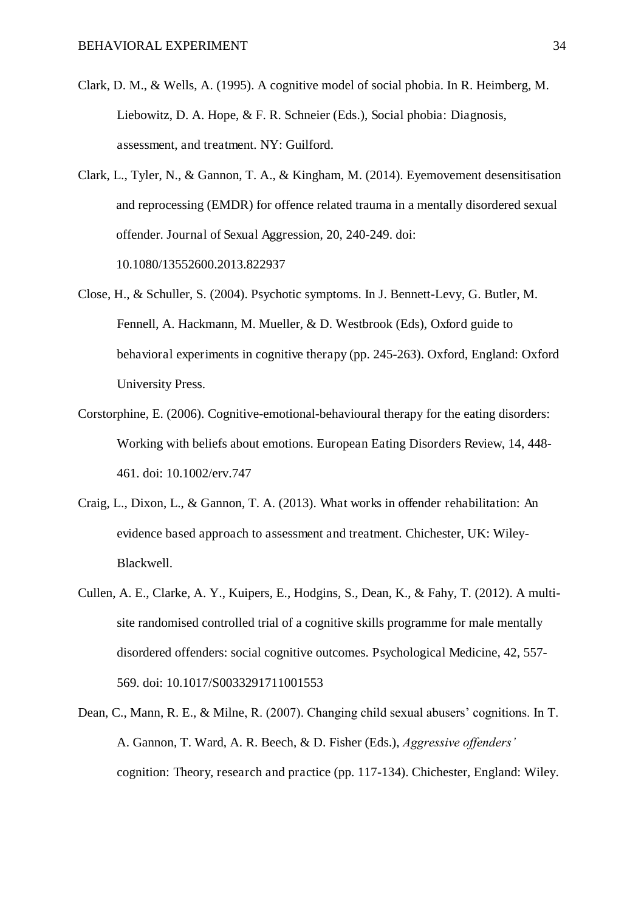Clark, D. M., & Wells, A. (1995). A cognitive model of social phobia. In R. Heimberg, M. Liebowitz, D. A. Hope, & F. R. Schneier (Eds.), Social phobia: Diagnosis, assessment, and treatment. NY: Guilford.

Clark, L., Tyler, N., & Gannon, T. A., & Kingham, M. (2014). Eyemovement desensitisation and reprocessing (EMDR) for offence related trauma in a mentally disordered sexual offender. Journal of Sexual Aggression, 20, 240-249. doi: 10.1080/13552600.2013.822937

Close, H., & Schuller, S. (2004). Psychotic symptoms. In J. Bennett-Levy, G. Butler, M. Fennell, A. Hackmann, M. Mueller, & D. Westbrook (Eds), Oxford guide to behavioral experiments in cognitive therapy (pp. 245-263). Oxford, England: Oxford University Press.

Corstorphine, E. (2006). Cognitive-emotional-behavioural therapy for the eating disorders: Working with beliefs about emotions. European Eating Disorders Review, 14, 448-461. doi: 10.1002/erv.747

Craig, L., Dixon, L., & Gannon, T. A. (2013). What works in offender rehabilitation: An evidence based approach to assessment and treatment. Chichester, UK: Wiley-Blackwell.

Cullen, A. E., Clarke, A. Y., Kuipers, E., Hodgins, S., Dean, K., & Fahy, T. (2012). A multi-site randomised controlled trial of a cognitive skills programme for male mentally disordered offenders: social cognitive outcomes. Psychological Medicine, 42, 557-569. doi: 10.1017/S0033291711001553

Dean, C., Mann, R. E., & Milne, R. (2007). Changing child sexual abusers' cognitions. In T. A. Gannon, T. Ward, A. R. Beech, & D. Fisher (Eds.), *Aggressive offenders'* cognition: Theory, research and practice (pp. 117-134). Chichester, England: Wiley.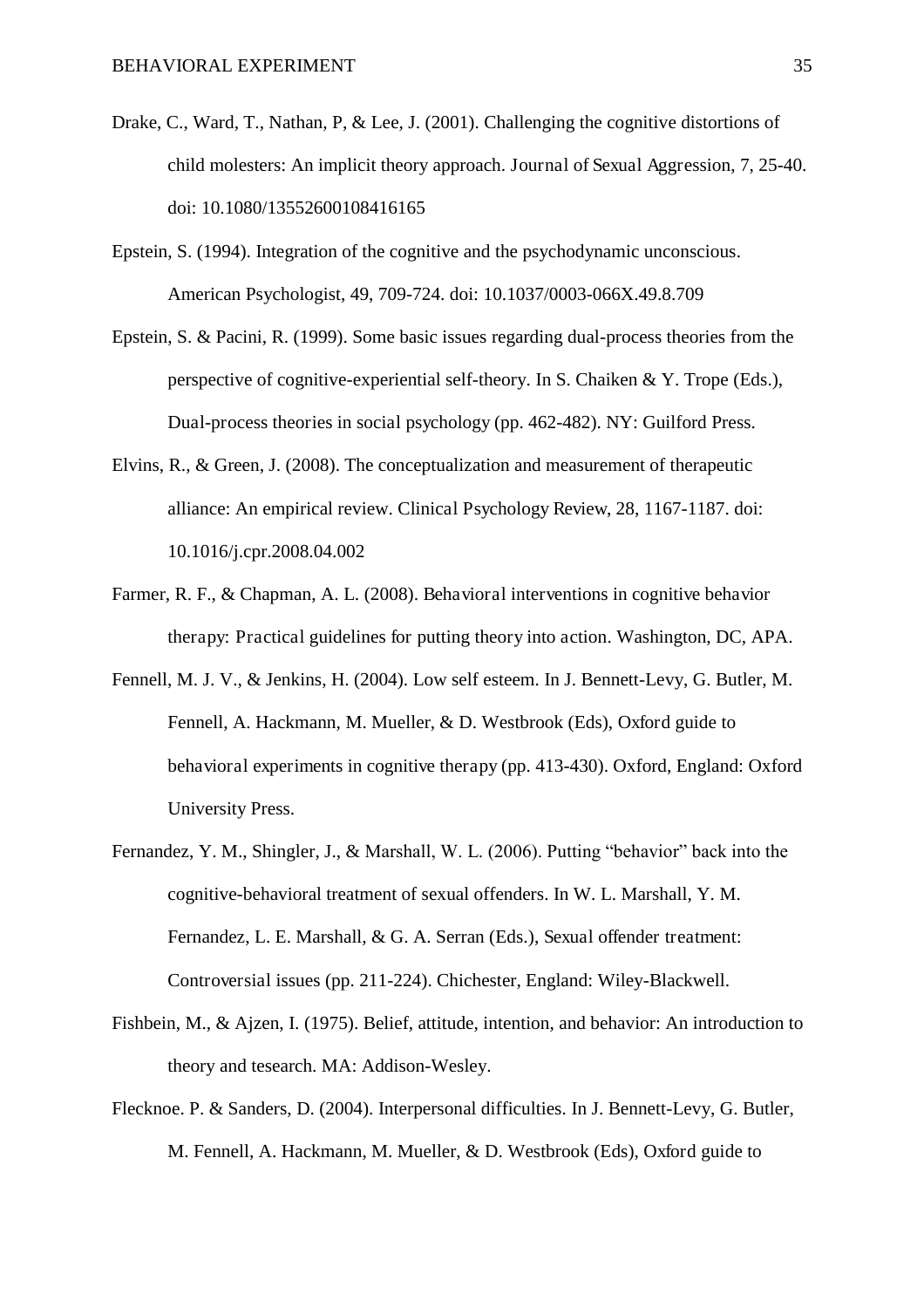Drake, C., Ward, T., Nathan, P, & Lee, J. (2001). Challenging the cognitive distortions of child molesters: An implicit theory approach. Journal of Sexual Aggression, 7, 25-40. doi: 10.1080/13552600108416165

Epstein, S. (1994). Integration of the cognitive and the psychodynamic unconscious. American Psychologist, 49, 709-724. doi: 10.1037/0003-066X.49.8.709

Epstein, S. & Pacini, R. (1999). Some basic issues regarding dual-process theories from the perspective of cognitive-experiential self-theory. In S. Chaiken & Y. Trope (Eds.), Dual-process theories in social psychology (pp. 462-482). NY: Guilford Press.

Elvins, R., & Green, J. (2008). The conceptualization and measurement of therapeutic alliance: An empirical review. Clinical Psychology Review, 28, 1167-1187. doi: 10.1016/j.cpr.2008.04.002

Farmer, R. F., & Chapman, A. L. (2008). Behavioral interventions in cognitive behavior therapy: Practical guidelines for putting theory into action. Washington, DC, APA.

Fennell, M. J. V., & Jenkins, H. (2004). Low self esteem. In J. Bennett-Levy, G. Butler, M. Fennell, A. Hackmann, M. Mueller, & D. Westbrook (Eds), Oxford guide to behavioral experiments in cognitive therapy (pp. 413-430). Oxford, England: Oxford University Press.

Fernandez, Y. M., Shingler, J., & Marshall, W. L. (2006). Putting "behavior" back into the cognitive-behavioral treatment of sexual offenders. In W. L. Marshall, Y. M. Fernandez, L. E. Marshall, & G. A. Serran (Eds.), Sexual offender treatment: Controversial issues (pp. 211-224). Chichester, England: Wiley-Blackwell.

Fishbein, M., & Ajzen, I. (1975). Belief, attitude, intention, and behavior: An introduction to theory and tesearch. MA: Addison-Wesley.

Flecknoe. P. & Sanders, D. (2004). Interpersonal difficulties. In J. Bennett-Levy, G. Butler, M. Fennell, A. Hackmann, M. Mueller, & D. Westbrook (Eds), Oxford guide to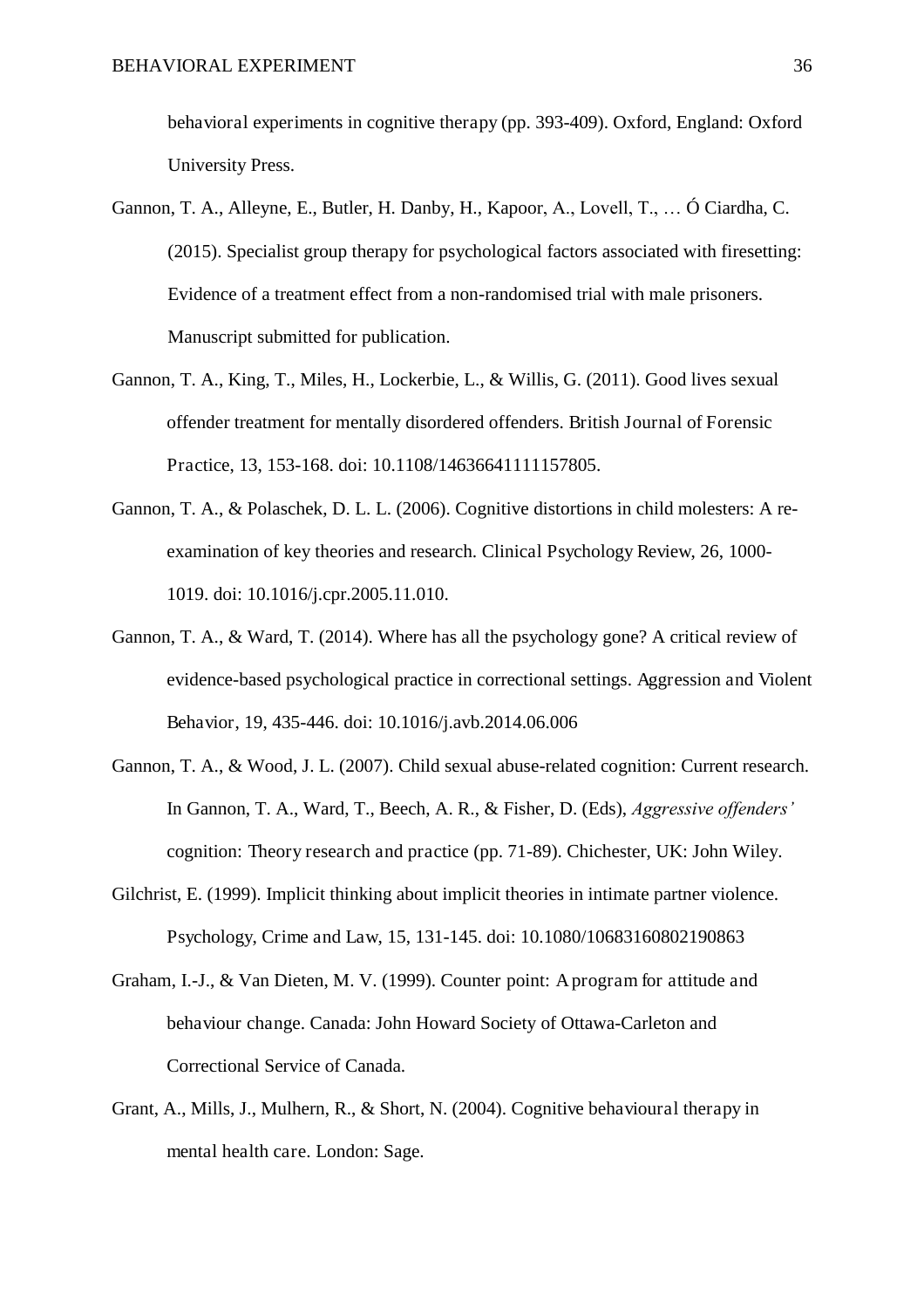behavioral experiments in cognitive therapy (pp. 393-409). Oxford, England: Oxford University Press.

Gannon, T. A., Alleyne, E., Butler, H. Danby, H., Kapoor, A., Lovell, T., … Ó Ciardha, C. (2015). Specialist group therapy for psychological factors associated with firesetting: Evidence of a treatment effect from a non-randomised trial with male prisoners. Manuscript submitted for publication.

Gannon, T. A., King, T., Miles, H., Lockerbie, L., & Willis, G. (2011). Good lives sexual offender treatment for mentally disordered offenders. British Journal of Forensic Practice, 13, 153-168. doi: 10.1108/14636641111157805.

Gannon, T. A., & Polaschek, D. L. L. (2006). Cognitive distortions in child molesters: A re-examination of key theories and research. Clinical Psychology Review, 26, 1000-1019. doi: 10.1016/j.cpr.2005.11.010.

Gannon, T. A., & Ward, T. (2014). Where has all the psychology gone? A critical review of evidence-based psychological practice in correctional settings. Aggression and Violent Behavior, 19, 435-446. doi: 10.1016/j.avb.2014.06.006

Gannon, T. A., & Wood, J. L. (2007). Child sexual abuse-related cognition: Current research. In Gannon, T. A., Ward, T., Beech, A. R., & Fisher, D. (Eds), *Aggressive offenders'* cognition: Theory research and practice (pp. 71-89). Chichester, UK: John Wiley.

Gilchrist, E. (1999). Implicit thinking about implicit theories in intimate partner violence. Psychology, Crime and Law, 15, 131-145. doi: 10.1080/10683160802190863

Graham, I.-J., & Van Dieten, M. V. (1999). Counter point: A program for attitude and behaviour change. Canada: John Howard Society of Ottawa-Carleton and Correctional Service of Canada.

Grant, A., Mills, J., Mulhern, R., & Short, N. (2004). Cognitive behavioural therapy in mental health care. London: Sage.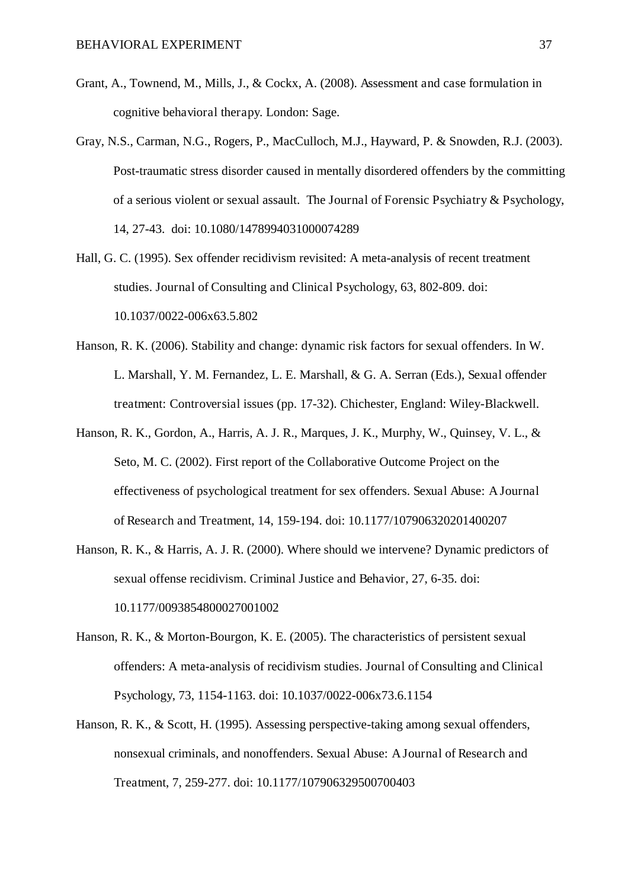Grant, A., Townend, M., Mills, J., & Cockx, A. (2008). Assessment and case formulation in cognitive behavioral therapy. London: Sage.

Gray, N.S., Carman, N.G., Rogers, P., MacCulloch, M.J., Hayward, P. & Snowden, R.J. (2003). Post-traumatic stress disorder caused in mentally disordered offenders by the committing of a serious violent or sexual assault. The Journal of Forensic Psychiatry & Psychology, 14, 27-43. doi: 10.1080/1478994031000074289

Hall, G. C. (1995). Sex offender recidivism revisited: A meta-analysis of recent treatment studies. Journal of Consulting and Clinical Psychology, 63, 802-809. doi: 10.1037/0022-006x63.5.802

Hanson, R. K. (2006). Stability and change: dynamic risk factors for sexual offenders. In W. L. Marshall, Y. M. Fernandez, L. E. Marshall, & G. A. Serran (Eds.), Sexual offender treatment: Controversial issues (pp. 17-32). Chichester, England: Wiley-Blackwell.

Hanson, R. K., Gordon, A., Harris, A. J. R., Marques, J. K., Murphy, W., Quinsey, V. L., & Seto, M. C. (2002). First report of the Collaborative Outcome Project on the effectiveness of psychological treatment for sex offenders. Sexual Abuse: A Journal of Research and Treatment, 14, 159-194. doi: 10.1177/107906320201400207

Hanson, R. K., & Harris, A. J. R. (2000). Where should we intervene? Dynamic predictors of sexual offense recidivism. Criminal Justice and Behavior, 27, 6-35. doi: 10.1177/0093854800027001002

Hanson, R. K., & Morton-Bourgon, K. E. (2005). The characteristics of persistent sexual offenders: A meta-analysis of recidivism studies. Journal of Consulting and Clinical Psychology, 73, 1154-1163. doi: 10.1037/0022-006x73.6.1154

Hanson, R. K., & Scott, H. (1995). Assessing perspective-taking among sexual offenders, nonsexual criminals, and nonoffenders. Sexual Abuse: A Journal of Research and Treatment, 7, 259-277. doi: 10.1177/107906329500700403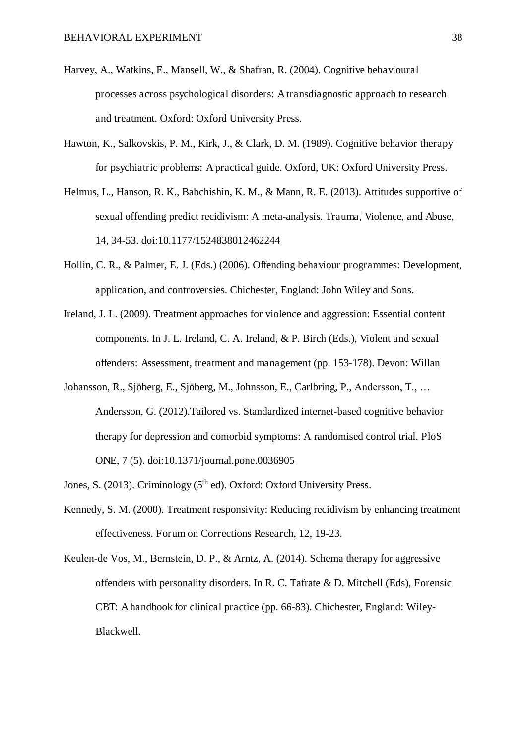Harvey, A., Watkins, E., Mansell, W., & Shafran, R. (2004). Cognitive behavioural processes across psychological disorders: A transdiagnostic approach to research and treatment. Oxford: Oxford University Press.

Hawton, K., Salkovskis, P. M., Kirk, J., & Clark, D. M. (1989). Cognitive behavior therapy for psychiatric problems: A practical guide. Oxford, UK: Oxford University Press.

Helmus, L., Hanson, R. K., Babchishin, K. M., & Mann, R. E. (2013). Attitudes supportive of sexual offending predict recidivism: A meta-analysis. Trauma, Violence, and Abuse, 14, 34-53. doi:10.1177/1524838012462244

Hollin, C. R., & Palmer, E. J. (Eds.) (2006). Offending behaviour programmes: Development, application, and controversies. Chichester, England: John Wiley and Sons.

Ireland, J. L. (2009). Treatment approaches for violence and aggression: Essential content components. In J. L. Ireland, C. A. Ireland, & P. Birch (Eds.), Violent and sexual offenders: Assessment, treatment and management (pp. 153-178). Devon: Willan

Johansson, R., Sjöberg, E., Sjöberg, M., Johnsson, E., Carlbring, P., Andersson, T., … Andersson, G. (2012).Tailored vs. Standardized internet-based cognitive behavior therapy for depression and comorbid symptoms: A randomised control trial. PloS ONE, 7 (5). doi:10.1371/journal.pone.0036905

Jones, S. (2013). Criminology (5th ed). Oxford: Oxford University Press.

Kennedy, S. M. (2000). Treatment responsivity: Reducing recidivism by enhancing treatment effectiveness. Forum on Corrections Research, 12, 19-23.

Keulen-de Vos, M., Bernstein, D. P., & Arntz, A. (2014). Schema therapy for aggressive offenders with personality disorders. In R. C. Tafrate & D. Mitchell (Eds), Forensic CBT: A handbook for clinical practice (pp. 66-83). Chichester, England: Wiley-Blackwell.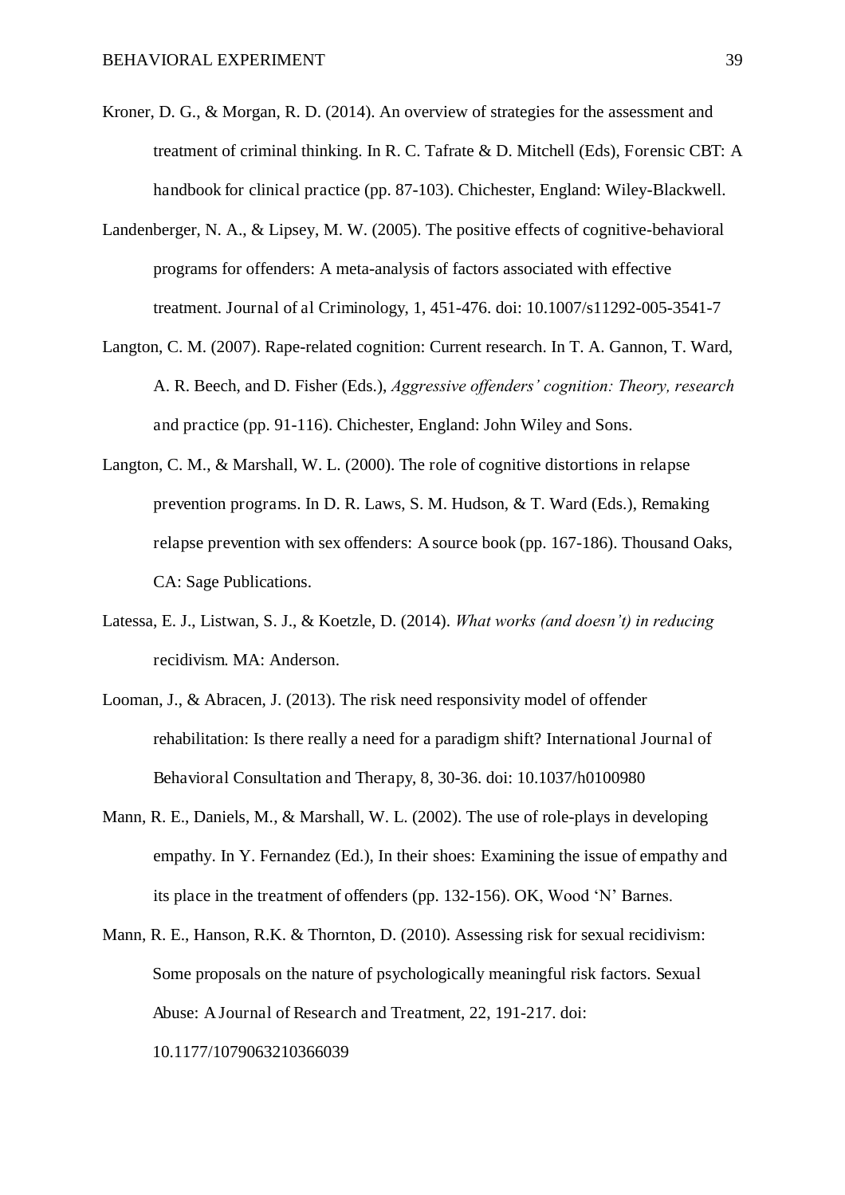Kroner, D. G., & Morgan, R. D. (2014). An overview of strategies for the assessment and treatment of criminal thinking. In R. C. Tafrate & D. Mitchell (Eds), Forensic CBT: A handbook for clinical practice (pp. 87-103). Chichester, England: Wiley-Blackwell.

Landenberger, N. A., & Lipsey, M. W. (2005). The positive effects of cognitive-behavioral programs for offenders: A meta-analysis of factors associated with effective treatment. Journal of al Criminology, 1, 451-476. doi: 10.1007/s11292-005-3541-7

Langton, C. M. (2007). Rape-related cognition: Current research. In T. A. Gannon, T. Ward, A. R. Beech, and D. Fisher (Eds.), *Aggressive offenders' cognition: Theory, research* and practice (pp. 91-116). Chichester, England: John Wiley and Sons.

Langton, C. M., & Marshall, W. L. (2000). The role of cognitive distortions in relapse prevention programs. In D. R. Laws, S. M. Hudson, & T. Ward (Eds.), Remaking relapse prevention with sex offenders: A source book (pp. 167-186). Thousand Oaks, CA: Sage Publications.

Latessa, E. J., Listwan, S. J., & Koetzle, D. (2014). *What works (and doesn't) in reducing* recidivism. MA: Anderson.

Looman, J., & Abracen, J. (2013). The risk need responsivity model of offender rehabilitation: Is there really a need for a paradigm shift? International Journal of Behavioral Consultation and Therapy, 8, 30-36. doi: 10.1037/h0100980

Mann, R. E., Daniels, M., & Marshall, W. L. (2002). The use of role-plays in developing empathy. In Y. Fernandez (Ed.), In their shoes: Examining the issue of empathy and its place in the treatment of offenders (pp. 132-156). OK, Wood 'N' Barnes.

Mann, R. E., Hanson, R.K. & Thornton, D. (2010). Assessing risk for sexual recidivism: Some proposals on the nature of psychologically meaningful risk factors. Sexual Abuse: A Journal of Research and Treatment, 22, 191-217. doi: 10.1177/1079063210366039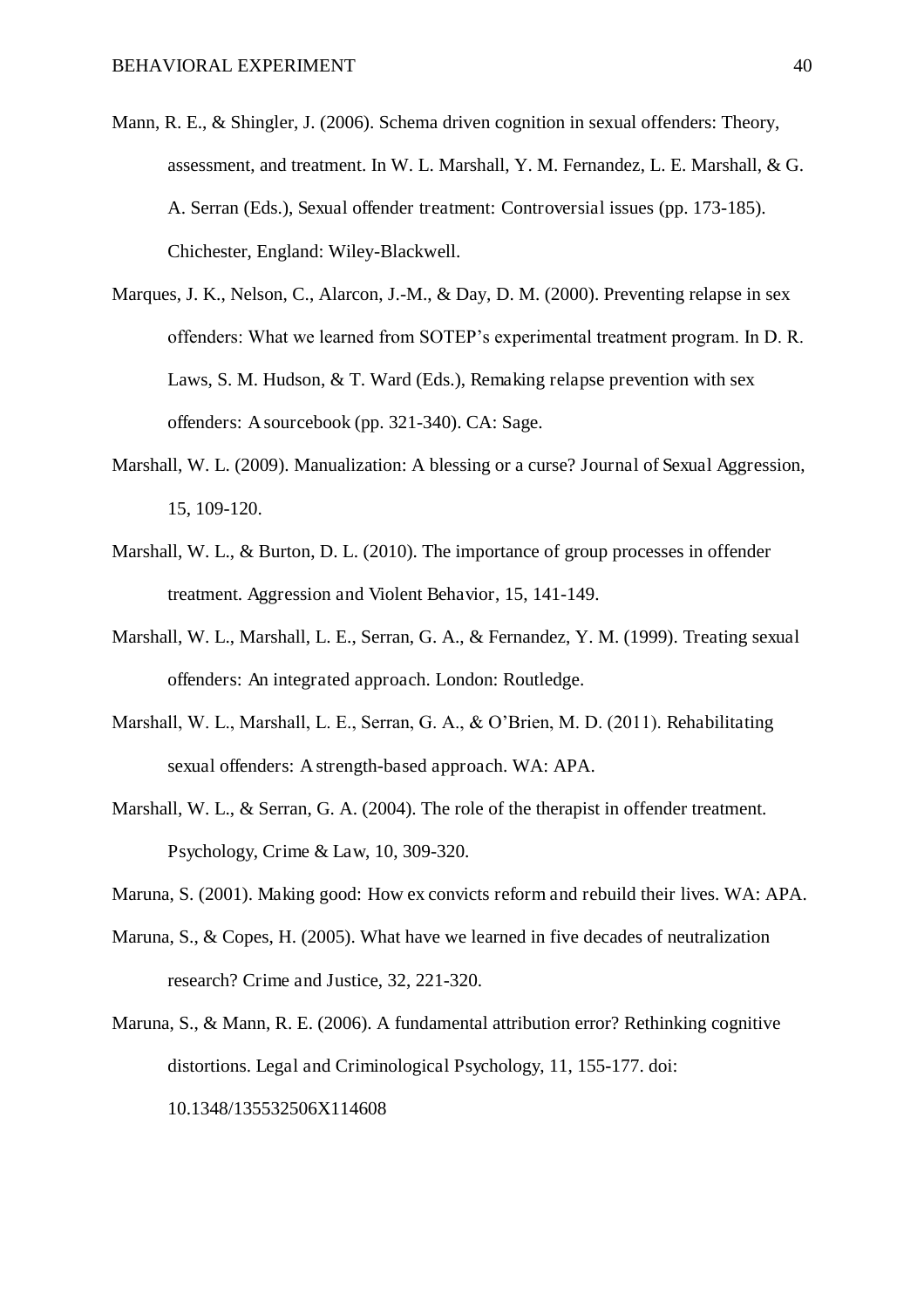Mann, R. E., & Shingler, J. (2006). Schema driven cognition in sexual offenders: Theory, assessment, and treatment. In W. L. Marshall, Y. M. Fernandez, L. E. Marshall, & G. A. Serran (Eds.), Sexual offender treatment: Controversial issues (pp. 173-185). Chichester, England: Wiley-Blackwell.

Marques, J. K., Nelson, C., Alarcon, J.-M., & Day, D. M. (2000). Preventing relapse in sex offenders: What we learned from SOTEP's experimental treatment program. In D. R. Laws, S. M. Hudson, & T. Ward (Eds.), Remaking relapse prevention with sex offenders: A sourcebook (pp. 321-340). CA: Sage.

Marshall, W. L. (2009). Manualization: A blessing or a curse? Journal of Sexual Aggression, 15, 109-120.

Marshall, W. L., & Burton, D. L. (2010). The importance of group processes in offender treatment. Aggression and Violent Behavior, 15, 141-149.

Marshall, W. L., Marshall, L. E., Serran, G. A., & Fernandez, Y. M. (1999). Treating sexual offenders: An integrated approach. London: Routledge.

Marshall, W. L., Marshall, L. E., Serran, G. A., & O'Brien, M. D. (2011). Rehabilitating sexual offenders: A strength-based approach. WA: APA.

Marshall, W. L., & Serran, G. A. (2004). The role of the therapist in offender treatment. Psychology, Crime & Law, 10, 309-320.

Maruna, S. (2001). Making good: How ex convicts reform and rebuild their lives. WA: APA.

Maruna, S., & Copes, H. (2005). What have we learned in five decades of neutralization research? Crime and Justice, 32, 221-320.

Maruna, S., & Mann, R. E. (2006). A fundamental attribution error? Rethinking cognitive distortions. Legal and Criminological Psychology, 11, 155-177. doi: 10.1348/135532506X114608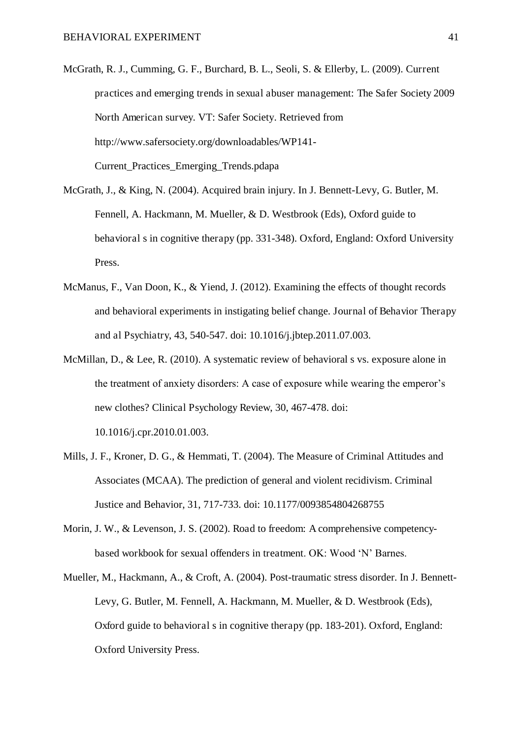McGrath, R. J., Cumming, G. F., Burchard, B. L., Seoli, S. & Ellerby, L. (2009). Current practices and emerging trends in sexual abuser management: The Safer Society 2009 North American survey. VT: Safer Society. Retrieved from http://www.safersociety.org/downloadables/WP141-Current_Practices_Emerging_Trends.pdapa

McGrath, J., & King, N. (2004). Acquired brain injury. In J. Bennett-Levy, G. Butler, M. Fennell, A. Hackmann, M. Mueller, & D. Westbrook (Eds), Oxford guide to behavioral s in cognitive therapy (pp. 331-348). Oxford, England: Oxford University Press.

McManus, F., Van Doon, K., & Yiend, J. (2012). Examining the effects of thought records and behavioral experiments in instigating belief change. Journal of Behavior Therapy and al Psychiatry, 43, 540-547. doi: 10.1016/j.jbtep.2011.07.003.

McMillan, D., & Lee, R. (2010). A systematic review of behavioral s vs. exposure alone in the treatment of anxiety disorders: A case of exposure while wearing the emperor's new clothes? Clinical Psychology Review, 30, 467-478. doi: 10.1016/j.cpr.2010.01.003.

Mills, J. F., Kroner, D. G., & Hemmati, T. (2004). The Measure of Criminal Attitudes and Associates (MCAA). The prediction of general and violent recidivism. Criminal Justice and Behavior, 31, 717-733. doi: 10.1177/0093854804268755

Morin, J. W., & Levenson, J. S. (2002). Road to freedom: A comprehensive competency-based workbook for sexual offenders in treatment. OK: Wood 'N' Barnes.

Mueller, M., Hackmann, A., & Croft, A. (2004). Post-traumatic stress disorder. In J. Bennett-Levy, G. Butler, M. Fennell, A. Hackmann, M. Mueller, & D. Westbrook (Eds), Oxford guide to behavioral s in cognitive therapy (pp. 183-201). Oxford, England: Oxford University Press.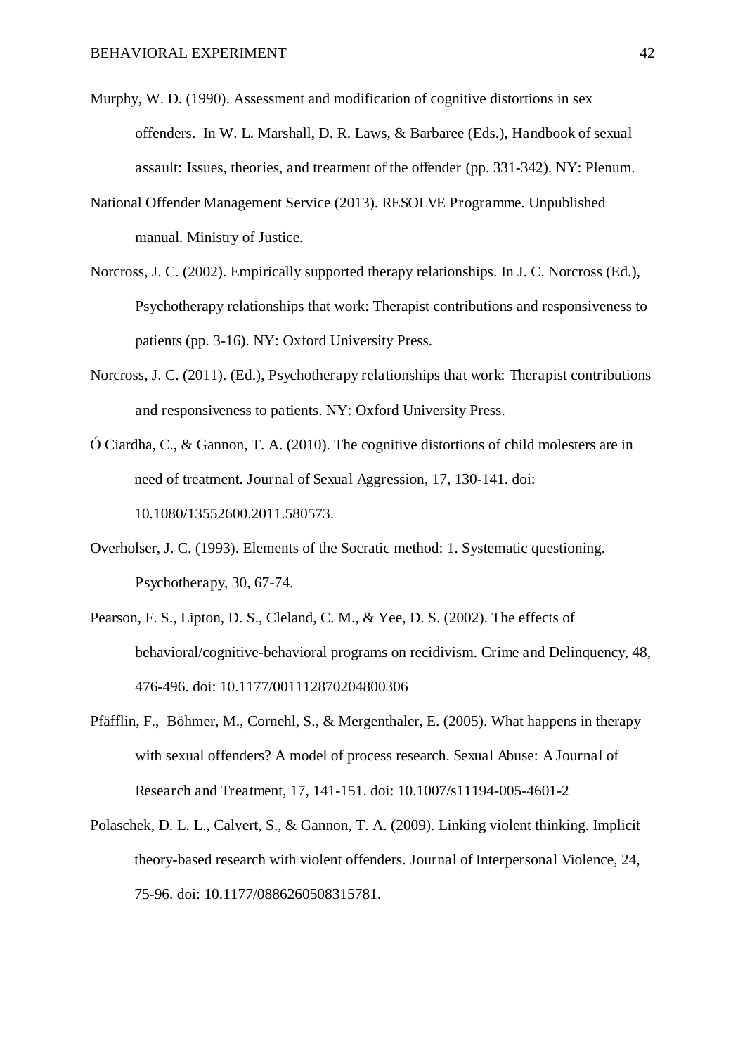Murphy, W. D. (1990). Assessment and modification of cognitive distortions in sex offenders. In W. L. Marshall, D. R. Laws, & Barbaree (Eds.), Handbook of sexual assault: Issues, theories, and treatment of the offender (pp. 331-342). NY: Plenum.

National Offender Management Service (2013). RESOLVE Programme. Unpublished manual. Ministry of Justice.

Norcross, J. C. (2002). Empirically supported therapy relationships. In J. C. Norcross (Ed.), Psychotherapy relationships that work: Therapist contributions and responsiveness to patients (pp. 3-16). NY: Oxford University Press.

Norcross, J. C. (2011). (Ed.), Psychotherapy relationships that work: Therapist contributions and responsiveness to patients. NY: Oxford University Press.

Ó Ciardha, C., & Gannon, T. A. (2010). The cognitive distortions of child molesters are in need of treatment. Journal of Sexual Aggression, 17, 130-141. doi: 10.1080/13552600.2011.580573.

Overholser, J. C. (1993). Elements of the Socratic method: 1. Systematic questioning. Psychotherapy, 30, 67-74.

Pearson, F. S., Lipton, D. S., Cleland, C. M., & Yee, D. S. (2002). The effects of behavioral/cognitive-behavioral programs on recidivism. Crime and Delinquency, 48, 476-496. doi: 10.1177/001112870204800306

Pfäfflin, F., Böhmer, M., Cornehl, S., & Mergenthaler, E. (2005). What happens in therapy with sexual offenders? A model of process research. Sexual Abuse: A Journal of Research and Treatment, 17, 141-151. doi: 10.1007/s11194-005-4601-2

Polaschek, D. L. L., Calvert, S., & Gannon, T. A. (2009). Linking violent thinking. Implicit theory-based research with violent offenders. Journal of Interpersonal Violence, 24, 75-96. doi: 10.1177/0886260508315781.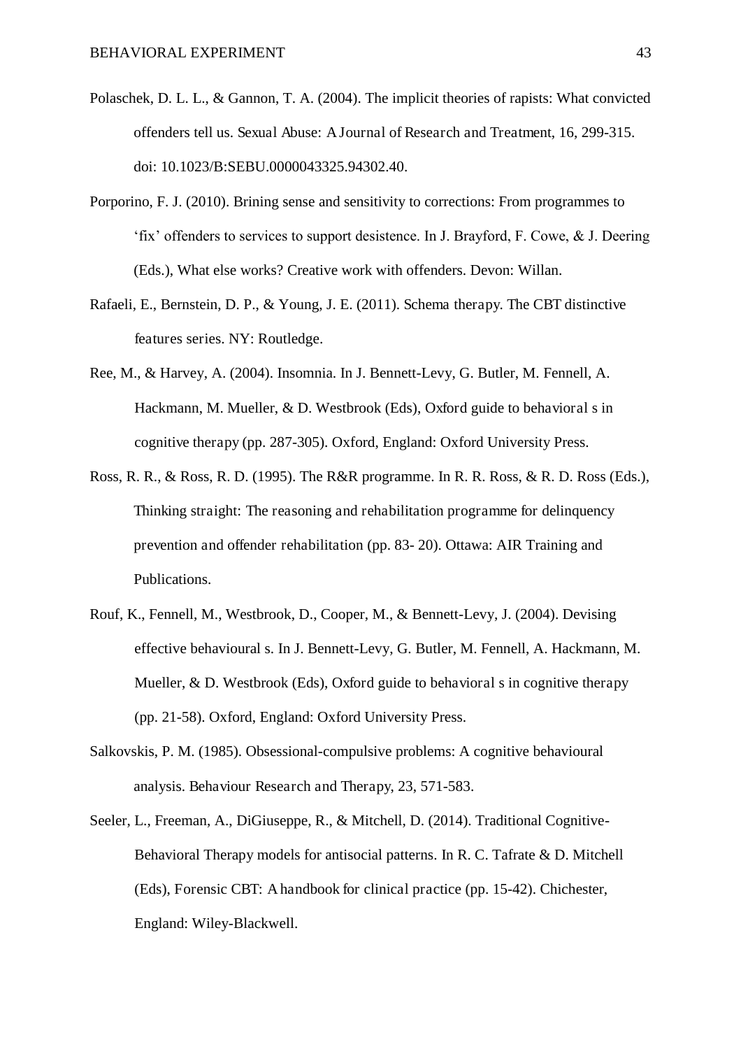Polaschek, D. L. L., & Gannon, T. A. (2004). The implicit theories of rapists: What convicted offenders tell us. Sexual Abuse: A Journal of Research and Treatment, 16, 299-315. doi: 10.1023/B:SEBU.0000043325.94302.40.

Porporino, F. J. (2010). Brining sense and sensitivity to corrections: From programmes to 'fix' offenders to services to support desistence. In J. Brayford, F. Cowe, & J. Deering (Eds.), What else works? Creative work with offenders. Devon: Willan.

Rafaeli, E., Bernstein, D. P., & Young, J. E. (2011). Schema therapy. The CBT distinctive features series. NY: Routledge.

Ree, M., & Harvey, A. (2004). Insomnia. In J. Bennett-Levy, G. Butler, M. Fennell, A. Hackmann, M. Mueller, & D. Westbrook (Eds), Oxford guide to behavioral s in cognitive therapy (pp. 287-305). Oxford, England: Oxford University Press.

Ross, R. R., & Ross, R. D. (1995). The R&R programme. In R. R. Ross, & R. D. Ross (Eds.), Thinking straight: The reasoning and rehabilitation programme for delinquency prevention and offender rehabilitation (pp. 83- 20). Ottawa: AIR Training and Publications.

Rouf, K., Fennell, M., Westbrook, D., Cooper, M., & Bennett-Levy, J. (2004). Devising effective behavioural s. In J. Bennett-Levy, G. Butler, M. Fennell, A. Hackmann, M. Mueller, & D. Westbrook (Eds), Oxford guide to behavioral s in cognitive therapy (pp. 21-58). Oxford, England: Oxford University Press.

Salkovskis, P. M. (1985). Obsessional-compulsive problems: A cognitive behavioural analysis. Behaviour Research and Therapy, 23, 571-583.

Seeler, L., Freeman, A., DiGiuseppe, R., & Mitchell, D. (2014). Traditional Cognitive-Behavioral Therapy models for antisocial patterns. In R. C. Tafrate & D. Mitchell (Eds), Forensic CBT: A handbook for clinical practice (pp. 15-42). Chichester, England: Wiley-Blackwell.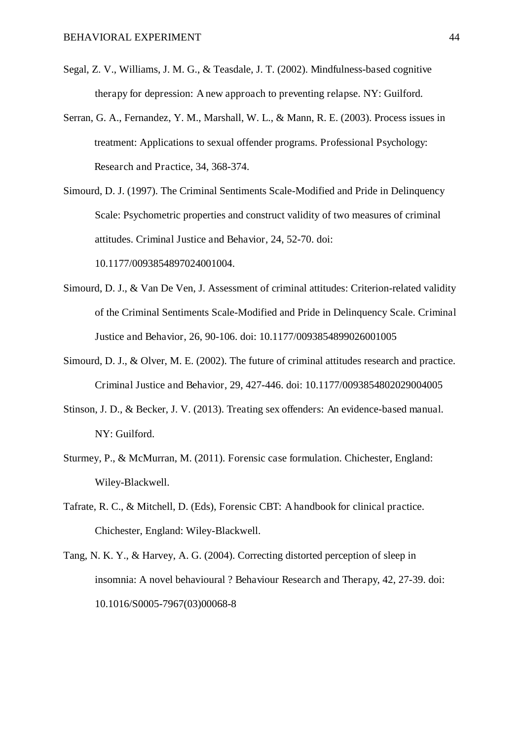Segal, Z. V., Williams, J. M. G., & Teasdale, J. T. (2002). Mindfulness-based cognitive therapy for depression: A new approach to preventing relapse. NY: Guilford.

Serran, G. A., Fernandez, Y. M., Marshall, W. L., & Mann, R. E. (2003). Process issues in treatment: Applications to sexual offender programs. Professional Psychology: Research and Practice, 34, 368-374.

Simourd, D. J. (1997). The Criminal Sentiments Scale-Modified and Pride in Delinquency Scale: Psychometric properties and construct validity of two measures of criminal attitudes. Criminal Justice and Behavior, 24, 52-70. doi: 10.1177/0093854897024001004.

Simourd, D. J., & Van De Ven, J. Assessment of criminal attitudes: Criterion-related validity of the Criminal Sentiments Scale-Modified and Pride in Delinquency Scale. Criminal Justice and Behavior, 26, 90-106. doi: 10.1177/0093854899026001005

Simourd, D. J., & Olver, M. E. (2002). The future of criminal attitudes research and practice. Criminal Justice and Behavior, 29, 427-446. doi: 10.1177/0093854802029004005

Stinson, J. D., & Becker, J. V. (2013). Treating sex offenders: An evidence-based manual. NY: Guilford.

Sturmey, P., & McMurran, M. (2011). Forensic case formulation. Chichester, England: Wiley-Blackwell.

Tafrate, R. C., & Mitchell, D. (Eds), Forensic CBT: A handbook for clinical practice. Chichester, England: Wiley-Blackwell.

Tang, N. K. Y., & Harvey, A. G. (2004). Correcting distorted perception of sleep in insomnia: A novel behavioural ? Behaviour Research and Therapy, 42, 27-39. doi: 10.1016/S0005-7967(03)00068-8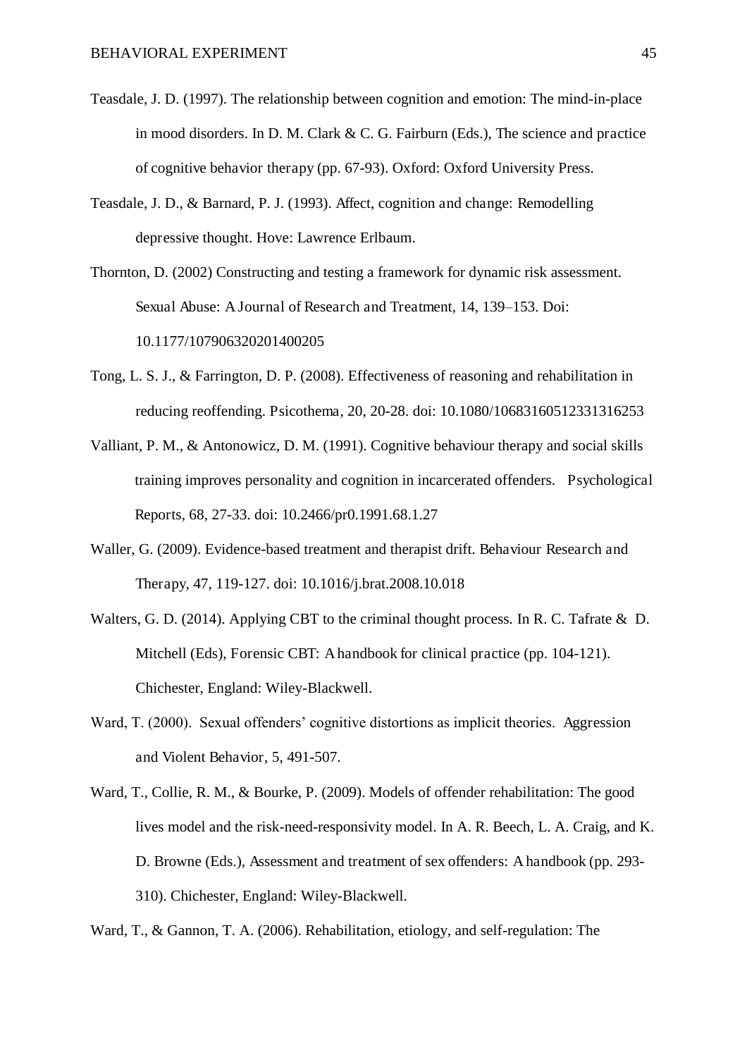Teasdale, J. D. (1997). The relationship between cognition and emotion: The mind-in-place in mood disorders. In D. M. Clark & C. G. Fairburn (Eds.), The science and practice of cognitive behavior therapy (pp. 67-93). Oxford: Oxford University Press.

Teasdale, J. D., & Barnard, P. J. (1993). Affect, cognition and change: Remodelling depressive thought. Hove: Lawrence Erlbaum.

Thornton, D. (2002) Constructing and testing a framework for dynamic risk assessment. Sexual Abuse: A Journal of Research and Treatment, 14, 139–153. Doi: 10.1177/107906320201400205

Tong, L. S. J., & Farrington, D. P. (2008). Effectiveness of reasoning and rehabilitation in reducing reoffending. Psicothema, 20, 20-28. doi: 10.1080/10683160512331316253

Valliant, P. M., & Antonowicz, D. M. (1991). Cognitive behaviour therapy and social skills training improves personality and cognition in incarcerated offenders. Psychological Reports, 68, 27-33. doi: 10.2466/pr0.1991.68.1.27

Waller, G. (2009). Evidence-based treatment and therapist drift. Behaviour Research and Therapy, 47, 119-127. doi: 10.1016/j.brat.2008.10.018

Walters, G. D. (2014). Applying CBT to the criminal thought process. In R. C. Tafrate & D. Mitchell (Eds), Forensic CBT: A handbook for clinical practice (pp. 104-121). Chichester, England: Wiley-Blackwell.

Ward, T. (2000). Sexual offenders' cognitive distortions as implicit theories. Aggression and Violent Behavior, 5, 491-507.

Ward, T., Collie, R. M., & Bourke, P. (2009). Models of offender rehabilitation: The good lives model and the risk-need-responsivity model. In A. R. Beech, L. A. Craig, and K. D. Browne (Eds.), Assessment and treatment of sex offenders: A handbook (pp. 293-310). Chichester, England: Wiley-Blackwell.

Ward, T., & Gannon, T. A. (2006). Rehabilitation, etiology, and self-regulation: The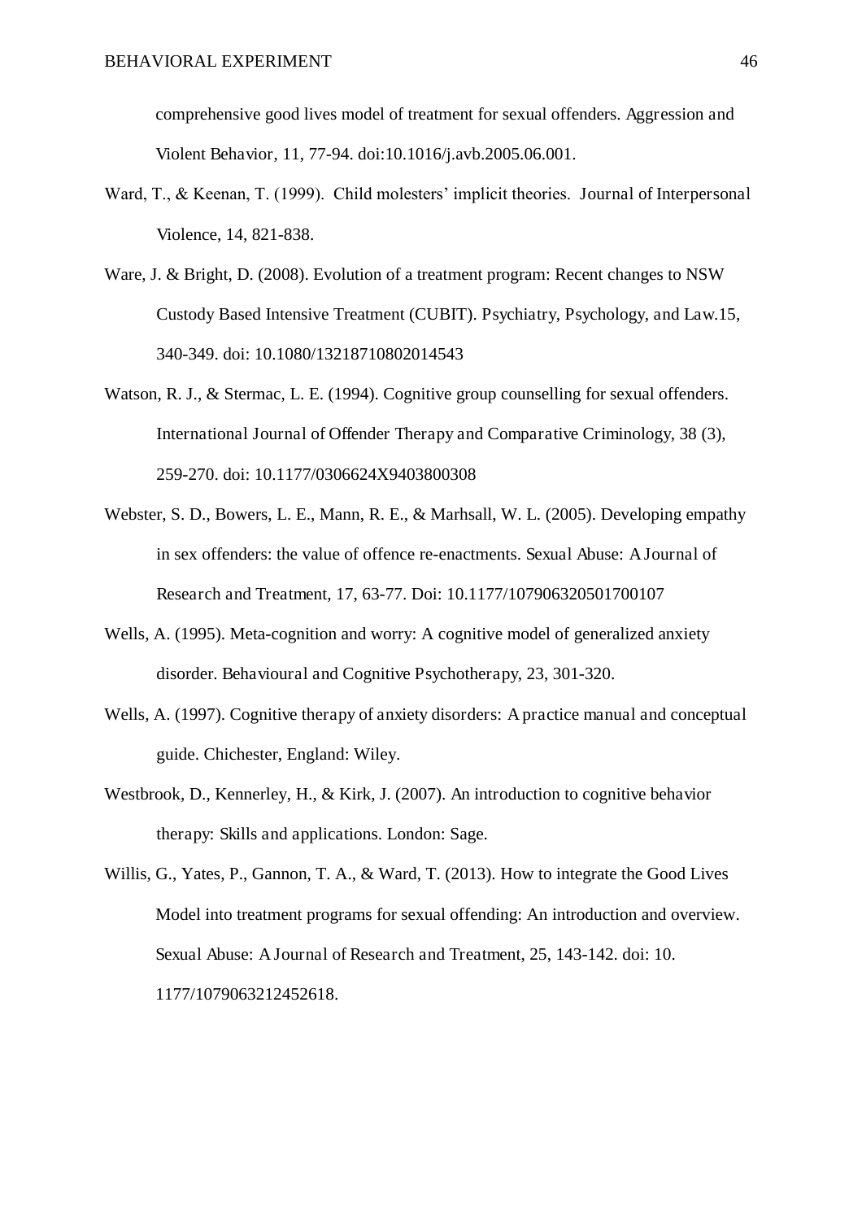comprehensive good lives model of treatment for sexual offenders. Aggression and Violent Behavior, 11, 77-94. doi:10.1016/j.avb.2005.06.001.

Ward, T., & Keenan, T. (1999). Child molesters' implicit theories. Journal of Interpersonal Violence, 14, 821-838.

Ware, J. & Bright, D. (2008). Evolution of a treatment program: Recent changes to NSW Custody Based Intensive Treatment (CUBIT). Psychiatry, Psychology, and Law.15, 340-349. doi: 10.1080/13218710802014543

Watson, R. J., & Stermac, L. E. (1994). Cognitive group counselling for sexual offenders. International Journal of Offender Therapy and Comparative Criminology, 38 (3), 259-270. doi: 10.1177/0306624X9403800308

Webster, S. D., Bowers, L. E., Mann, R. E., & Marhsall, W. L. (2005). Developing empathy in sex offenders: the value of offence re-enactments. Sexual Abuse: A Journal of Research and Treatment, 17, 63-77. Doi: 10.1177/107906320501700107

Wells, A. (1995). Meta-cognition and worry: A cognitive model of generalized anxiety disorder. Behavioural and Cognitive Psychotherapy, 23, 301-320.

Wells, A. (1997). Cognitive therapy of anxiety disorders: A practice manual and conceptual guide. Chichester, England: Wiley.

Westbrook, D., Kennerley, H., & Kirk, J. (2007). An introduction to cognitive behavior therapy: Skills and applications. London: Sage.

Willis, G., Yates, P., Gannon, T. A., & Ward, T. (2013). How to integrate the Good Lives Model into treatment programs for sexual offending: An introduction and overview. Sexual Abuse: A Journal of Research and Treatment, 25, 143-142. doi: 10. 1177/1079063212452618.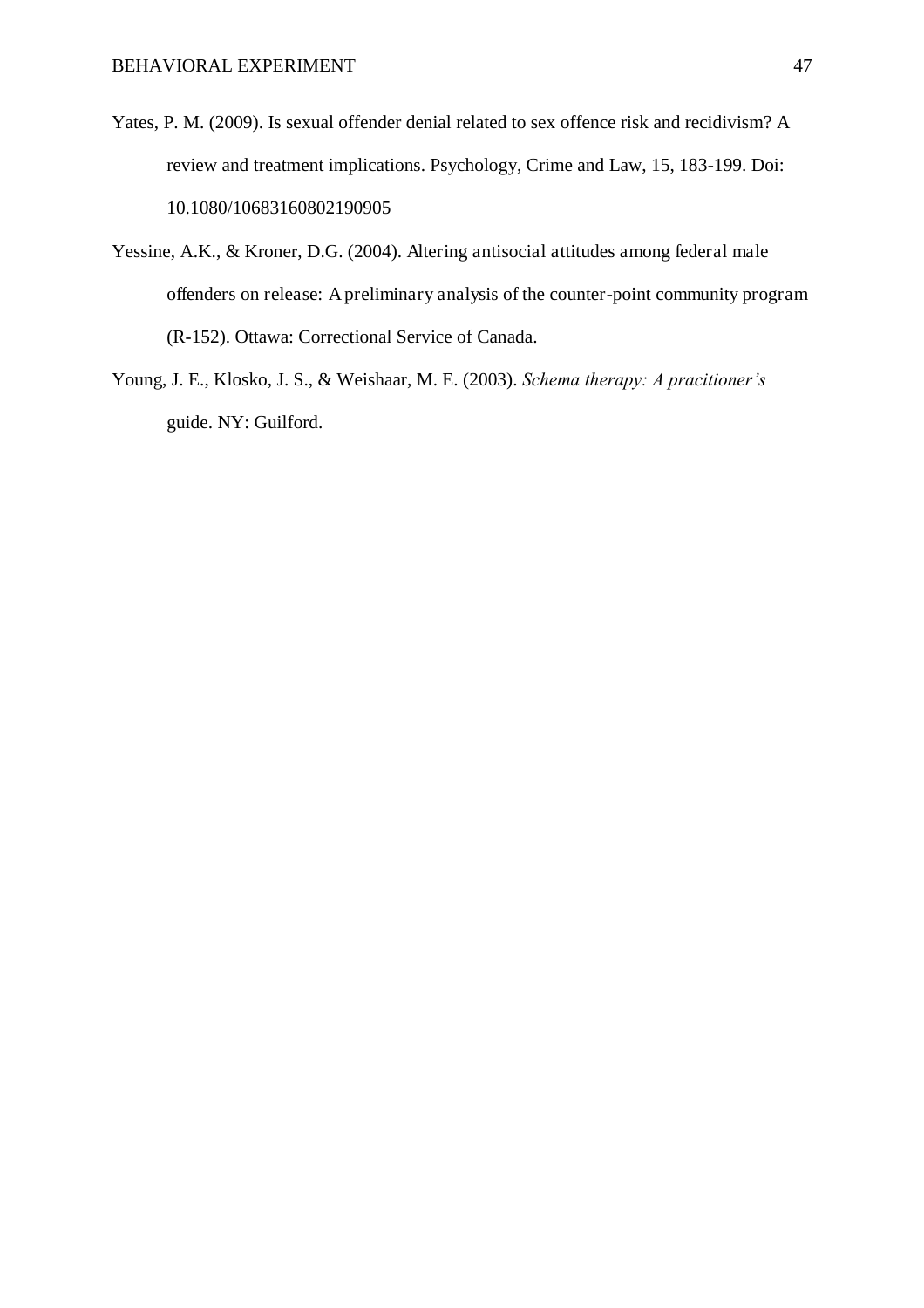Yates, P. M. (2009). Is sexual offender denial related to sex offence risk and recidivism? A review and treatment implications. Psychology, Crime and Law, 15, 183-199. Doi: 10.1080/10683160802190905

Yessine, A.K., & Kroner, D.G. (2004). Altering antisocial attitudes among federal male offenders on release: A preliminary analysis of the counter-point community program (R-152). Ottawa: Correctional Service of Canada.

Young, J. E., Klosko, J. S., & Weishaar, M. E. (2003). *Schema therapy: A pracitioner's* guide. NY: Guilford.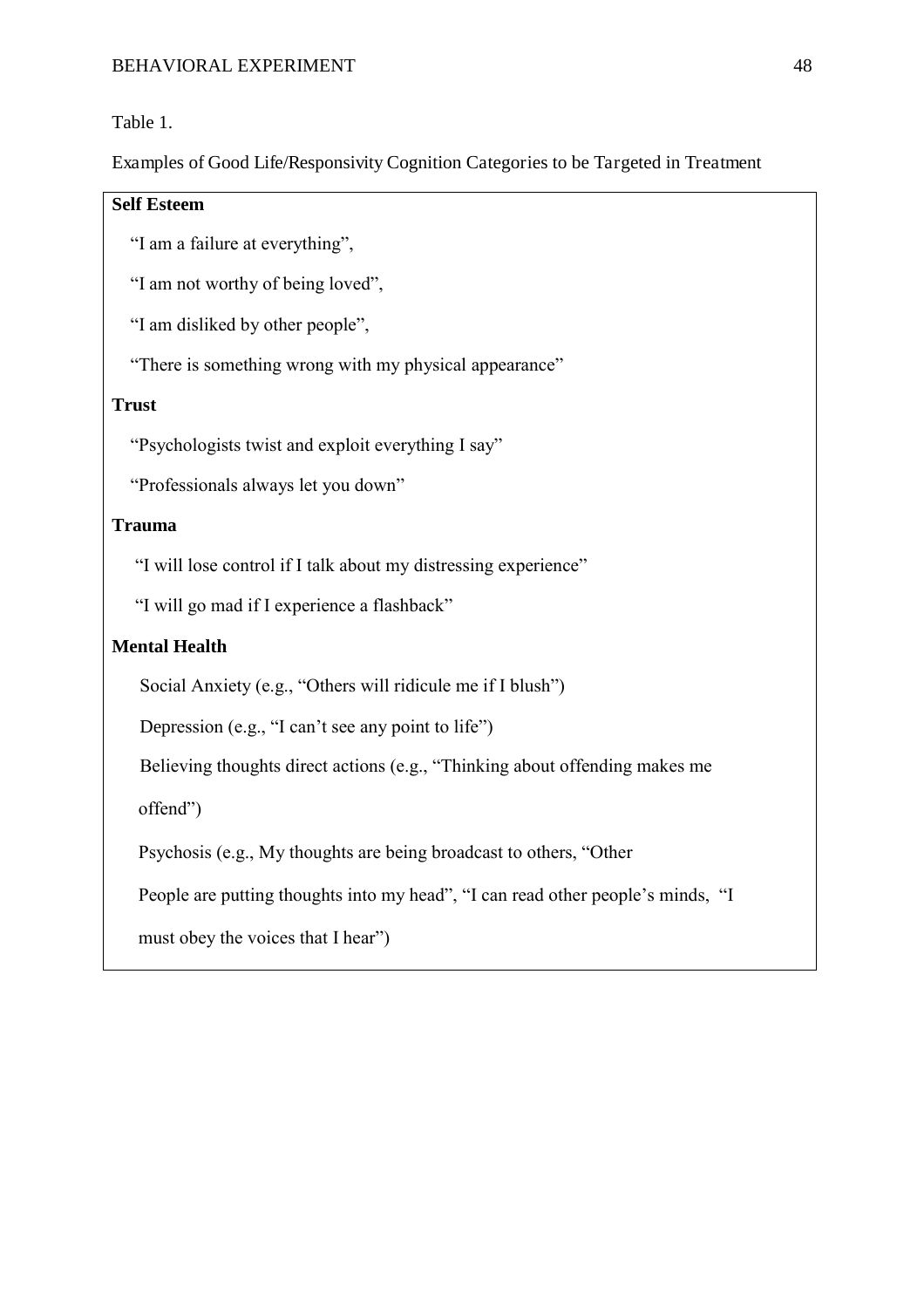Table 1.

Examples of Good Life/Responsivity Cognition Categories to be Targeted in Treatment

**Self Esteem**

"I am a failure at everything",

"I am not worthy of being loved",

"I am disliked by other people",

"There is something wrong with my physical appearance"

**Trust**

"Psychologists twist and exploit everything I say"

"Professionals always let you down"

**Trauma**

"I will lose control if I talk about my distressing experience"

"I will go mad if I experience a flashback"

**Mental Health**

Social Anxiety (e.g., "Others will ridicule me if I blush")

Depression (e.g., "I can't see any point to life")

Believing thoughts direct actions (e.g., "Thinking about offending makes me offend")

Psychosis (e.g., My thoughts are being broadcast to others, "Other People are putting thoughts into my head", "I can read other people's minds, "I must obey the voices that I hear")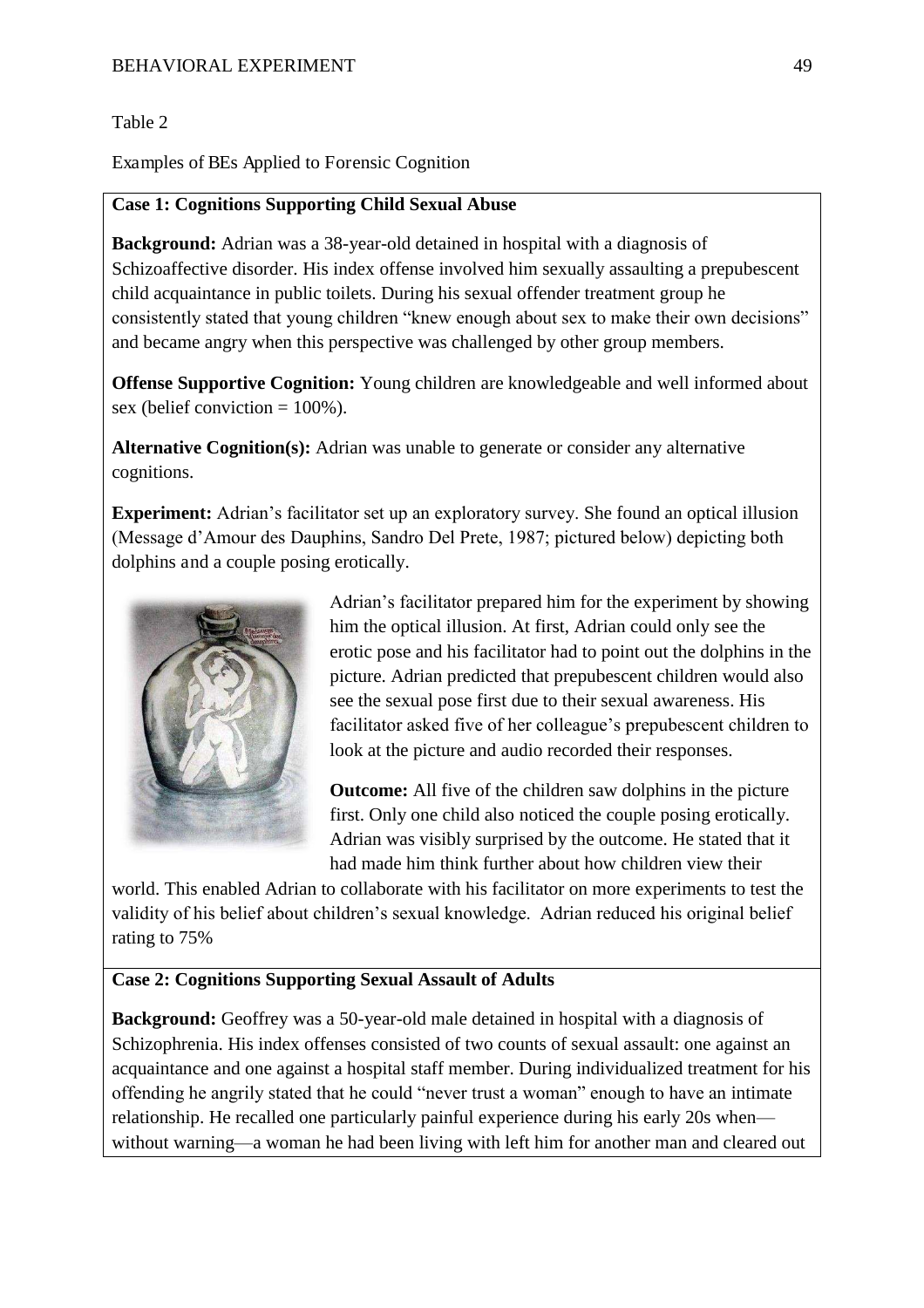Table 2

Examples of BEs Applied to Forensic Cognition

**Case 1: Cognitions Supporting Child Sexual Abuse**

**Background:** Adrian was a 38-year-old detained in hospital with a diagnosis of Schizoaffective disorder. His index offense involved him sexually assaulting a prepubescent child acquaintance in public toilets. During his sexual offender treatment group he consistently stated that young children "knew enough about sex to make their own decisions" and became angry when this perspective was challenged by other group members.

**Offense Supportive Cognition:** Young children are knowledgeable and well informed about sex (belief conviction = 100%).

**Alternative Cognition(s):** Adrian was unable to generate or consider any alternative cognitions.

**Experiment:** Adrian's facilitator set up an exploratory survey. She found an optical illusion (Message d'Amour des Dauphins, Sandro Del Prete, 1987; pictured below) depicting both dolphins and a couple posing erotically.

Adrian's facilitator prepared him for the experiment by showing him the optical illusion. At first, Adrian could only see the erotic pose and his facilitator had to point out the dolphins in the picture. Adrian predicted that prepubescent children would also see the sexual pose first due to their sexual awareness. His facilitator asked five of her colleague's prepubescent children to look at the picture and audio recorded their responses.

**Outcome:** All five of the children saw dolphins in the picture first. Only one child also noticed the couple posing erotically. Adrian was visibly surprised by the outcome. He stated that it had made him think further about how children view their world. This enabled Adrian to collaborate with his facilitator on more experiments to test the validity of his belief about children's sexual knowledge. Adrian reduced his original belief rating to 75%

**Case 2: Cognitions Supporting Sexual Assault of Adults**

**Background:** Geoffrey was a 50-year-old male detained in hospital with a diagnosis of Schizophrenia. His index offenses consisted of two counts of sexual assault: one against an acquaintance and one against a hospital staff member. During individualized treatment for his offending he angrily stated that he could "never trust a woman" enough to have an intimate relationship. He recalled one particularly painful experience during his early 20s when—without warning—a woman he had been living with left him for another man and cleared out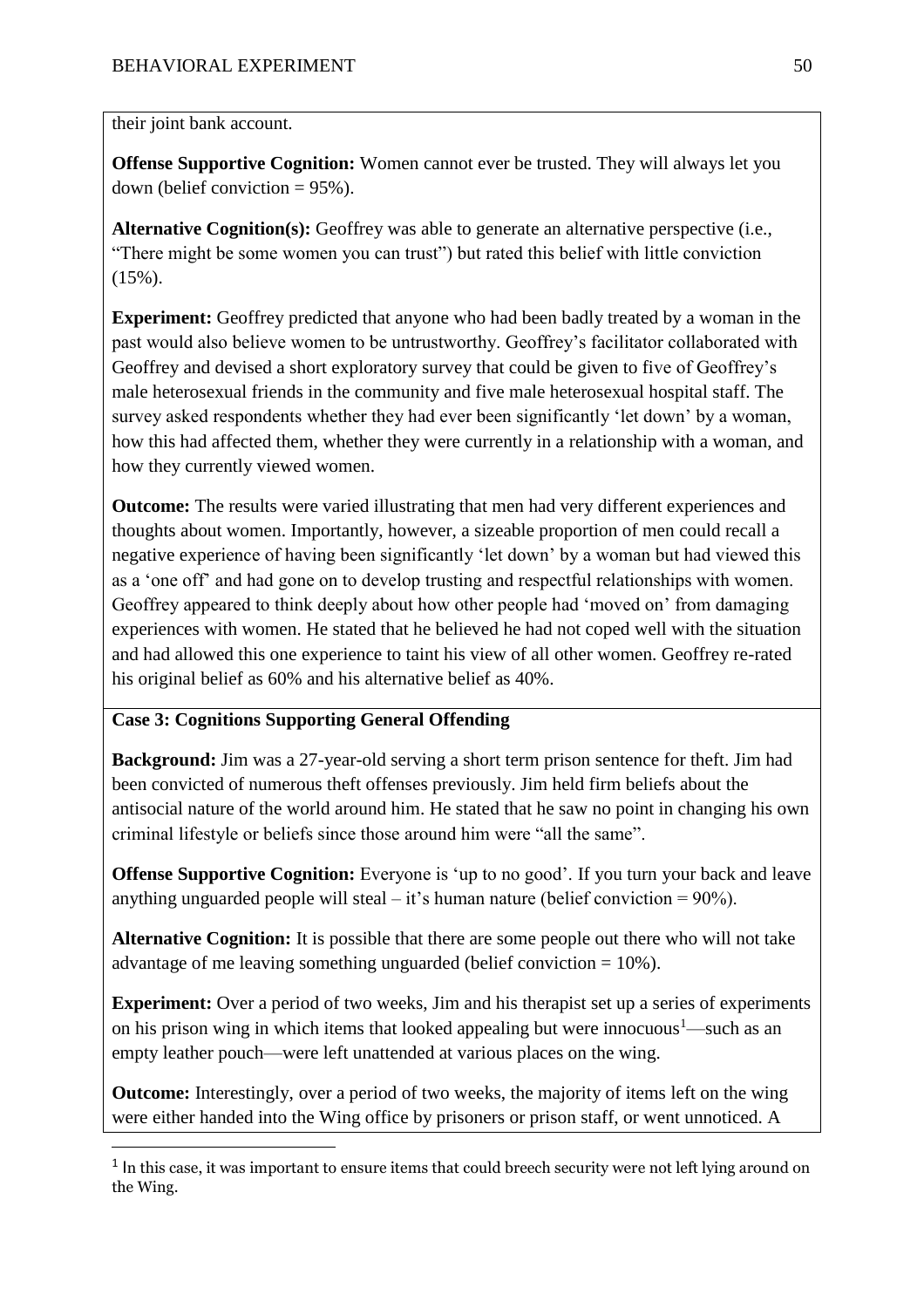their joint bank account.

**Offense Supportive Cognition:** Women cannot ever be trusted. They will always let you down (belief conviction = 95%).

**Alternative Cognition(s):** Geoffrey was able to generate an alternative perspective (i.e., "There might be some women you can trust") but rated this belief with little conviction (15%).

**Experiment:** Geoffrey predicted that anyone who had been badly treated by a woman in the past would also believe women to be untrustworthy. Geoffrey's facilitator collaborated with Geoffrey and devised a short exploratory survey that could be given to five of Geoffrey's male heterosexual friends in the community and five male heterosexual hospital staff. The survey asked respondents whether they had ever been significantly 'let down' by a woman, how this had affected them, whether they were currently in a relationship with a woman, and how they currently viewed women.

**Outcome:** The results were varied illustrating that men had very different experiences and thoughts about women. Importantly, however, a sizeable proportion of men could recall a negative experience of having been significantly 'let down' by a woman but had viewed this as a 'one off' and had gone on to develop trusting and respectful relationships with women. Geoffrey appeared to think deeply about how other people had 'moved on' from damaging experiences with women. He stated that he believed he had not coped well with the situation and had allowed this one experience to taint his view of all other women. Geoffrey re-rated his original belief as 60% and his alternative belief as 40%.

**Case 3: Cognitions Supporting General Offending**

**Background:** Jim was a 27-year-old serving a short term prison sentence for theft. Jim had been convicted of numerous theft offenses previously. Jim held firm beliefs about the antisocial nature of the world around him. He stated that he saw no point in changing his own criminal lifestyle or beliefs since those around him were "all the same".

**Offense Supportive Cognition:** Everyone is 'up to no good'. If you turn your back and leave anything unguarded people will steal – it's human nature (belief conviction = 90%).

**Alternative Cognition:** It is possible that there are some people out there who will not take advantage of me leaving something unguarded (belief conviction = 10%).

**Experiment:** Over a period of two weeks, Jim and his therapist set up a series of experiments on his prison wing in which items that looked appealing but were innocuous[1]—such as an empty leather pouch—were left unattended at various places on the wing.

**Outcome:** Interestingly, over a period of two weeks, the majority of items left on the wing were either handed into the Wing office by prisoners or prison staff, or went unnoticed. A

[1] In this case, it was important to ensure items that could breech security were not left lying around on the Wing.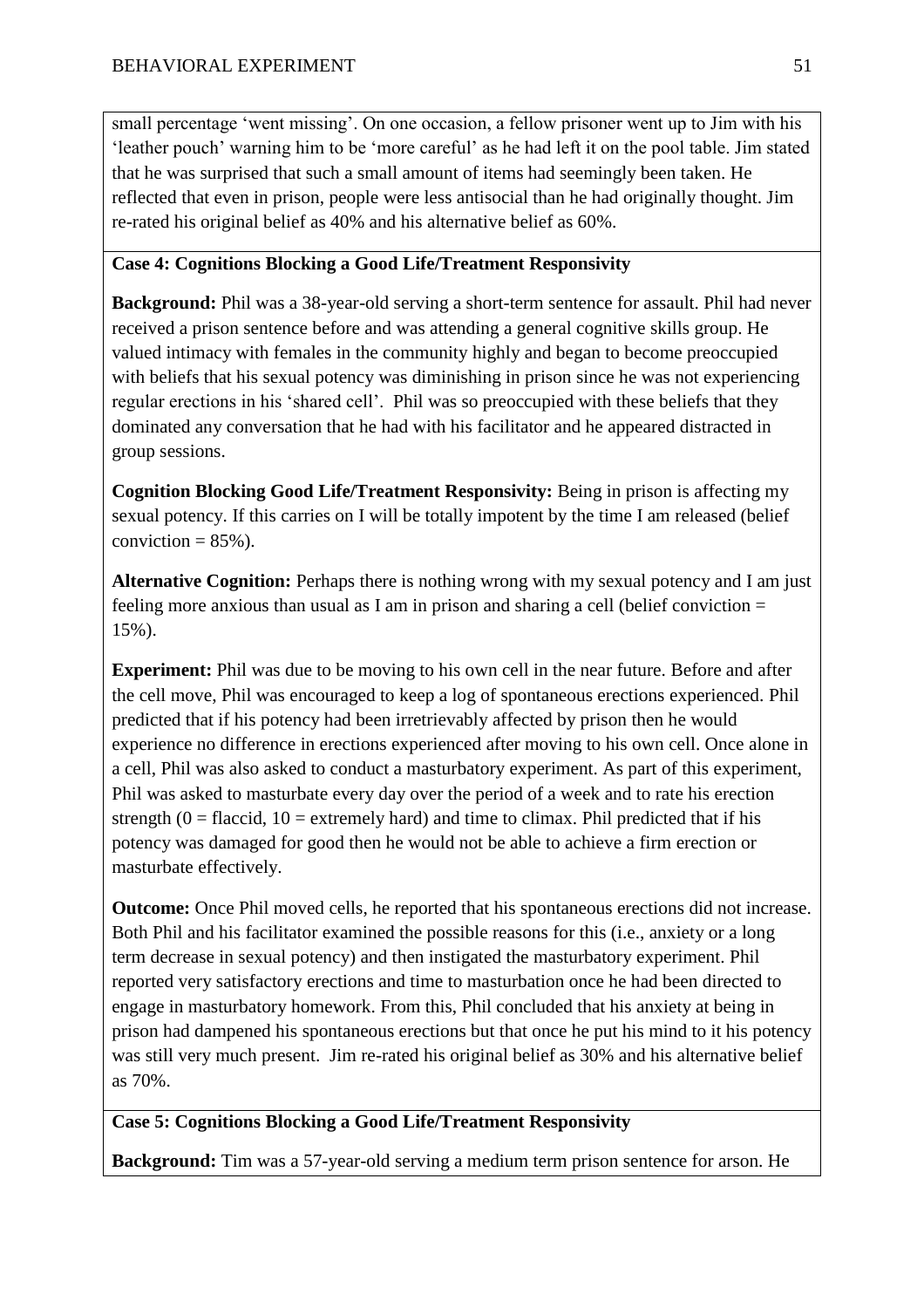small percentage 'went missing'. On one occasion, a fellow prisoner went up to Jim with his 'leather pouch' warning him to be 'more careful' as he had left it on the pool table. Jim stated that he was surprised that such a small amount of items had seemingly been taken. He reflected that even in prison, people were less antisocial than he had originally thought. Jim re-rated his original belief as 40% and his alternative belief as 60%.

**Case 4: Cognitions Blocking a Good Life/Treatment Responsivity**

**Background:** Phil was a 38-year-old serving a short-term sentence for assault. Phil had never received a prison sentence before and was attending a general cognitive skills group. He valued intimacy with females in the community highly and began to become preoccupied with beliefs that his sexual potency was diminishing in prison since he was not experiencing regular erections in his 'shared cell'. Phil was so preoccupied with these beliefs that they dominated any conversation that he had with his facilitator and he appeared distracted in group sessions.

**Cognition Blocking Good Life/Treatment Responsivity:** Being in prison is affecting my sexual potency. If this carries on I will be totally impotent by the time I am released (belief conviction = 85%).

**Alternative Cognition:** Perhaps there is nothing wrong with my sexual potency and I am just feeling more anxious than usual as I am in prison and sharing a cell (belief conviction = 15%).

**Experiment:** Phil was due to be moving to his own cell in the near future. Before and after the cell move, Phil was encouraged to keep a log of spontaneous erections experienced. Phil predicted that if his potency had been irretrievably affected by prison then he would experience no difference in erections experienced after moving to his own cell. Once alone in a cell, Phil was also asked to conduct a masturbatory experiment. As part of this experiment, Phil was asked to masturbate every day over the period of a week and to rate his erection strength (0 = flaccid, 10 = extremely hard) and time to climax. Phil predicted that if his potency was damaged for good then he would not be able to achieve a firm erection or masturbate effectively.

**Outcome:** Once Phil moved cells, he reported that his spontaneous erections did not increase. Both Phil and his facilitator examined the possible reasons for this (i.e., anxiety or a long term decrease in sexual potency) and then instigated the masturbatory experiment. Phil reported very satisfactory erections and time to masturbation once he had been directed to engage in masturbatory homework. From this, Phil concluded that his anxiety at being in prison had dampened his spontaneous erections but that once he put his mind to it his potency was still very much present. Jim re-rated his original belief as 30% and his alternative belief as 70%.

**Case 5: Cognitions Blocking a Good Life/Treatment Responsivity**

**Background:** Tim was a 57-year-old serving a medium term prison sentence for arson. He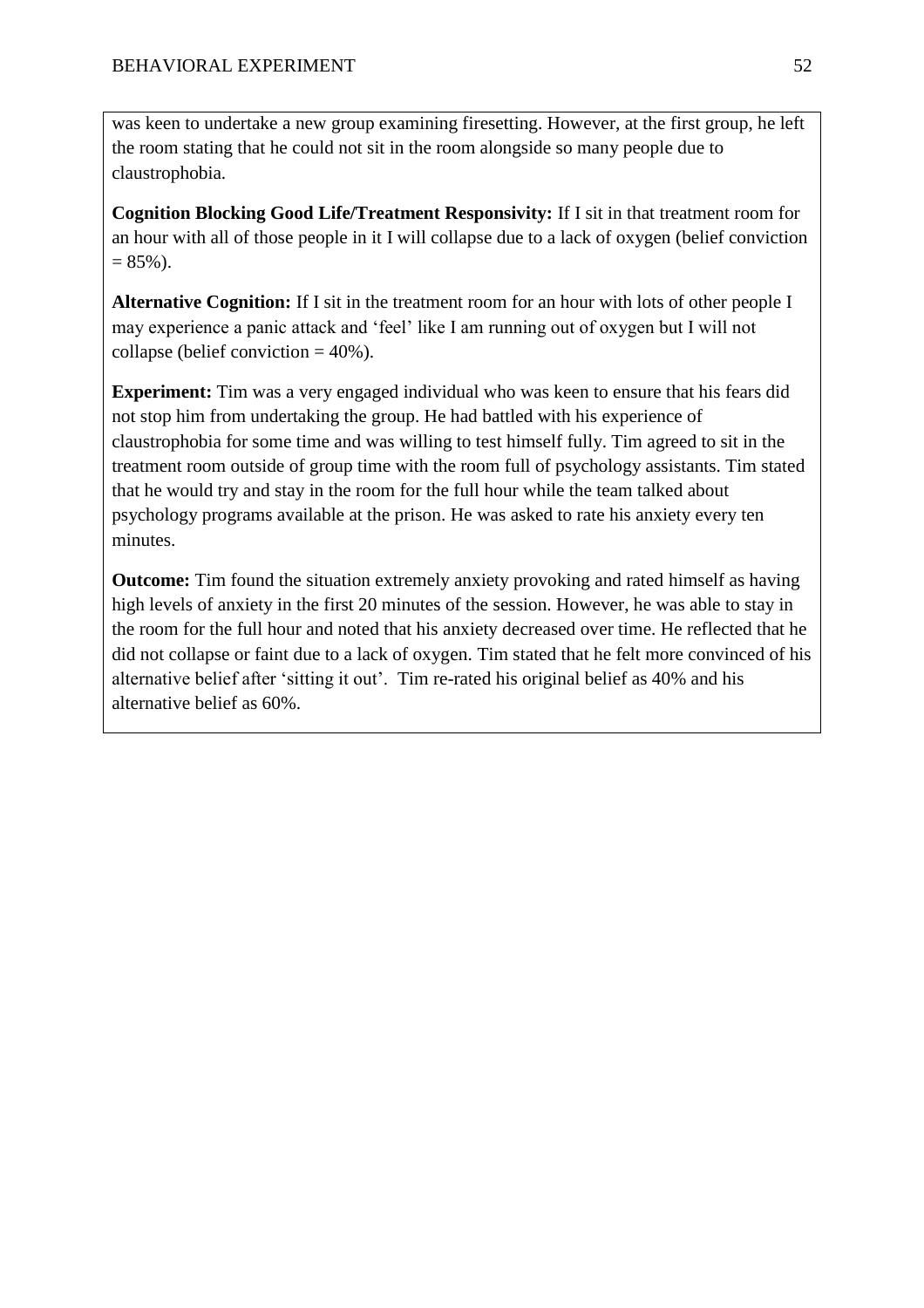was keen to undertake a new group examining firesetting. However, at the first group, he left the room stating that he could not sit in the room alongside so many people due to claustrophobia.

**Cognition Blocking Good Life/Treatment Responsivity:** If I sit in that treatment room for an hour with all of those people in it I will collapse due to a lack of oxygen (belief conviction = 85%).

**Alternative Cognition:** If I sit in the treatment room for an hour with lots of other people I may experience a panic attack and 'feel' like I am running out of oxygen but I will not collapse (belief conviction = 40%).

**Experiment:** Tim was a very engaged individual who was keen to ensure that his fears did not stop him from undertaking the group. He had battled with his experience of claustrophobia for some time and was willing to test himself fully. Tim agreed to sit in the treatment room outside of group time with the room full of psychology assistants. Tim stated that he would try and stay in the room for the full hour while the team talked about psychology programs available at the prison. He was asked to rate his anxiety every ten minutes.

**Outcome:** Tim found the situation extremely anxiety provoking and rated himself as having high levels of anxiety in the first 20 minutes of the session. However, he was able to stay in the room for the full hour and noted that his anxiety decreased over time. He reflected that he did not collapse or faint due to a lack of oxygen. Tim stated that he felt more convinced of his alternative belief after 'sitting it out'. Tim re-rated his original belief as 40% and his alternative belief as 60%.